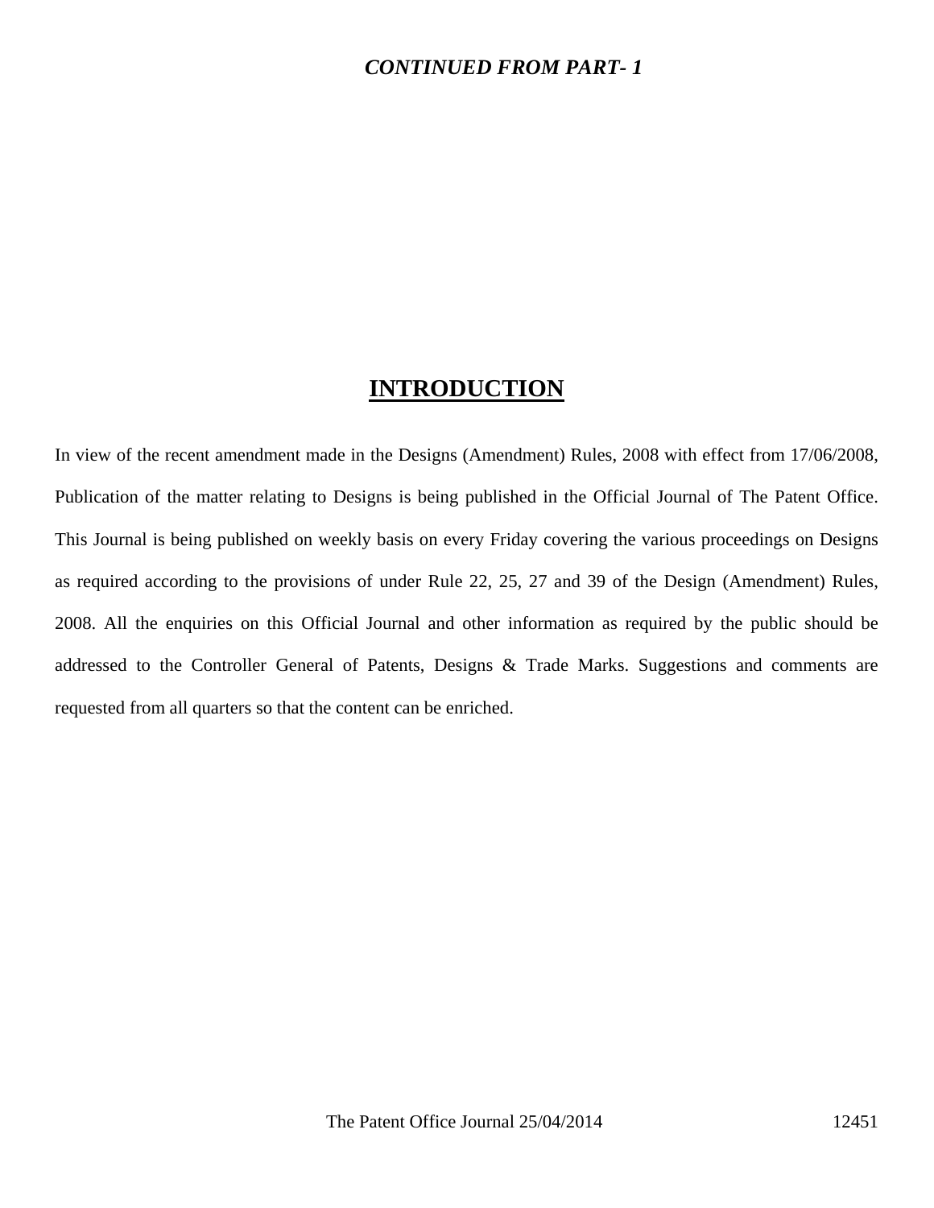***CONTINUED FROM PART- 1***

# INTRODUCTION

In view of the recent amendment made in the Designs (Amendment) Rules, 2008 with effect from 17/06/2008, Publication of the matter relating to Designs is being published in the Official Journal of The Patent Office. This Journal is being published on weekly basis on every Friday covering the various proceedings on Designs as required according to the provisions of under Rule 22, 25, 27 and 39 of the Design (Amendment) Rules, 2008. All the enquiries on this Official Journal and other information as required by the public should be addressed to the Controller General of Patents, Designs & Trade Marks. Suggestions and comments are requested from all quarters so that the content can be enriched.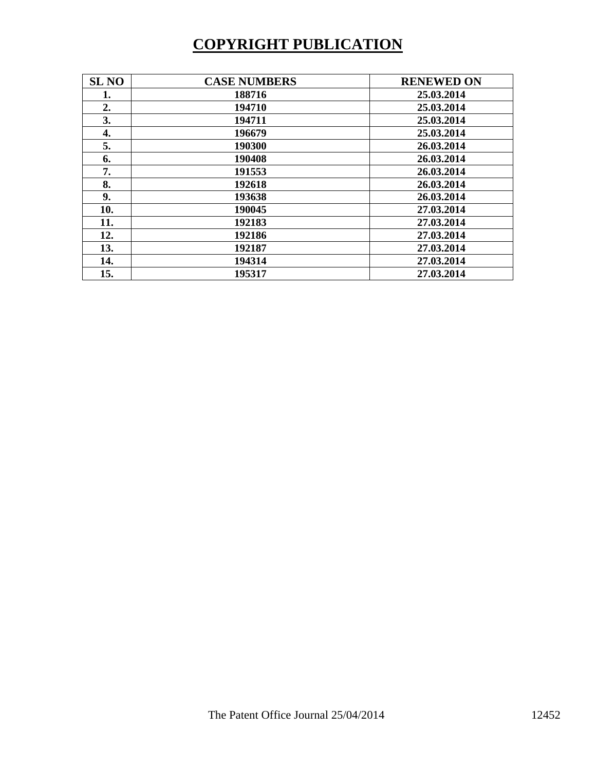# COPYRIGHT PUBLICATION

| SL NO | CASE NUMBERS | RENEWED ON |
|---|---|---|
| 1. | 188716 | 25.03.2014 |
| 2. | 194710 | 25.03.2014 |
| 3. | 194711 | 25.03.2014 |
| 4. | 196679 | 25.03.2014 |
| 5. | 190300 | 26.03.2014 |
| 6. | 190408 | 26.03.2014 |
| 7. | 191553 | 26.03.2014 |
| 8. | 192618 | 26.03.2014 |
| 9. | 193638 | 26.03.2014 |
| 10. | 190045 | 27.03.2014 |
| 11. | 192183 | 27.03.2014 |
| 12. | 192186 | 27.03.2014 |
| 13. | 192187 | 27.03.2014 |
| 14. | 194314 | 27.03.2014 |
| 15. | 195317 | 27.03.2014 |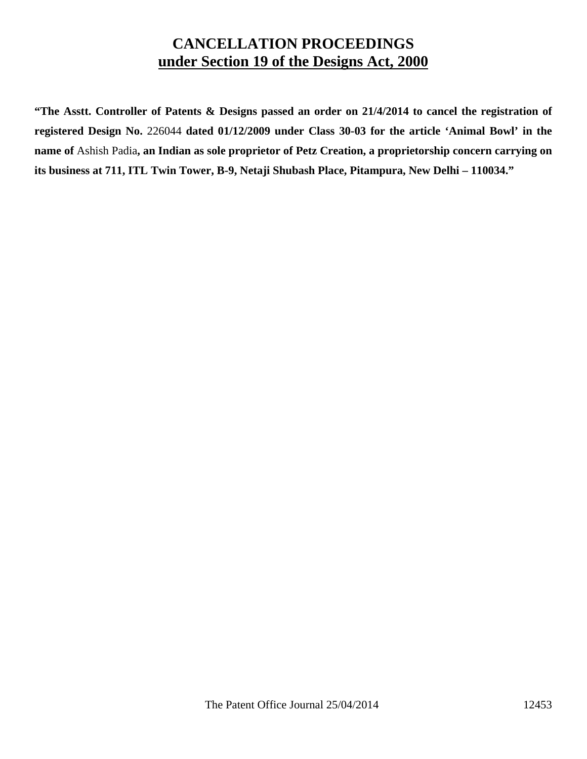# CANCELLATION PROCEEDINGS
## under Section 19 of the Designs Act, 2000

**"The Asstt. Controller of Patents & Designs passed an order on 21/4/2014 to cancel the registration of registered Design No.** 226044 **dated 01/12/2009 under Class 30-03 for the article 'Animal Bowl' in the name of** Ashish Padia**, an Indian as sole proprietor of Petz Creation, a proprietorship concern carrying on its business at 711, ITL Twin Tower, B-9, Netaji Shubash Place, Pitampura, New Delhi – 110034."**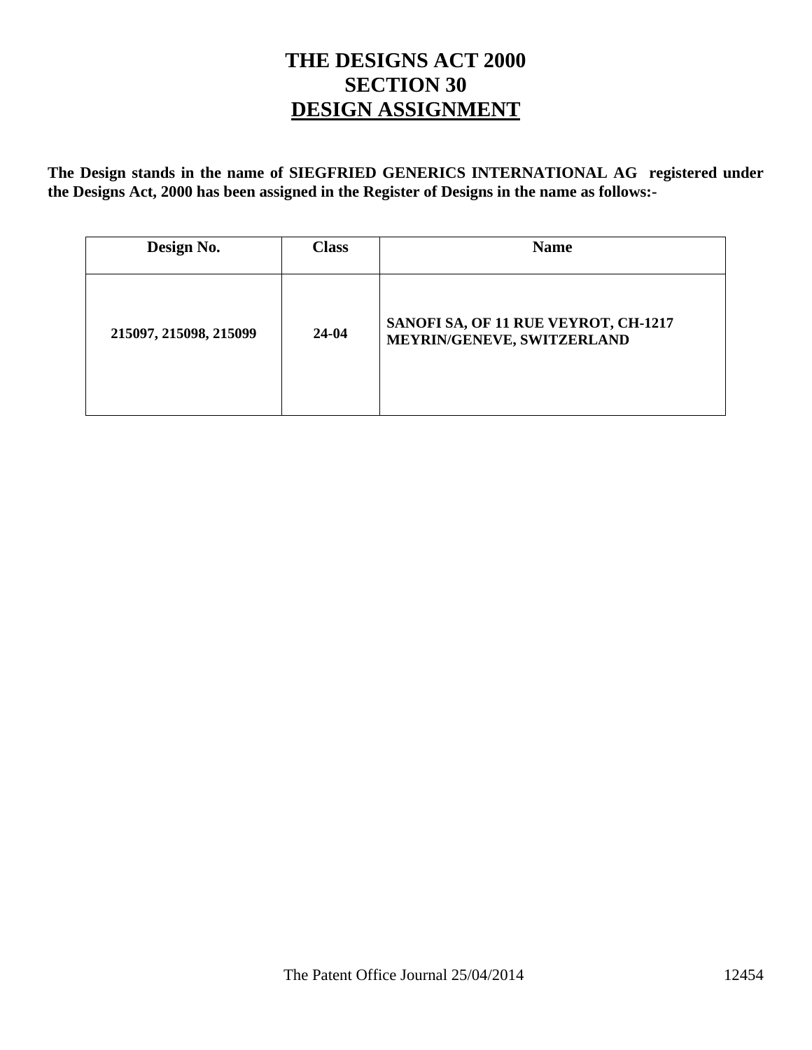# THE DESIGNS ACT 2000
## SECTION 30
## DESIGN ASSIGNMENT

**The Design stands in the name of SIEGFRIED GENERICS INTERNATIONAL AG registered under the Designs Act, 2000 has been assigned in the Register of Designs in the name as follows:-**

| Design No. | Class | Name |
|---|---|---|
| 215097, 215098, 215099 | 24-04 | SANOFI SA, OF 11 RUE VEYROT, CH-1217 MEYRIN/GENEVE, SWITZERLAND |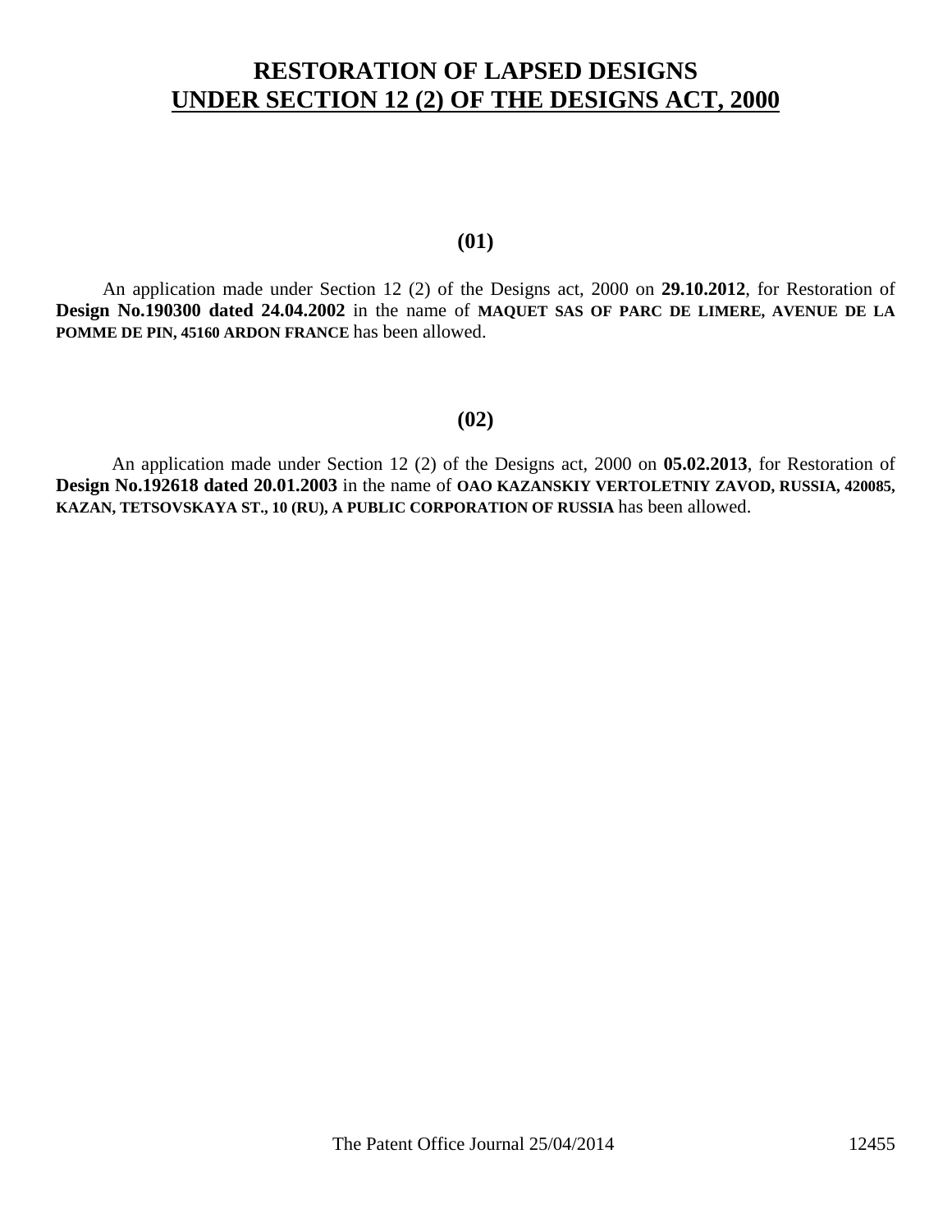# RESTORATION OF LAPSED DESIGNS
# UNDER SECTION 12 (2) OF THE DESIGNS ACT, 2000

**(01)**

An application made under Section 12 (2) of the Designs act, 2000 on **29.10.2012**, for Restoration of **Design No.190300 dated 24.04.2002** in the name of **MAQUET SAS OF PARC DE LIMERE, AVENUE DE LA POMME DE PIN, 45160 ARDON FRANCE** has been allowed.

**(02)**

An application made under Section 12 (2) of the Designs act, 2000 on **05.02.2013**, for Restoration of **Design No.192618 dated 20.01.2003** in the name of **OAO KAZANSKIY VERTOLETNIY ZAVOD, RUSSIA, 420085, KAZAN, TETSOVSKAYA ST., 10 (RU), A PUBLIC CORPORATION OF RUSSIA** has been allowed.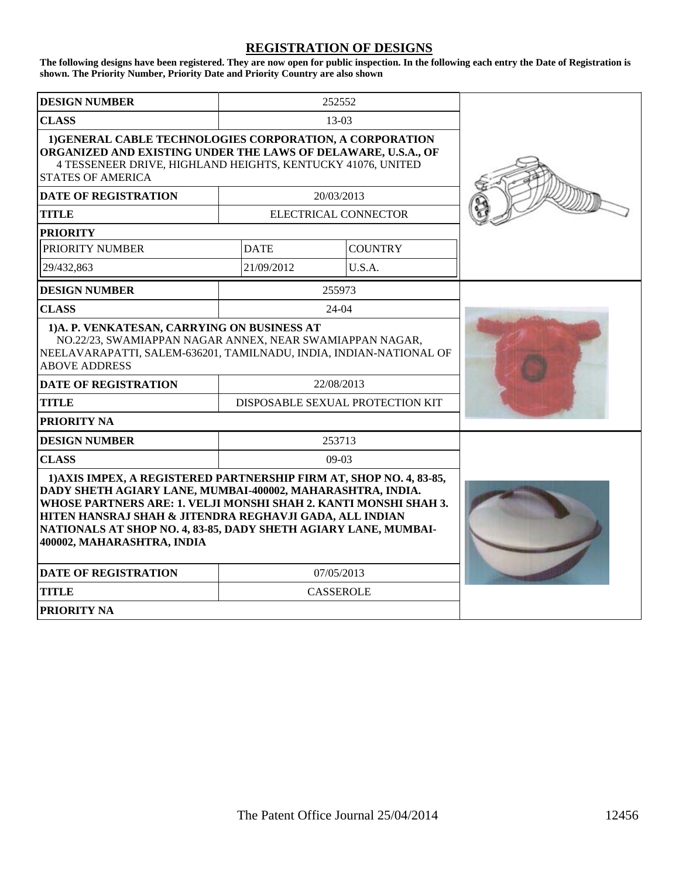## REGISTRATION OF DESIGNS

**The following designs have been registered. They are now open for public inspection. In the following each entry the Date of Registration is shown. The Priority Number, Priority Date and Priority Country are also shown**

| **DESIGN NUMBER** | 252552 | |
|---|---|---|
| **CLASS** | 13-03 | |
| **1)GENERAL CABLE TECHNOLOGIES CORPORATION, A CORPORATION ORGANIZED AND EXISTING UNDER THE LAWS OF DELAWARE, U.S.A., OF** 4 TESSENEER DRIVE, HIGHLAND HEIGHTS, KENTUCKY 41076, UNITED STATES OF AMERICA | | |
| **DATE OF REGISTRATION** | 20/03/2013 | |
| **TITLE** | ELECTRICAL CONNECTOR | |
| **PRIORITY** | | |
| PRIORITY NUMBER | DATE | COUNTRY |
| 29/432,863 | 21/09/2012 | U.S.A. |

| **DESIGN NUMBER** | 255973 |
|---|---|
| **CLASS** | 24-04 |
| **1)A. P. VENKATESAN, CARRYING ON BUSINESS AT** NO.22/23, SWAMIAPPAN NAGAR ANNEX, NEAR SWAMIAPPAN NAGAR, NEELAVARAPATTI, SALEM-636201, TAMILNADU, INDIA, INDIAN-NATIONAL OF ABOVE ADDRESS | |
| **DATE OF REGISTRATION** | 22/08/2013 |
| **TITLE** | DISPOSABLE SEXUAL PROTECTION KIT |
| **PRIORITY NA** | |

| **DESIGN NUMBER** | 253713 |
|---|---|
| **CLASS** | 09-03 |
| **1)AXIS IMPEX, A REGISTERED PARTNERSHIP FIRM AT, SHOP NO. 4, 83-85, DADY SHETH AGIARY LANE, MUMBAI-400002, MAHARASHTRA, INDIA. WHOSE PARTNERS ARE: 1. VELJI MONSHI SHAH 2. KANTI MONSHI SHAH 3. HITEN HANSRAJ SHAH & JITENDRA REGHAVJI GADA, ALL INDIAN NATIONALS AT SHOP NO. 4, 83-85, DADY SHETH AGIARY LANE, MUMBAI-400002, MAHARASHTRA, INDIA** | |
| **DATE OF REGISTRATION** | 07/05/2013 |
| **TITLE** | CASSEROLE |
| **PRIORITY NA** | |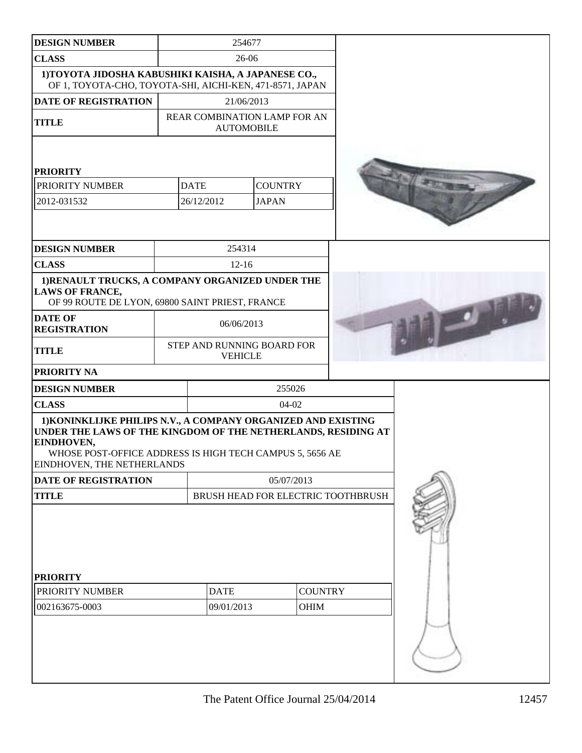| DESIGN NUMBER | 254677 | |
|---|---|---|
| CLASS | 26-06 | |
| 1)TOYOTA JIDOSHA KABUSHIKI KAISHA, A JAPANESE CO., OF 1, TOYOTA-CHO, TOYOTA-SHI, AICHI-KEN, 471-8571, JAPAN | | |
| DATE OF REGISTRATION | 21/06/2013 | |
| TITLE | REAR COMBINATION LAMP FOR AN AUTOMOBILE | |

**PRIORITY**

| PRIORITY NUMBER | DATE | COUNTRY |
|---|---|---|
| 2012-031532 | 26/12/2012 | JAPAN |

| DESIGN NUMBER | 254314 |
|---|---|
| CLASS | 12-16 |
| 1)RENAULT TRUCKS, A COMPANY ORGANIZED UNDER THE LAWS OF FRANCE, OF 99 ROUTE DE LYON, 69800 SAINT PRIEST, FRANCE | |
| DATE OF REGISTRATION | 06/06/2013 |
| TITLE | STEP AND RUNNING BOARD FOR VEHICLE |
| PRIORITY NA | |

| DESIGN NUMBER | 255026 |
|---|---|
| CLASS | 04-02 |
| 1)KONINKLIJKE PHILIPS N.V., A COMPANY ORGANIZED AND EXISTING UNDER THE LAWS OF THE KINGDOM OF THE NETHERLANDS, RESIDING AT EINDHOVEN, WHOSE POST-OFFICE ADDRESS IS HIGH TECH CAMPUS 5, 5656 AE EINDHOVEN, THE NETHERLANDS | |
| DATE OF REGISTRATION | 05/07/2013 |
| TITLE | BRUSH HEAD FOR ELECTRIC TOOTHBRUSH |

**PRIORITY**

| PRIORITY NUMBER | DATE | COUNTRY |
|---|---|---|
| 002163675-0003 | 09/01/2013 | OHIM |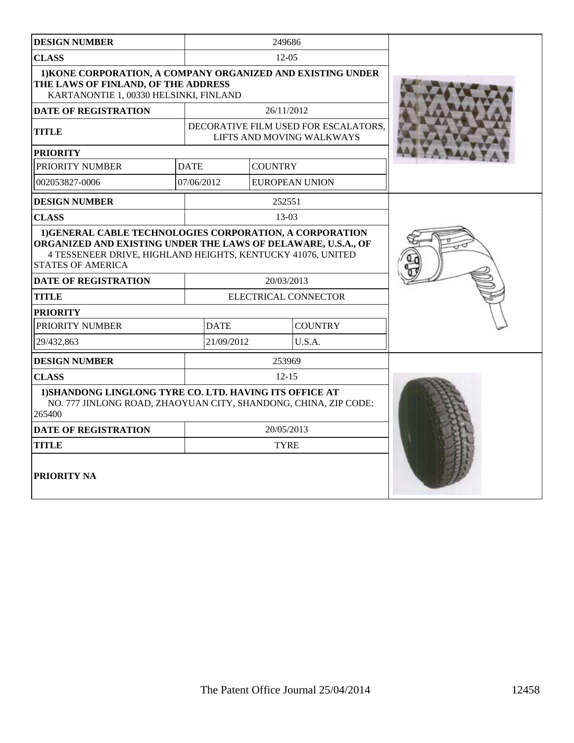| DESIGN NUMBER | 249686 | |
|---|---|---|
| CLASS | 12-05 | |
| 1)KONE CORPORATION, A COMPANY ORGANIZED AND EXISTING UNDER THE LAWS OF FINLAND, OF THE ADDRESS KARTANONTIE 1, 00330 HELSINKI, FINLAND | | |
| DATE OF REGISTRATION | 26/11/2012 | |
| TITLE | DECORATIVE FILM USED FOR ESCALATORS, LIFTS AND MOVING WALKWAYS | |
| PRIORITY | | |
| PRIORITY NUMBER | DATE | COUNTRY |
| 002053827-0006 | 07/06/2012 | EUROPEAN UNION |

| DESIGN NUMBER | 252551 | |
|---|---|---|
| CLASS | 13-03 | |
| 1)GENERAL CABLE TECHNOLOGIES CORPORATION, A CORPORATION ORGANIZED AND EXISTING UNDER THE LAWS OF DELAWARE, U.S.A., OF 4 TESSENEER DRIVE, HIGHLAND HEIGHTS, KENTUCKY 41076, UNITED STATES OF AMERICA | | |
| DATE OF REGISTRATION | 20/03/2013 | |
| TITLE | ELECTRICAL CONNECTOR | |
| PRIORITY | | |
| PRIORITY NUMBER | DATE | COUNTRY |
| 29/432,863 | 21/09/2012 | U.S.A. |

| DESIGN NUMBER | 253969 |
|---|---|
| CLASS | 12-15 |
| 1)SHANDONG LINGLONG TYRE CO. LTD. HAVING ITS OFFICE AT NO. 777 JINLONG ROAD, ZHAOYUAN CITY, SHANDONG, CHINA, ZIP CODE: 265400 | |
| DATE OF REGISTRATION | 20/05/2013 |
| TITLE | TYRE |
| PRIORITY NA | |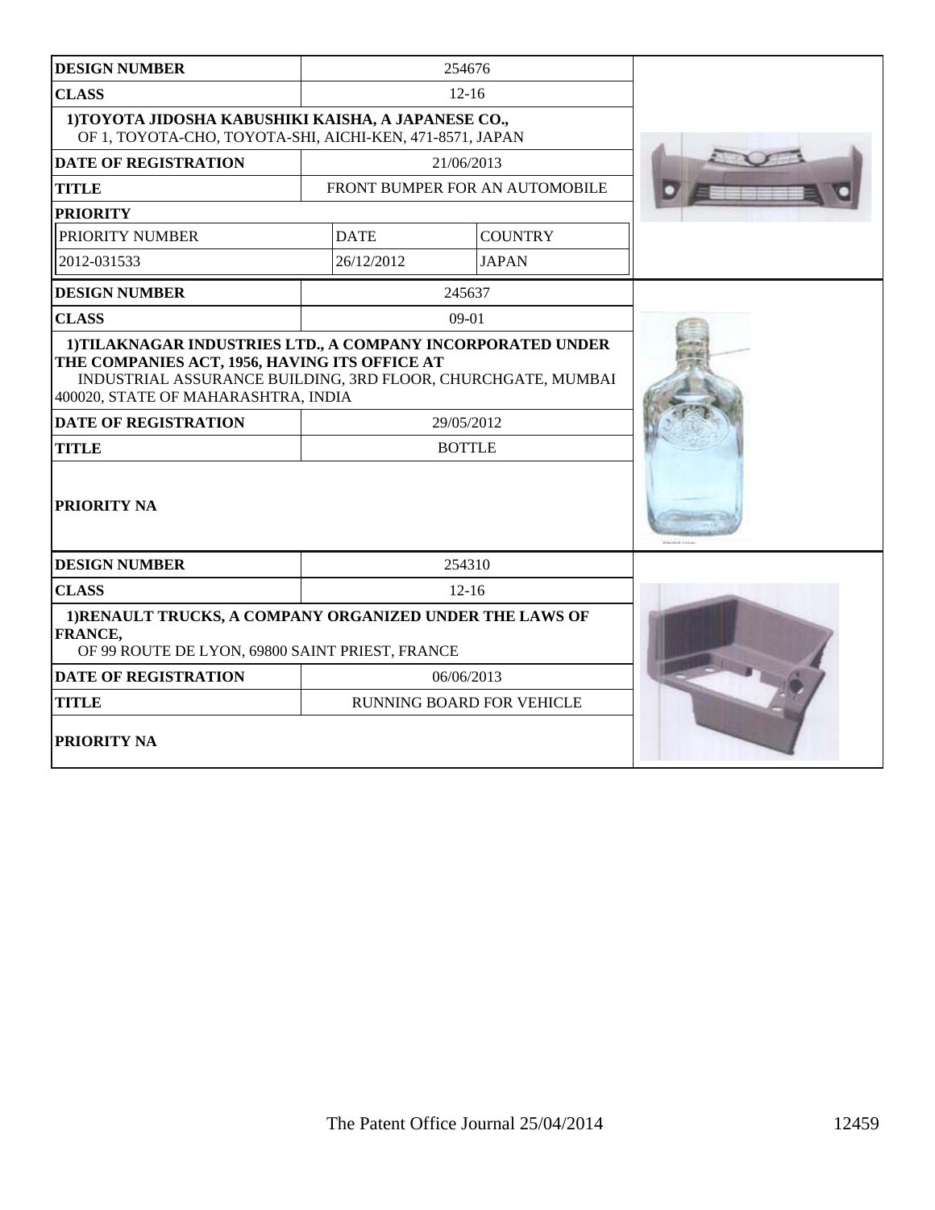| DESIGN NUMBER | 254676 | |
|---|---|---|
| CLASS | 12-16 | |
| 1)TOYOTA JIDOSHA KABUSHIKI KAISHA, A JAPANESE CO., OF 1, TOYOTA-CHO, TOYOTA-SHI, AICHI-KEN, 471-8571, JAPAN | | |
| DATE OF REGISTRATION | 21/06/2013 | |
| TITLE | FRONT BUMPER FOR AN AUTOMOBILE | |
| PRIORITY | | |
| PRIORITY NUMBER | DATE | COUNTRY |
| 2012-031533 | 26/12/2012 | JAPAN |

| DESIGN NUMBER | 245637 |
|---|---|
| CLASS | 09-01 |
| 1)TILAKNAGAR INDUSTRIES LTD., A COMPANY INCORPORATED UNDER THE COMPANIES ACT, 1956, HAVING ITS OFFICE AT INDUSTRIAL ASSURANCE BUILDING, 3RD FLOOR, CHURCHGATE, MUMBAI 400020, STATE OF MAHARASHTRA, INDIA | |
| DATE OF REGISTRATION | 29/05/2012 |
| TITLE | BOTTLE |
| PRIORITY NA | |

| DESIGN NUMBER | 254310 |
|---|---|
| CLASS | 12-16 |
| 1)RENAULT TRUCKS, A COMPANY ORGANIZED UNDER THE LAWS OF FRANCE, OF 99 ROUTE DE LYON, 69800 SAINT PRIEST, FRANCE | |
| DATE OF REGISTRATION | 06/06/2013 |
| TITLE | RUNNING BOARD FOR VEHICLE |
| PRIORITY NA | |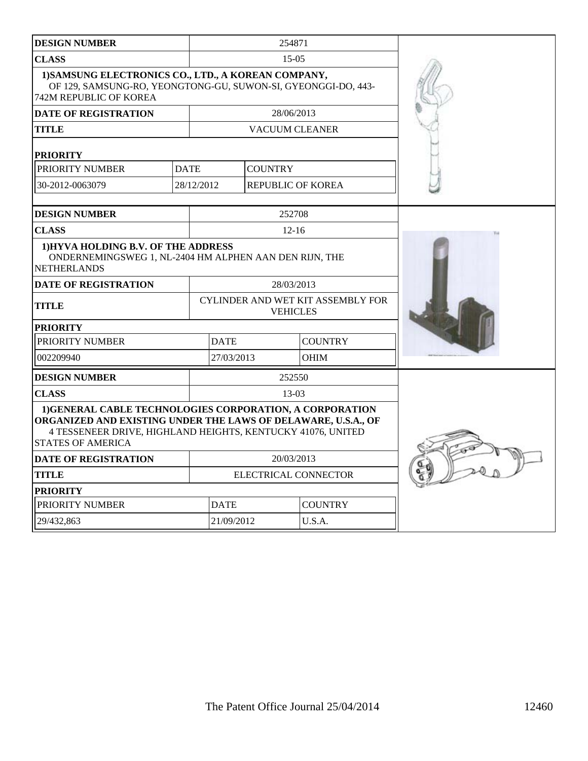| DESIGN NUMBER | 254871 | | |
|---|---|---|---|
| CLASS | 15-05 | | |
| 1)SAMSUNG ELECTRONICS CO., LTD., A KOREAN COMPANY, OF 129, SAMSUNG-RO, YEONGTONG-GU, SUWON-SI, GYEONGGI-DO, 443-742M REPUBLIC OF KOREA | | | |
| DATE OF REGISTRATION | 28/06/2013 | | |
| TITLE | VACUUM CLEANER | | |
| PRIORITY | | | |
| PRIORITY NUMBER | DATE | COUNTRY | |
| 30-2012-0063079 | 28/12/2012 | REPUBLIC OF KOREA | |

| DESIGN NUMBER | 252708 | |
|---|---|---|
| CLASS | 12-16 | |
| 1)HYVA HOLDING B.V. OF THE ADDRESS ONDERNEMINGSWEG 1, NL-2404 HM ALPHEN AAN DEN RIJN, THE NETHERLANDS | | |
| DATE OF REGISTRATION | 28/03/2013 | |
| TITLE | CYLINDER AND WET KIT ASSEMBLY FOR VEHICLES | |
| PRIORITY | | |
| PRIORITY NUMBER | DATE | COUNTRY |
| 002209940 | 27/03/2013 | OHIM |

| DESIGN NUMBER | 252550 | |
|---|---|---|
| CLASS | 13-03 | |
| 1)GENERAL CABLE TECHNOLOGIES CORPORATION, A CORPORATION ORGANIZED AND EXISTING UNDER THE LAWS OF DELAWARE, U.S.A., OF 4 TESSENEER DRIVE, HIGHLAND HEIGHTS, KENTUCKY 41076, UNITED STATES OF AMERICA | | |
| DATE OF REGISTRATION | 20/03/2013 | |
| TITLE | ELECTRICAL CONNECTOR | |
| PRIORITY | | |
| PRIORITY NUMBER | DATE | COUNTRY |
| 29/432,863 | 21/09/2012 | U.S.A. |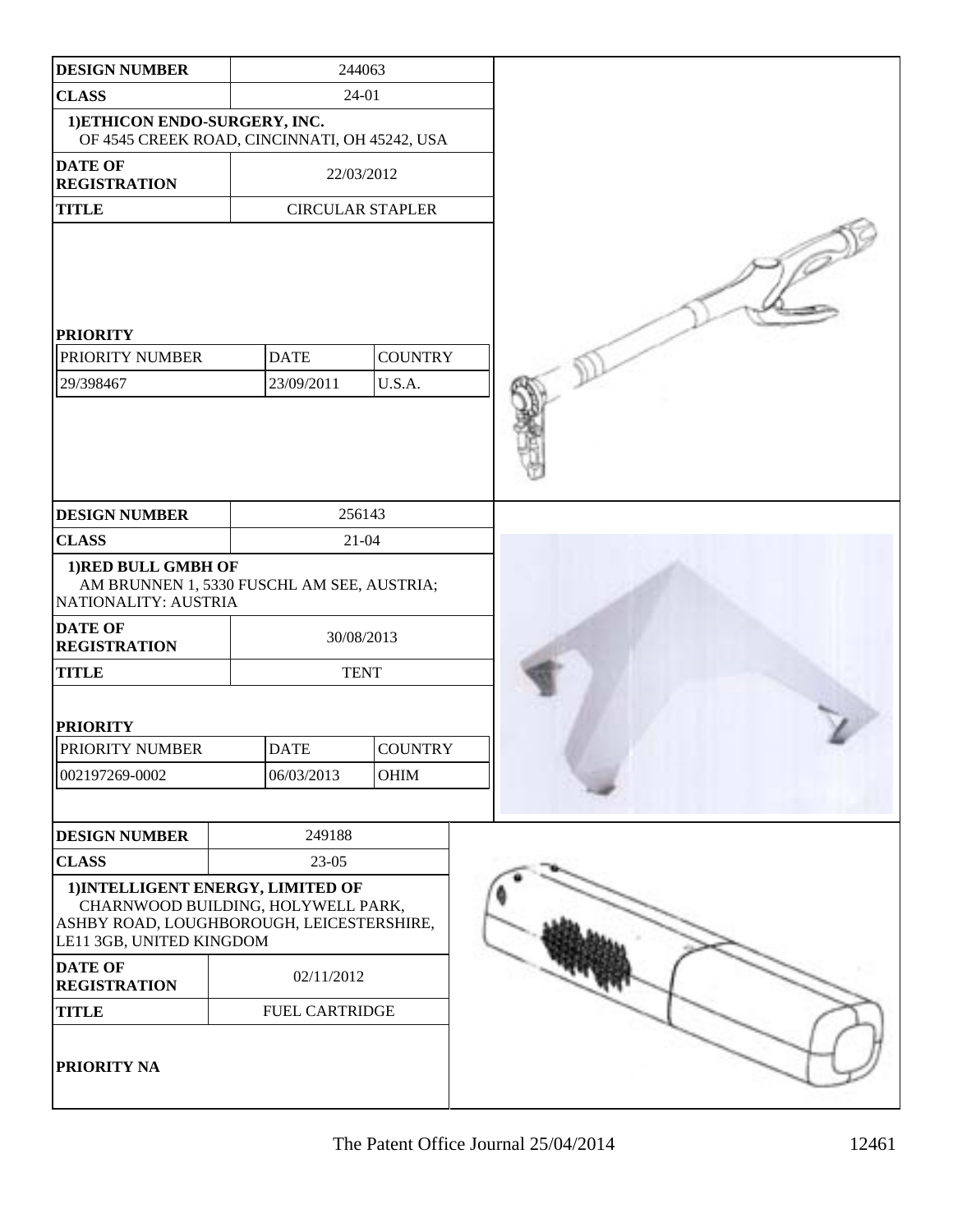| DESIGN NUMBER | 244063 | |
|---|---|---|
| CLASS | 24-01 | |
| 1)ETHICON ENDO-SURGERY, INC. OF 4545 CREEK ROAD, CINCINNATI, OH 45242, USA | | |
| DATE OF REGISTRATION | 22/03/2012 | |
| TITLE | CIRCULAR STAPLER | |

**PRIORITY**

| PRIORITY NUMBER | DATE | COUNTRY |
|---|---|---|
| 29/398467 | 23/09/2011 | U.S.A. |

| DESIGN NUMBER | 256143 | |
|---|---|---|
| CLASS | 21-04 | |
| 1)RED BULL GMBH OF AM BRUNNEN 1, 5330 FUSCHL AM SEE, AUSTRIA; NATIONALITY: AUSTRIA | | |
| DATE OF REGISTRATION | 30/08/2013 | |
| TITLE | TENT | |

**PRIORITY**

| PRIORITY NUMBER | DATE | COUNTRY |
|---|---|---|
| 002197269-0002 | 06/03/2013 | OHIM |

| DESIGN NUMBER | 249188 |
|---|---|
| CLASS | 23-05 |
| 1)INTELLIGENT ENERGY, LIMITED OF CHARNWOOD BUILDING, HOLYWELL PARK, ASHBY ROAD, LOUGHBOROUGH, LEICESTERSHIRE, LE11 3GB, UNITED KINGDOM | |
| DATE OF REGISTRATION | 02/11/2012 |
| TITLE | FUEL CARTRIDGE |

**PRIORITY NA**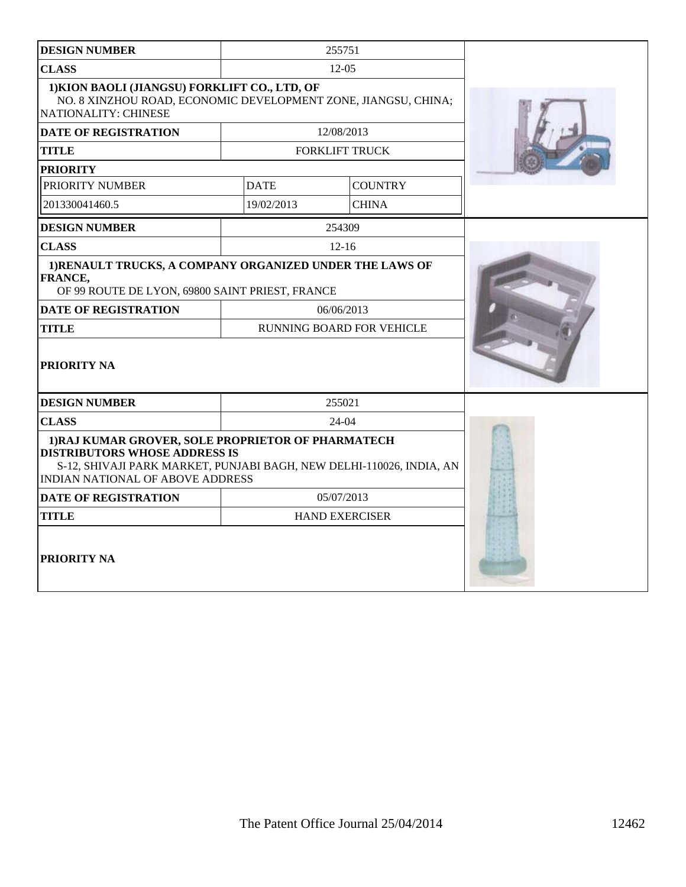| DESIGN NUMBER | 255751 | |
|---|---|---|
| CLASS | 12-05 | |
| 1)KION BAOLI (JIANGSU) FORKLIFT CO., LTD, OF NO. 8 XINZHOU ROAD, ECONOMIC DEVELOPMENT ZONE, JIANGSU, CHINA; NATIONALITY: CHINESE | | |
| DATE OF REGISTRATION | 12/08/2013 | |
| TITLE | FORKLIFT TRUCK | |
| PRIORITY | | |
| PRIORITY NUMBER | DATE | COUNTRY |
| 201330041460.5 | 19/02/2013 | CHINA |

| DESIGN NUMBER | 254309 |
|---|---|
| CLASS | 12-16 |
| 1)RENAULT TRUCKS, A COMPANY ORGANIZED UNDER THE LAWS OF FRANCE, OF 99 ROUTE DE LYON, 69800 SAINT PRIEST, FRANCE | |
| DATE OF REGISTRATION | 06/06/2013 |
| TITLE | RUNNING BOARD FOR VEHICLE |
| PRIORITY NA | |

| DESIGN NUMBER | 255021 |
|---|---|
| CLASS | 24-04 |
| 1)RAJ KUMAR GROVER, SOLE PROPRIETOR OF PHARMATECH DISTRIBUTORS WHOSE ADDRESS IS S-12, SHIVAJI PARK MARKET, PUNJABI BAGH, NEW DELHI-110026, INDIA, AN INDIAN NATIONAL OF ABOVE ADDRESS | |
| DATE OF REGISTRATION | 05/07/2013 |
| TITLE | HAND EXERCISER |
| PRIORITY NA | |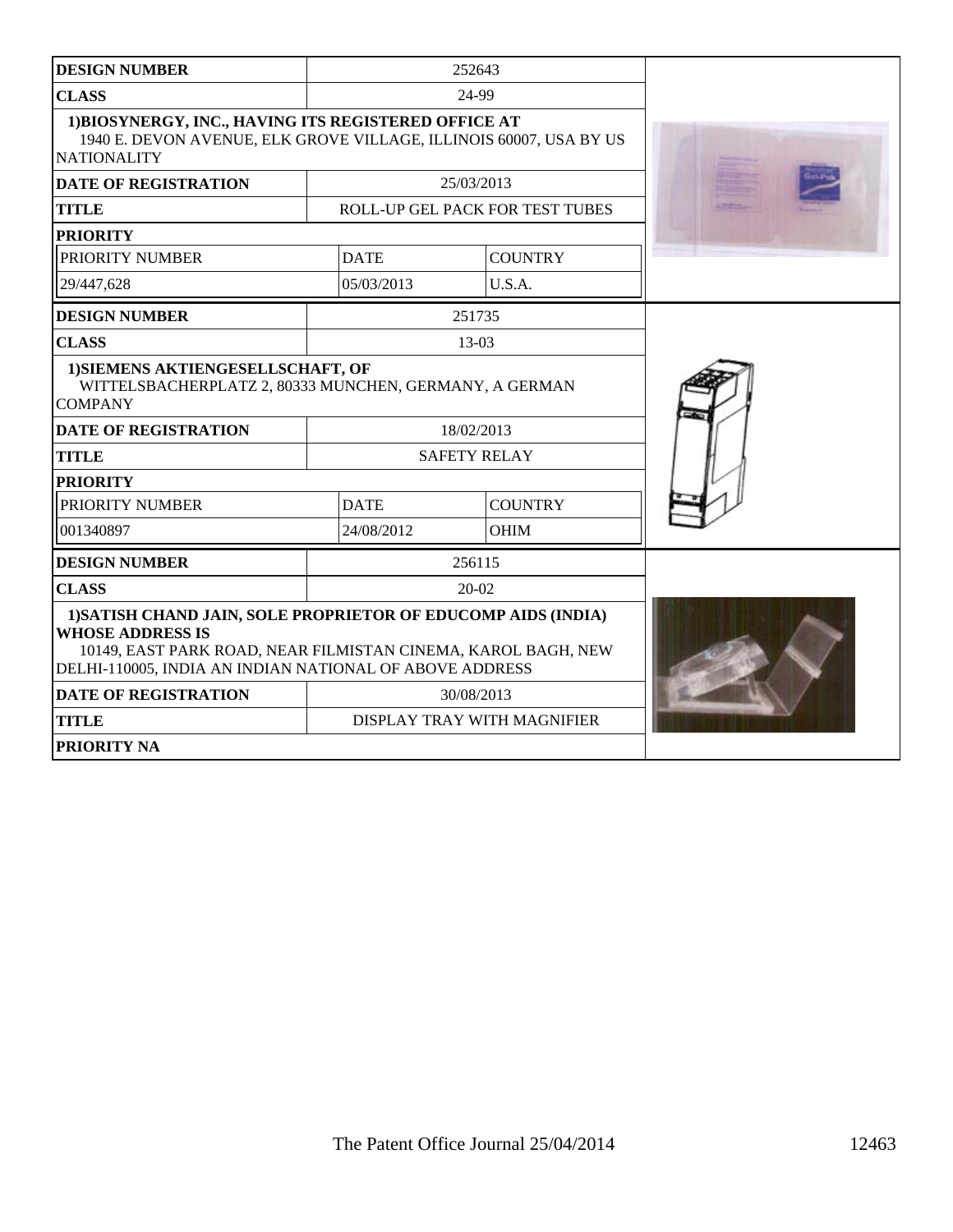| DESIGN NUMBER | 252643 | |
|---|---|---|
| CLASS | 24-99 | |
| 1)BIOSYNERGY, INC., HAVING ITS REGISTERED OFFICE AT 1940 E. DEVON AVENUE, ELK GROVE VILLAGE, ILLINOIS 60007, USA BY US NATIONALITY | | |
| DATE OF REGISTRATION | 25/03/2013 | |
| TITLE | ROLL-UP GEL PACK FOR TEST TUBES | |
| PRIORITY | | |
| PRIORITY NUMBER | DATE | COUNTRY |
| 29/447,628 | 05/03/2013 | U.S.A. |

| DESIGN NUMBER | 251735 | |
|---|---|---|
| CLASS | 13-03 | |
| 1)SIEMENS AKTIENGESELLSCHAFT, OF WITTELSBACHERPLATZ 2, 80333 MUNCHEN, GERMANY, A GERMAN COMPANY | | |
| DATE OF REGISTRATION | 18/02/2013 | |
| TITLE | SAFETY RELAY | |
| PRIORITY | | |
| PRIORITY NUMBER | DATE | COUNTRY |
| 001340897 | 24/08/2012 | OHIM |

| DESIGN NUMBER | 256115 |
|---|---|
| CLASS | 20-02 |
| 1)SATISH CHAND JAIN, SOLE PROPRIETOR OF EDUCOMP AIDS (INDIA) WHOSE ADDRESS IS 10149, EAST PARK ROAD, NEAR FILMISTAN CINEMA, KAROL BAGH, NEW DELHI-110005, INDIA AN INDIAN NATIONAL OF ABOVE ADDRESS | |
| DATE OF REGISTRATION | 30/08/2013 |
| TITLE | DISPLAY TRAY WITH MAGNIFIER |
| PRIORITY NA | |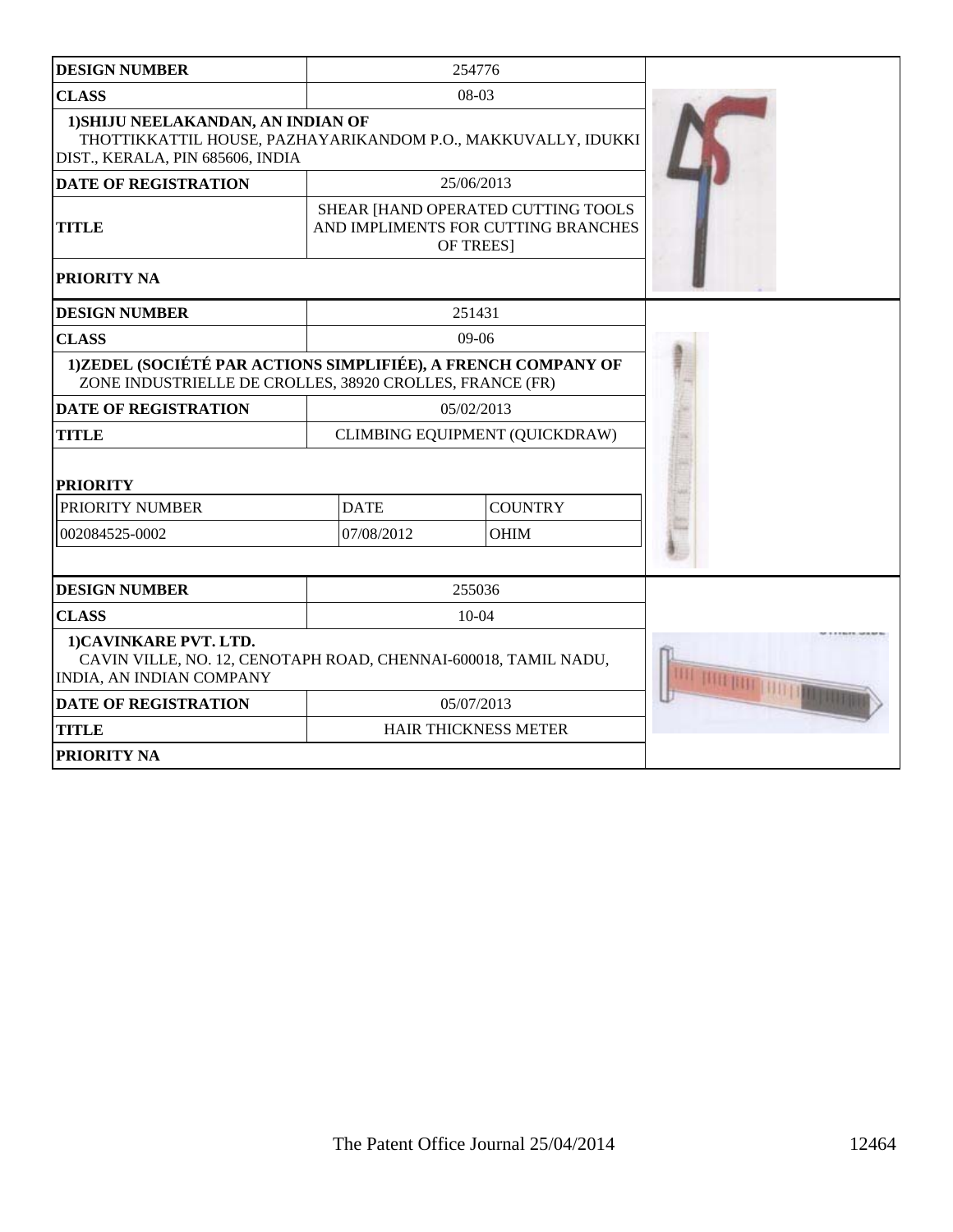| DESIGN NUMBER | 254776 |
|---|---|
| CLASS | 08-03 |
| 1)SHIJU NEELAKANDAN, AN INDIAN OF THOTTIKKATTIL HOUSE, PAZHAYARIKANDOM P.O., MAKKUVALLY, IDUKKI DIST., KERALA, PIN 685606, INDIA | |
| DATE OF REGISTRATION | 25/06/2013 |
| TITLE | SHEAR [HAND OPERATED CUTTING TOOLS AND IMPLIMENTS FOR CUTTING BRANCHES OF TREES] |
| PRIORITY NA | |

| DESIGN NUMBER | 251431 | |
|---|---|---|
| CLASS | 09-06 | |
| 1)ZEDEL (SOCIÉTÉ PAR ACTIONS SIMPLIFIÉE), A FRENCH COMPANY OF ZONE INDUSTRIELLE DE CROLLES, 38920 CROLLES, FRANCE (FR) | | |
| DATE OF REGISTRATION | 05/02/2013 | |
| TITLE | CLIMBING EQUIPMENT (QUICKDRAW) | |
| PRIORITY | | |
| PRIORITY NUMBER | DATE | COUNTRY |
| 002084525-0002 | 07/08/2012 | OHIM |

| DESIGN NUMBER | 255036 |
|---|---|
| CLASS | 10-04 |
| 1)CAVINKARE PVT. LTD. CAVIN VILLE, NO. 12, CENOTAPH ROAD, CHENNAI-600018, TAMIL NADU, INDIA, AN INDIAN COMPANY | |
| DATE OF REGISTRATION | 05/07/2013 |
| TITLE | HAIR THICKNESS METER |
| PRIORITY NA | |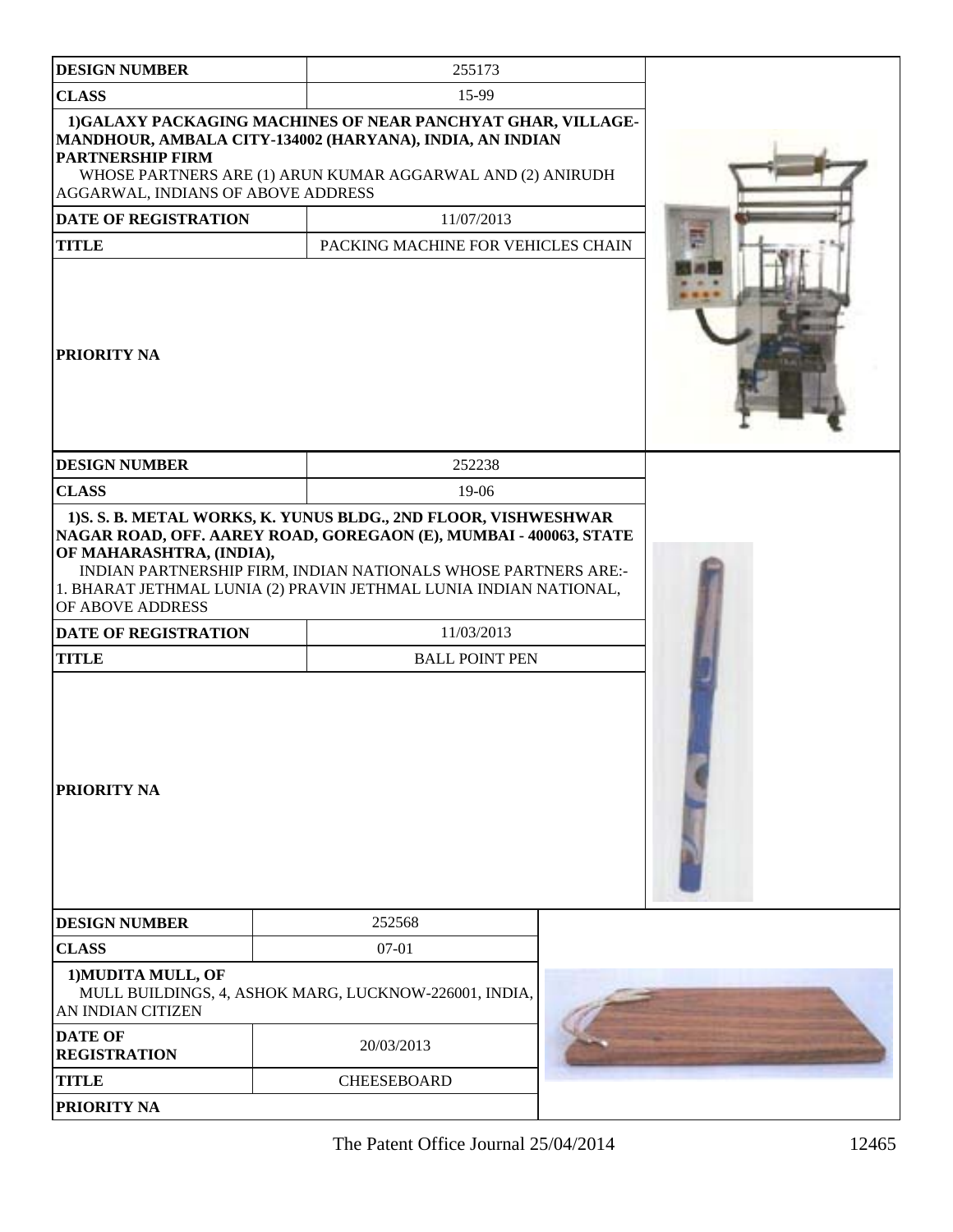| DESIGN NUMBER | 255173 |
|---|---|
| CLASS | 15-99 |
| 1)GALAXY PACKAGING MACHINES OF NEAR PANCHYAT GHAR, VILLAGE-MANDHOUR, AMBALA CITY-134002 (HARYANA), INDIA, AN INDIAN PARTNERSHIP FIRM WHOSE PARTNERS ARE (1) ARUN KUMAR AGGARWAL AND (2) ANIRUDH AGGARWAL, INDIANS OF ABOVE ADDRESS | |
| DATE OF REGISTRATION | 11/07/2013 |
| TITLE | PACKING MACHINE FOR VEHICLES CHAIN |
| PRIORITY NA | |

| DESIGN NUMBER | 252238 |
|---|---|
| CLASS | 19-06 |
| 1)S. S. B. METAL WORKS, K. YUNUS BLDG., 2ND FLOOR, VISHWESHWAR NAGAR ROAD, OFF. AAREY ROAD, GOREGAON (E), MUMBAI - 400063, STATE OF MAHARASHTRA, (INDIA), INDIAN PARTNERSHIP FIRM, INDIAN NATIONALS WHOSE PARTNERS ARE:- 1. BHARAT JETHMAL LUNIA (2) PRAVIN JETHMAL LUNIA INDIAN NATIONAL, OF ABOVE ADDRESS | |
| DATE OF REGISTRATION | 11/03/2013 |
| TITLE | BALL POINT PEN |
| PRIORITY NA | |

| DESIGN NUMBER | 252568 |
|---|---|
| CLASS | 07-01 |
| 1)MUDITA MULL, OF MULL BUILDINGS, 4, ASHOK MARG, LUCKNOW-226001, INDIA, AN INDIAN CITIZEN | |
| DATE OF REGISTRATION | 20/03/2013 |
| TITLE | CHEESEBOARD |
| PRIORITY NA | |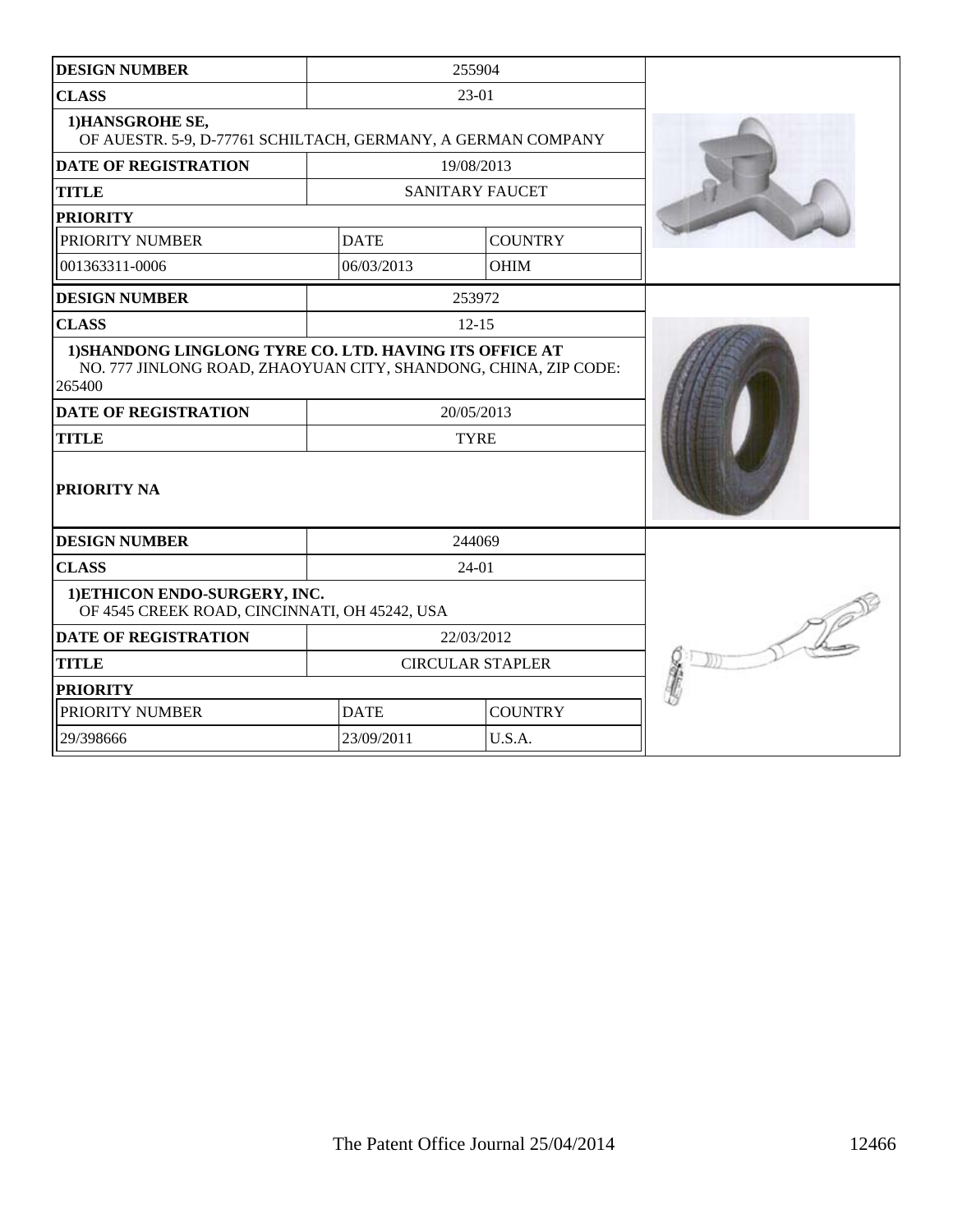| DESIGN NUMBER | 255904 | |
|---|---|---|
| CLASS | 23-01 | |
| 1)HANSGROHE SE, OF AUESTR. 5-9, D-77761 SCHILTACH, GERMANY, A GERMAN COMPANY | | |
| DATE OF REGISTRATION | 19/08/2013 | |
| TITLE | SANITARY FAUCET | |
| PRIORITY | | |
| PRIORITY NUMBER | DATE | COUNTRY |
| 001363311-0006 | 06/03/2013 | OHIM |

| DESIGN NUMBER | 253972 |
|---|---|
| CLASS | 12-15 |
| 1)SHANDONG LINGLONG TYRE CO. LTD. HAVING ITS OFFICE AT NO. 777 JINLONG ROAD, ZHAOYUAN CITY, SHANDONG, CHINA, ZIP CODE: 265400 | |
| DATE OF REGISTRATION | 20/05/2013 |
| TITLE | TYRE |
| PRIORITY NA | |

| DESIGN NUMBER | 244069 | |
|---|---|---|
| CLASS | 24-01 | |
| 1)ETHICON ENDO-SURGERY, INC. OF 4545 CREEK ROAD, CINCINNATI, OH 45242, USA | | |
| DATE OF REGISTRATION | 22/03/2012 | |
| TITLE | CIRCULAR STAPLER | |
| PRIORITY | | |
| PRIORITY NUMBER | DATE | COUNTRY |
| 29/398666 | 23/09/2011 | U.S.A. |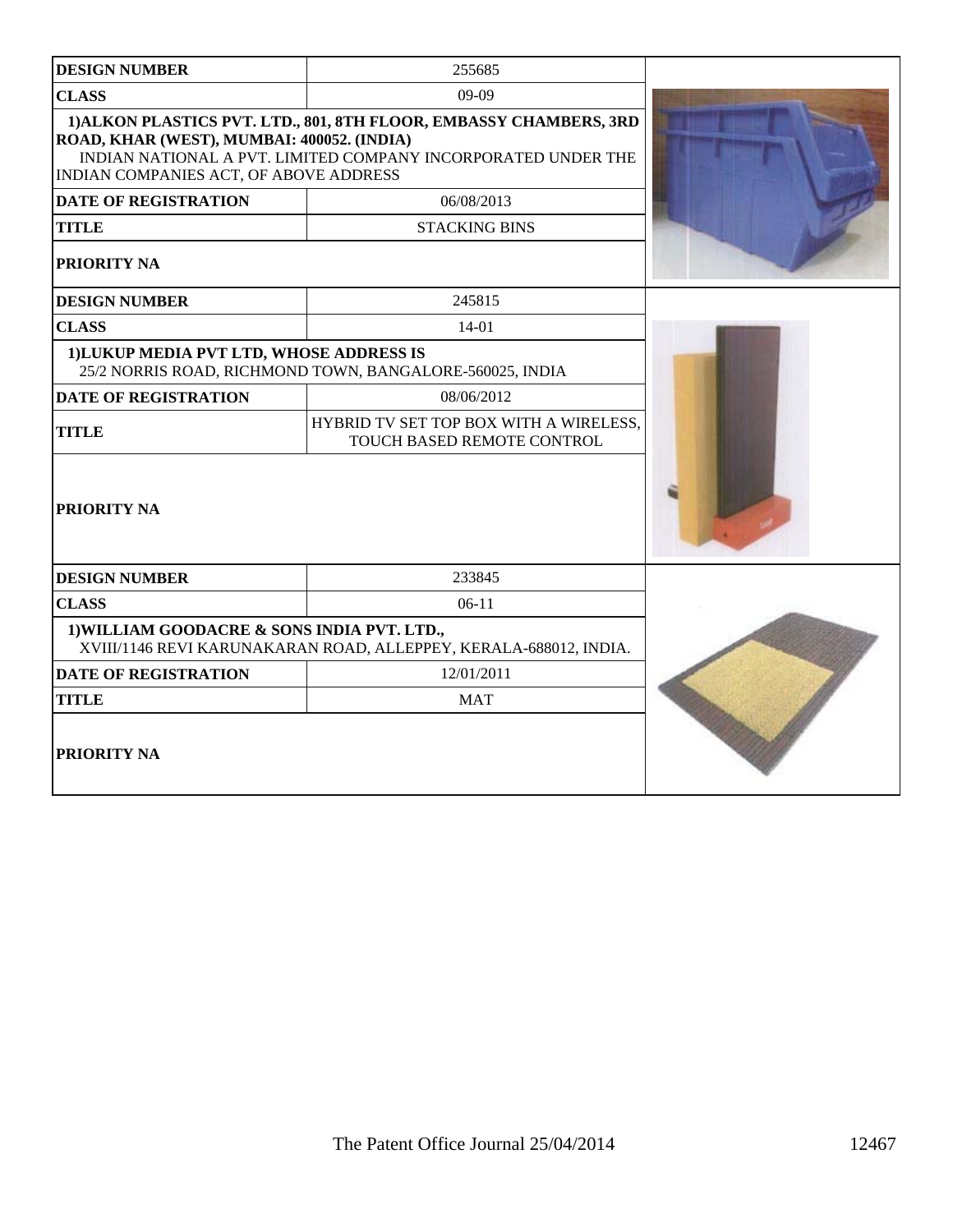| DESIGN NUMBER | 255685 |
|---|---|
| CLASS | 09-09 |
| 1)ALKON PLASTICS PVT. LTD., 801, 8TH FLOOR, EMBASSY CHAMBERS, 3RD ROAD, KHAR (WEST), MUMBAI: 400052. (INDIA) INDIAN NATIONAL A PVT. LIMITED COMPANY INCORPORATED UNDER THE INDIAN COMPANIES ACT, OF ABOVE ADDRESS | |
| DATE OF REGISTRATION | 06/08/2013 |
| TITLE | STACKING BINS |
| PRIORITY NA | |

| DESIGN NUMBER | 245815 |
|---|---|
| CLASS | 14-01 |
| 1)LUKUP MEDIA PVT LTD, WHOSE ADDRESS IS 25/2 NORRIS ROAD, RICHMOND TOWN, BANGALORE-560025, INDIA | |
| DATE OF REGISTRATION | 08/06/2012 |
| TITLE | HYBRID TV SET TOP BOX WITH A WIRELESS, TOUCH BASED REMOTE CONTROL |
| PRIORITY NA | |

| DESIGN NUMBER | 233845 |
|---|---|
| CLASS | 06-11 |
| 1)WILLIAM GOODACRE & SONS INDIA PVT. LTD., XVIII/1146 REVI KARUNAKARAN ROAD, ALLEPPEY, KERALA-688012, INDIA. | |
| DATE OF REGISTRATION | 12/01/2011 |
| TITLE | MAT |
| PRIORITY NA | |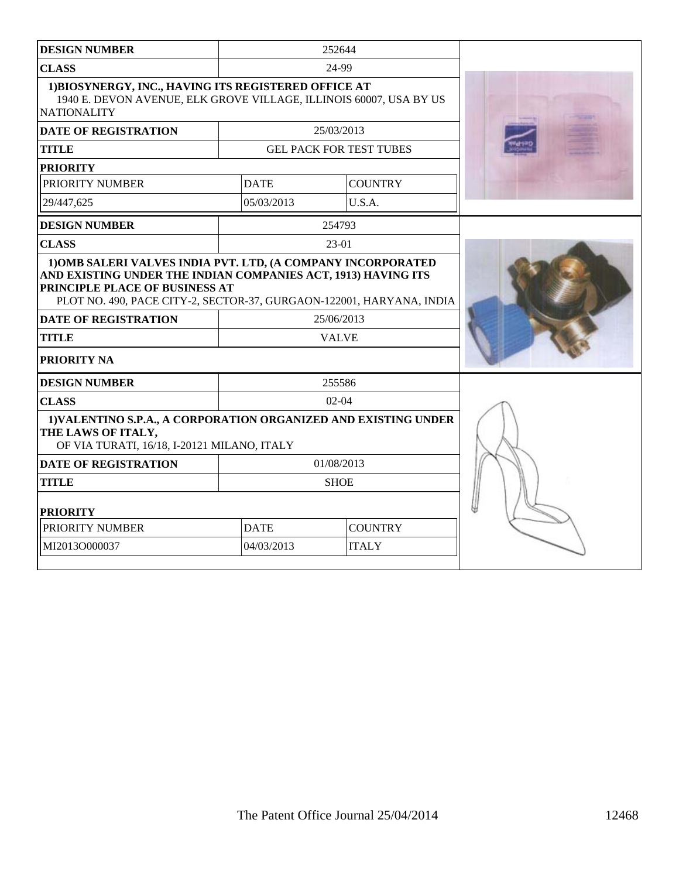| DESIGN NUMBER | 252644 | |
|---|---|---|
| CLASS | 24-99 | |
| 1)BIOSYNERGY, INC., HAVING ITS REGISTERED OFFICE AT 1940 E. DEVON AVENUE, ELK GROVE VILLAGE, ILLINOIS 60007, USA BY US NATIONALITY | | |
| DATE OF REGISTRATION | 25/03/2013 | |
| TITLE | GEL PACK FOR TEST TUBES | |
| PRIORITY | | |
| PRIORITY NUMBER | DATE | COUNTRY |
| 29/447,625 | 05/03/2013 | U.S.A. |

| DESIGN NUMBER | 254793 |
|---|---|
| CLASS | 23-01 |
| 1)OMB SALERI VALVES INDIA PVT. LTD, (A COMPANY INCORPORATED AND EXISTING UNDER THE INDIAN COMPANIES ACT, 1913) HAVING ITS PRINCIPLE PLACE OF BUSINESS AT PLOT NO. 490, PACE CITY-2, SECTOR-37, GURGAON-122001, HARYANA, INDIA | |
| DATE OF REGISTRATION | 25/06/2013 |
| TITLE | VALVE |
| PRIORITY NA | |

| DESIGN NUMBER | 255586 | |
|---|---|---|
| CLASS | 02-04 | |
| 1)VALENTINO S.P.A., A CORPORATION ORGANIZED AND EXISTING UNDER THE LAWS OF ITALY, OF VIA TURATI, 16/18, I-20121 MILANO, ITALY | | |
| DATE OF REGISTRATION | 01/08/2013 | |
| TITLE | SHOE | |
| PRIORITY | | |
| PRIORITY NUMBER | DATE | COUNTRY |
| MI2013O000037 | 04/03/2013 | ITALY |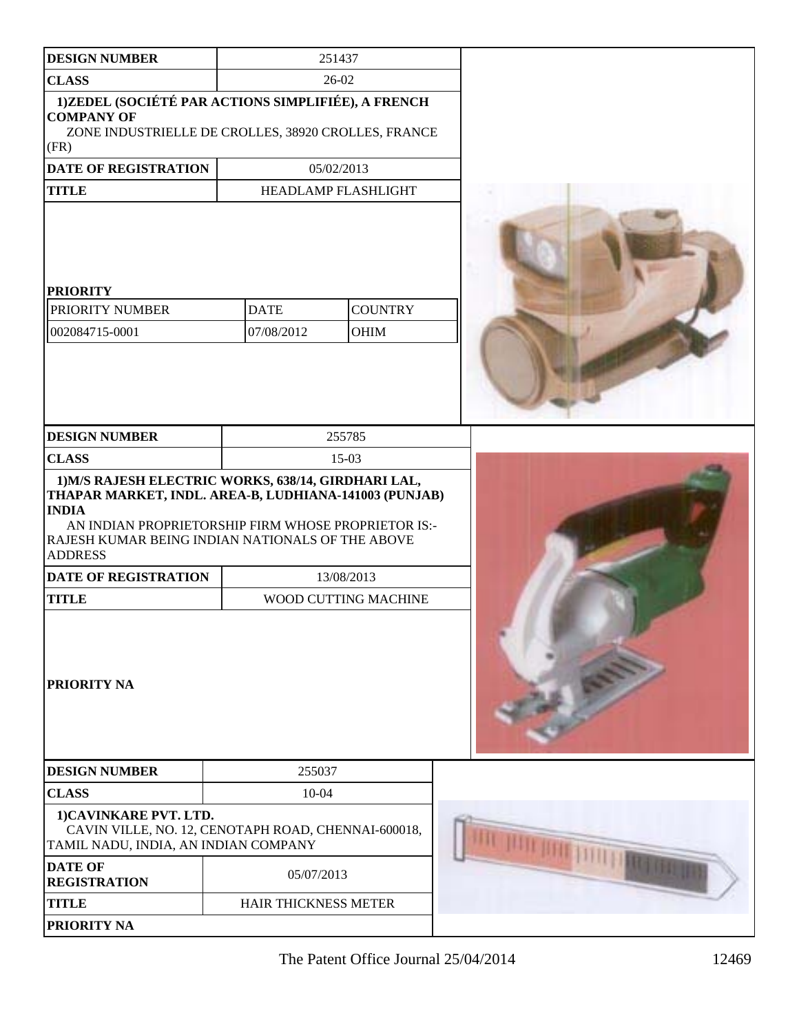| DESIGN NUMBER | 251437 | |
|---|---|---|
| CLASS | 26-02 | |
| 1)ZEDEL (SOCIÉTÉ PAR ACTIONS SIMPLIFIÉE), A FRENCH COMPANY OF ZONE INDUSTRIELLE DE CROLLES, 38920 CROLLES, FRANCE (FR) | | |
| DATE OF REGISTRATION | 05/02/2013 | |
| TITLE | HEADLAMP FLASHLIGHT | |
| PRIORITY | | |
| PRIORITY NUMBER | DATE | COUNTRY |
| 002084715-0001 | 07/08/2012 | OHIM |

| DESIGN NUMBER | 255785 |
|---|---|
| CLASS | 15-03 |
| 1)M/S RAJESH ELECTRIC WORKS, 638/14, GIRDHARI LAL, THAPAR MARKET, INDL. AREA-B, LUDHIANA-141003 (PUNJAB) INDIA AN INDIAN PROPRIETORSHIP FIRM WHOSE PROPRIETOR IS:- RAJESH KUMAR BEING INDIAN NATIONALS OF THE ABOVE ADDRESS | |
| DATE OF REGISTRATION | 13/08/2013 |
| TITLE | WOOD CUTTING MACHINE |
| PRIORITY NA | |

| DESIGN NUMBER | 255037 |
|---|---|
| CLASS | 10-04 |
| 1)CAVINKARE PVT. LTD. CAVIN VILLE, NO. 12, CENOTAPH ROAD, CHENNAI-600018, TAMIL NADU, INDIA, AN INDIAN COMPANY | |
| DATE OF REGISTRATION | 05/07/2013 |
| TITLE | HAIR THICKNESS METER |
| PRIORITY NA | |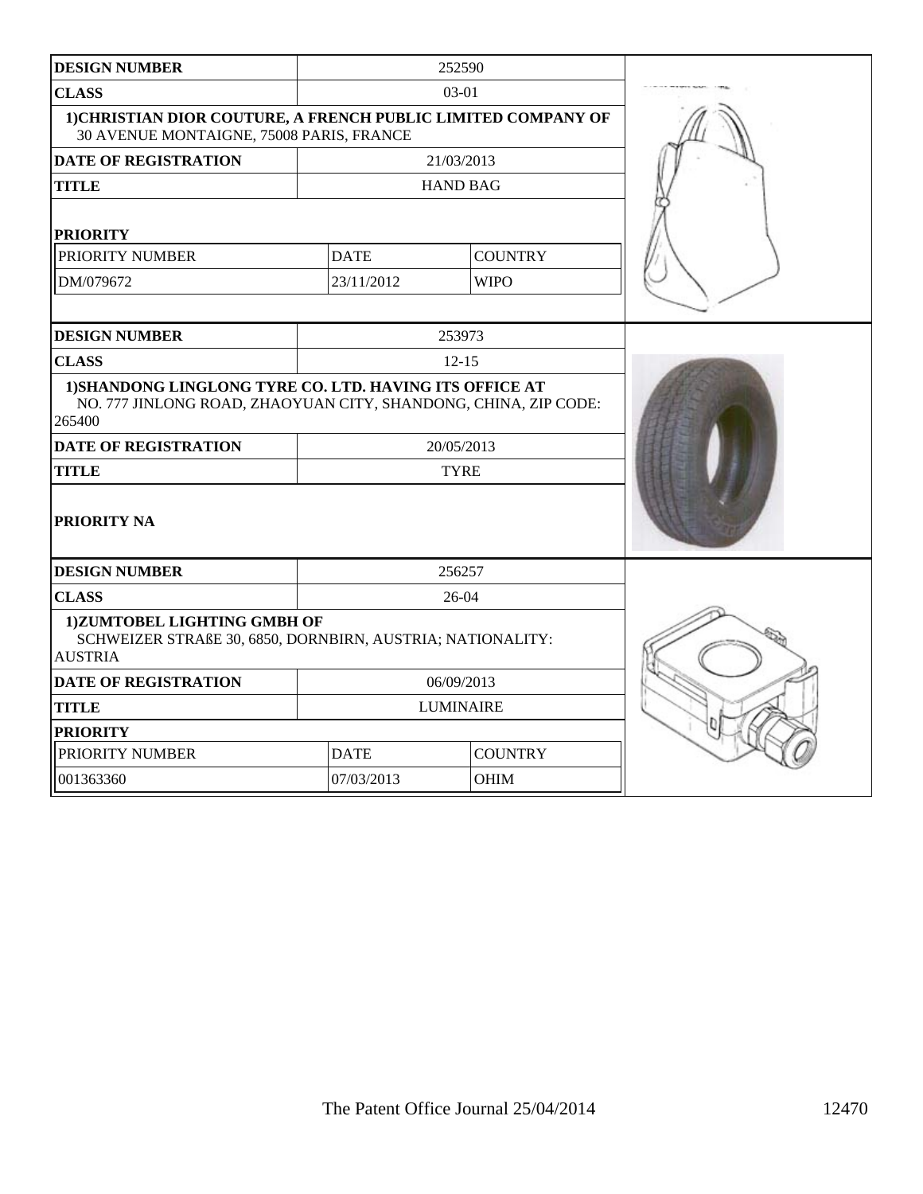| DESIGN NUMBER | 252590 | |
|---|---|---|
| CLASS | 03-01 | |
| 1)CHRISTIAN DIOR COUTURE, A FRENCH PUBLIC LIMITED COMPANY OF 30 AVENUE MONTAIGNE, 75008 PARIS, FRANCE | | |
| DATE OF REGISTRATION | 21/03/2013 | |
| TITLE | HAND BAG | |
| PRIORITY | | |
| PRIORITY NUMBER | DATE | COUNTRY |
| DM/079672 | 23/11/2012 | WIPO |

| DESIGN NUMBER | 253973 |
|---|---|
| CLASS | 12-15 |
| 1)SHANDONG LINGLONG TYRE CO. LTD. HAVING ITS OFFICE AT NO. 777 JINLONG ROAD, ZHAOYUAN CITY, SHANDONG, CHINA, ZIP CODE: 265400 | |
| DATE OF REGISTRATION | 20/05/2013 |
| TITLE | TYRE |
| PRIORITY NA | |

| DESIGN NUMBER | 256257 | |
|---|---|---|
| CLASS | 26-04 | |
| 1)ZUMTOBEL LIGHTING GMBH OF SCHWEIZER STRAßE 30, 6850, DORNBIRN, AUSTRIA; NATIONALITY: AUSTRIA | | |
| DATE OF REGISTRATION | 06/09/2013 | |
| TITLE | LUMINAIRE | |
| PRIORITY | | |
| PRIORITY NUMBER | DATE | COUNTRY |
| 001363360 | 07/03/2013 | OHIM |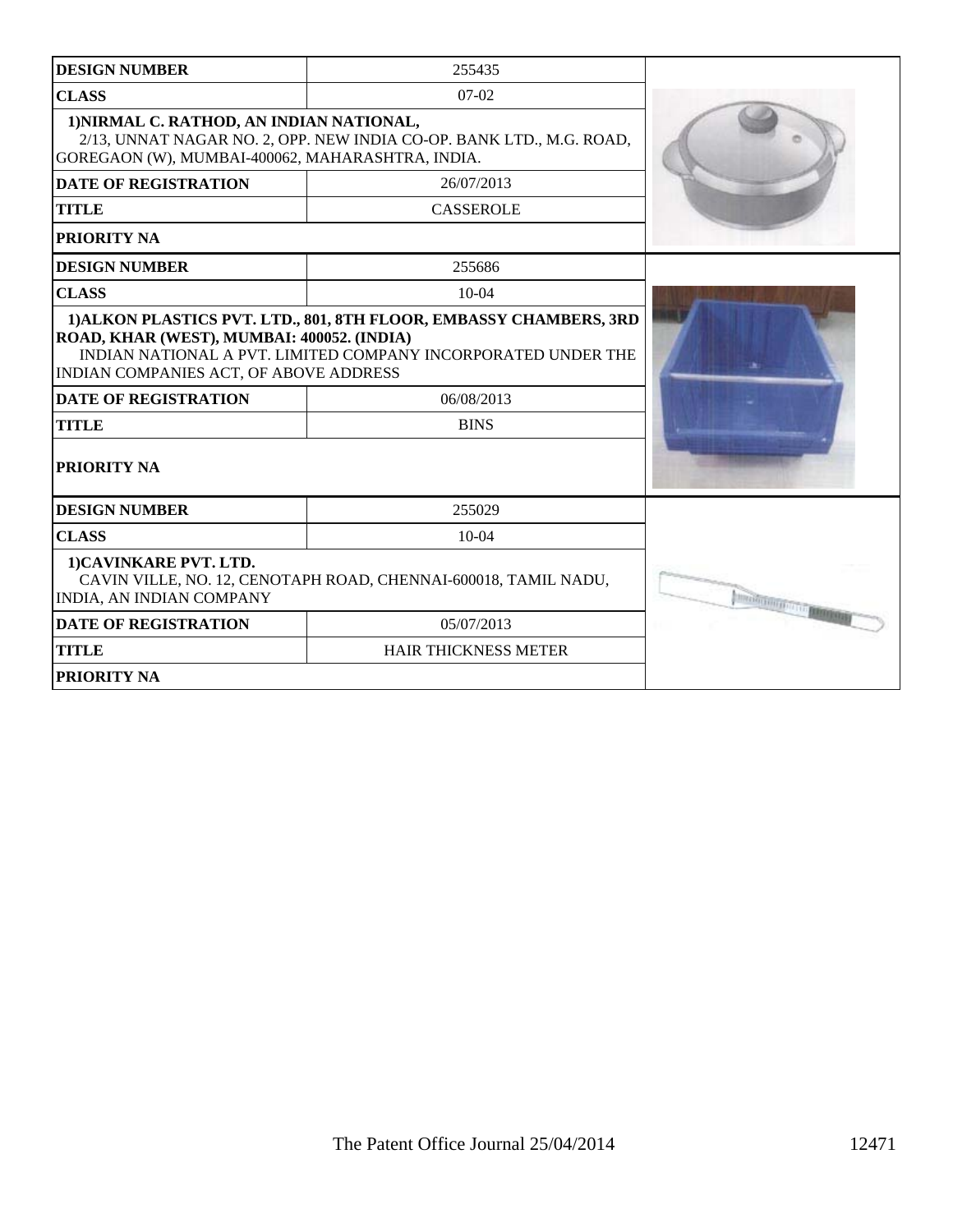| DESIGN NUMBER | 255435 |
| --- | --- |
| CLASS | 07-02 |
| 1)NIRMAL C. RATHOD, AN INDIAN NATIONAL, 2/13, UNNAT NAGAR NO. 2, OPP. NEW INDIA CO-OP. BANK LTD., M.G. ROAD, GOREGAON (W), MUMBAI-400062, MAHARASHTRA, INDIA. | |
| DATE OF REGISTRATION | 26/07/2013 |
| TITLE | CASSEROLE |
| PRIORITY NA | |

| DESIGN NUMBER | 255686 |
| --- | --- |
| CLASS | 10-04 |
| 1)ALKON PLASTICS PVT. LTD., 801, 8TH FLOOR, EMBASSY CHAMBERS, 3RD ROAD, KHAR (WEST), MUMBAI: 400052. (INDIA) INDIAN NATIONAL A PVT. LIMITED COMPANY INCORPORATED UNDER THE INDIAN COMPANIES ACT, OF ABOVE ADDRESS | |
| DATE OF REGISTRATION | 06/08/2013 |
| TITLE | BINS |
| PRIORITY NA | |

| DESIGN NUMBER | 255029 |
| --- | --- |
| CLASS | 10-04 |
| 1)CAVINKARE PVT. LTD. CAVIN VILLE, NO. 12, CENOTAPH ROAD, CHENNAI-600018, TAMIL NADU, INDIA, AN INDIAN COMPANY | |
| DATE OF REGISTRATION | 05/07/2013 |
| TITLE | HAIR THICKNESS METER |
| PRIORITY NA | |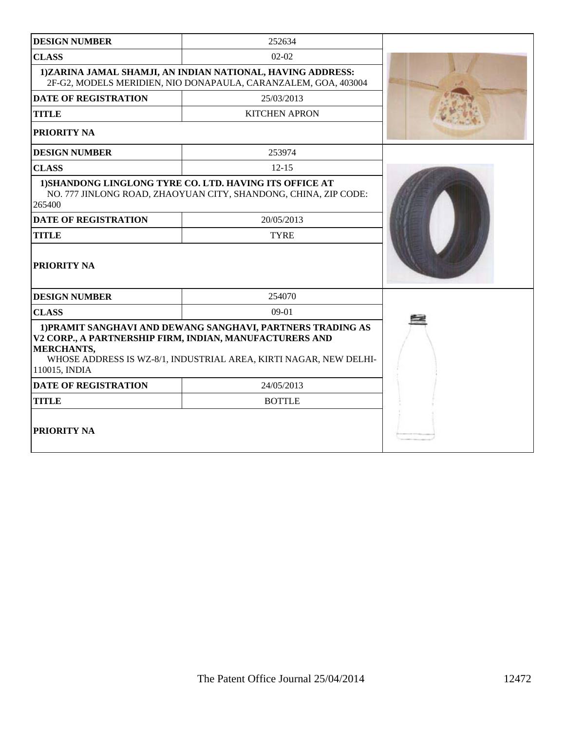| DESIGN NUMBER | 252634 |
|---|---|
| CLASS | 02-02 |
| 1)ZARINA JAMAL SHAMJI, AN INDIAN NATIONAL, HAVING ADDRESS: 2F-G2, MODELS MERIDIEN, NIO DONAPAULA, CARANZALEM, GOA, 403004 | |
| DATE OF REGISTRATION | 25/03/2013 |
| TITLE | KITCHEN APRON |
| PRIORITY NA | |

| DESIGN NUMBER | 253974 |
|---|---|
| CLASS | 12-15 |
| 1)SHANDONG LINGLONG TYRE CO. LTD. HAVING ITS OFFICE AT NO. 777 JINLONG ROAD, ZHAOYUAN CITY, SHANDONG, CHINA, ZIP CODE: 265400 | |
| DATE OF REGISTRATION | 20/05/2013 |
| TITLE | TYRE |
| PRIORITY NA | |

| DESIGN NUMBER | 254070 |
|---|---|
| CLASS | 09-01 |
| 1)PRAMIT SANGHAVI AND DEWANG SANGHAVI, PARTNERS TRADING AS V2 CORP., A PARTNERSHIP FIRM, INDIAN, MANUFACTURERS AND MERCHANTS, WHOSE ADDRESS IS WZ-8/1, INDUSTRIAL AREA, KIRTI NAGAR, NEW DELHI-110015, INDIA | |
| DATE OF REGISTRATION | 24/05/2013 |
| TITLE | BOTTLE |
| PRIORITY NA | |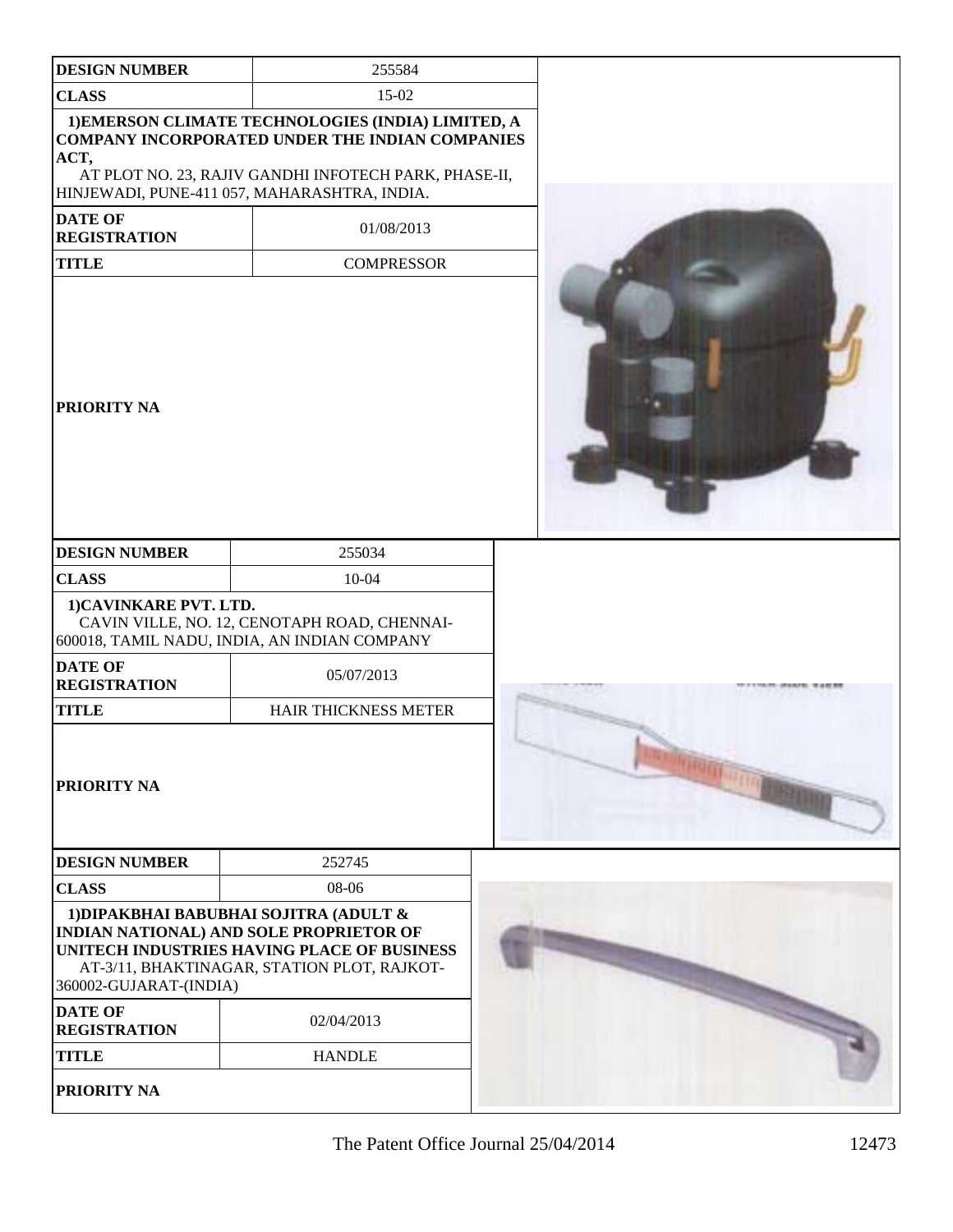| DESIGN NUMBER | 255584 |
| --- | --- |
| CLASS | 15-02 |
| 1)EMERSON CLIMATE TECHNOLOGIES (INDIA) LIMITED, A COMPANY INCORPORATED UNDER THE INDIAN COMPANIES ACT, AT PLOT NO. 23, RAJIV GANDHI INFOTECH PARK, PHASE-II, HINJEWADI, PUNE-411 057, MAHARASHTRA, INDIA. | |
| DATE OF REGISTRATION | 01/08/2013 |
| TITLE | COMPRESSOR |
| PRIORITY NA | |

| DESIGN NUMBER | 255034 |
| --- | --- |
| CLASS | 10-04 |
| 1)CAVINKARE PVT. LTD. CAVIN VILLE, NO. 12, CENOTAPH ROAD, CHENNAI-600018, TAMIL NADU, INDIA, AN INDIAN COMPANY | |
| DATE OF REGISTRATION | 05/07/2013 |
| TITLE | HAIR THICKNESS METER |
| PRIORITY NA | |

| DESIGN NUMBER | 252745 |
| --- | --- |
| CLASS | 08-06 |
| 1)DIPAKBHAI BABUBHAI SOJITRA (ADULT & INDIAN NATIONAL) AND SOLE PROPRIETOR OF UNITECH INDUSTRIES HAVING PLACE OF BUSINESS AT-3/11, BHAKTINAGAR, STATION PLOT, RAJKOT-360002-GUJARAT-(INDIA) | |
| DATE OF REGISTRATION | 02/04/2013 |
| TITLE | HANDLE |
| PRIORITY NA | |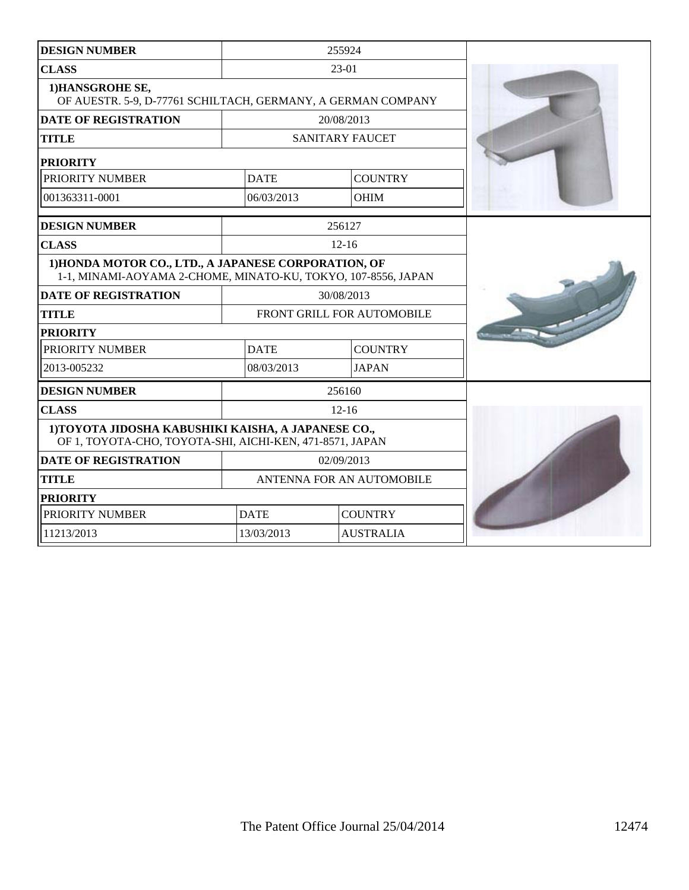| DESIGN NUMBER | 255924 | |
|---|---|---|
| CLASS | 23-01 | |
| 1)HANSGROHE SE, OF AUESTR. 5-9, D-77761 SCHILTACH, GERMANY, A GERMAN COMPANY | | |
| DATE OF REGISTRATION | 20/08/2013 | |
| TITLE | SANITARY FAUCET | |
| PRIORITY | | |
| PRIORITY NUMBER | DATE | COUNTRY |
| 001363311-0001 | 06/03/2013 | OHIM |

| DESIGN NUMBER | 256127 | |
|---|---|---|
| CLASS | 12-16 | |
| 1)HONDA MOTOR CO., LTD., A JAPANESE CORPORATION, OF 1-1, MINAMI-AOYAMA 2-CHOME, MINATO-KU, TOKYO, 107-8556, JAPAN | | |
| DATE OF REGISTRATION | 30/08/2013 | |
| TITLE | FRONT GRILL FOR AUTOMOBILE | |
| PRIORITY | | |
| PRIORITY NUMBER | DATE | COUNTRY |
| 2013-005232 | 08/03/2013 | JAPAN |

| DESIGN NUMBER | 256160 | |
|---|---|---|
| CLASS | 12-16 | |
| 1)TOYOTA JIDOSHA KABUSHIKI KAISHA, A JAPANESE CO., OF 1, TOYOTA-CHO, TOYOTA-SHI, AICHI-KEN, 471-8571, JAPAN | | |
| DATE OF REGISTRATION | 02/09/2013 | |
| TITLE | ANTENNA FOR AN AUTOMOBILE | |
| PRIORITY | | |
| PRIORITY NUMBER | DATE | COUNTRY |
| 11213/2013 | 13/03/2013 | AUSTRALIA |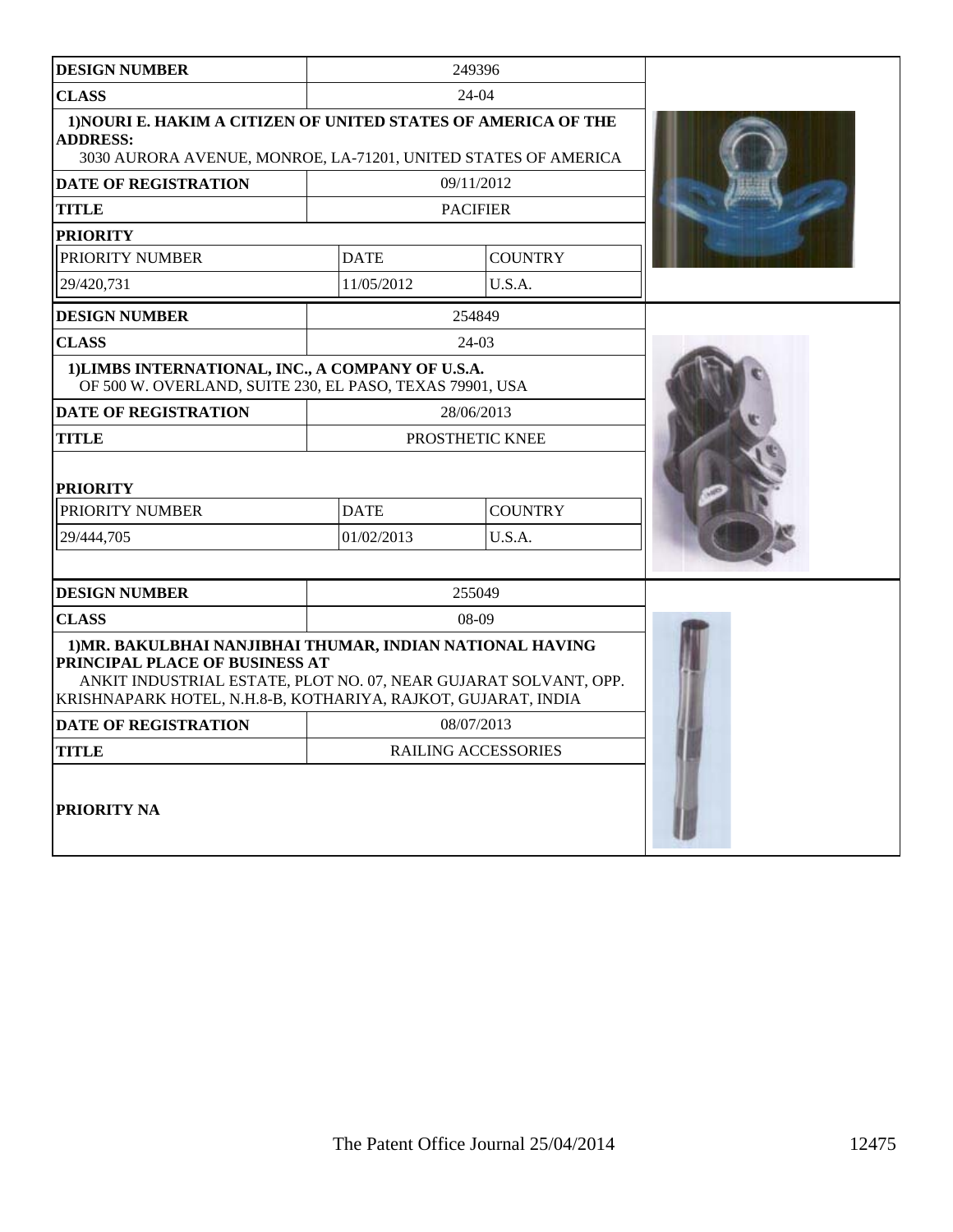| DESIGN NUMBER | 249396 | |
|---|---|---|
| CLASS | 24-04 | |
| 1)NOURI E. HAKIM A CITIZEN OF UNITED STATES OF AMERICA OF THE ADDRESS: 3030 AURORA AVENUE, MONROE, LA-71201, UNITED STATES OF AMERICA | | |
| DATE OF REGISTRATION | 09/11/2012 | |
| TITLE | PACIFIER | |
| PRIORITY | | |
| PRIORITY NUMBER | DATE | COUNTRY |
| 29/420,731 | 11/05/2012 | U.S.A. |

| DESIGN NUMBER | 254849 | |
|---|---|---|
| CLASS | 24-03 | |
| 1)LIMBS INTERNATIONAL, INC., A COMPANY OF U.S.A. OF 500 W. OVERLAND, SUITE 230, EL PASO, TEXAS 79901, USA | | |
| DATE OF REGISTRATION | 28/06/2013 | |
| TITLE | PROSTHETIC KNEE | |
| PRIORITY | | |
| PRIORITY NUMBER | DATE | COUNTRY |
| 29/444,705 | 01/02/2013 | U.S.A. |

| DESIGN NUMBER | 255049 |
|---|---|
| CLASS | 08-09 |
| 1)MR. BAKULBHAI NANJIBHAI THUMAR, INDIAN NATIONAL HAVING PRINCIPAL PLACE OF BUSINESS AT ANKIT INDUSTRIAL ESTATE, PLOT NO. 07, NEAR GUJARAT SOLVANT, OPP. KRISHNAPARK HOTEL, N.H.8-B, KOTHARIYA, RAJKOT, GUJARAT, INDIA | |
| DATE OF REGISTRATION | 08/07/2013 |
| TITLE | RAILING ACCESSORIES |
| PRIORITY NA | |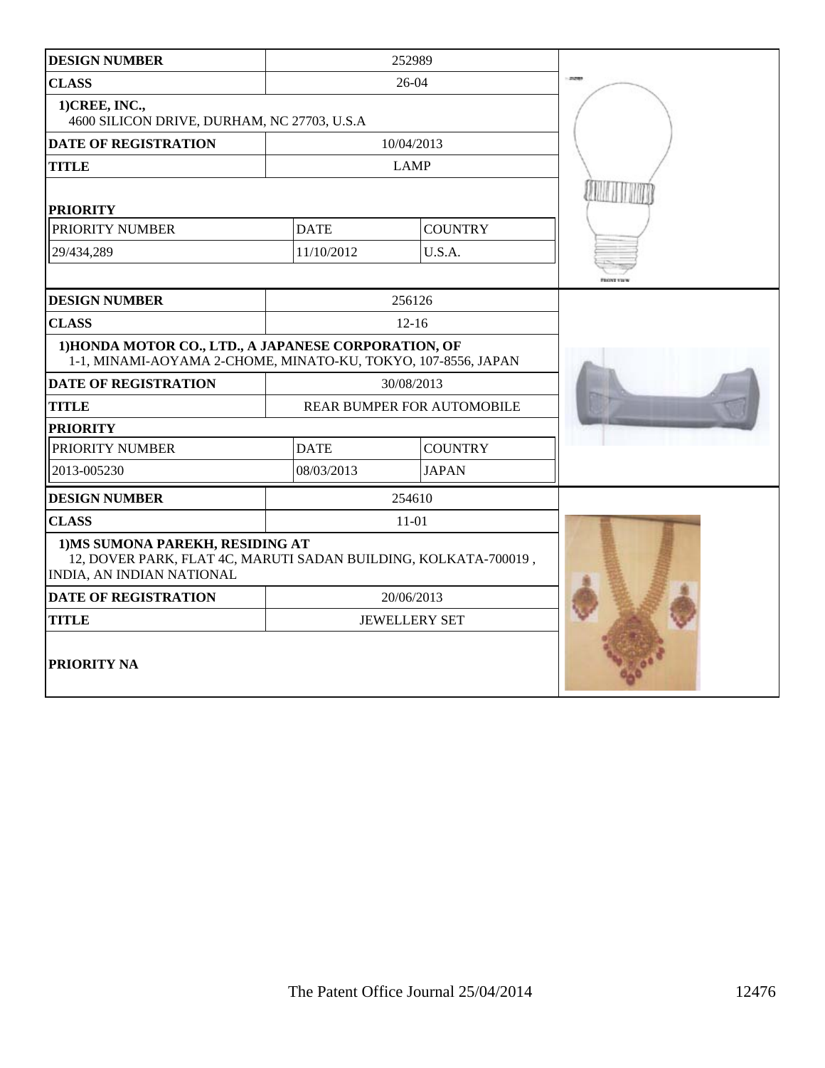| DESIGN NUMBER | 252989 | |
|---|---|---|
| CLASS | 26-04 | |
| 1)CREE, INC., 4600 SILICON DRIVE, DURHAM, NC 27703, U.S.A | | |
| DATE OF REGISTRATION | 10/04/2013 | |
| TITLE | LAMP | |
| **PRIORITY** | | |
| PRIORITY NUMBER | DATE | COUNTRY |
| 29/434,289 | 11/10/2012 | U.S.A. |

| DESIGN NUMBER | 256126 | |
|---|---|---|
| CLASS | 12-16 | |
| 1)HONDA MOTOR CO., LTD., A JAPANESE CORPORATION, OF 1-1, MINAMI-AOYAMA 2-CHOME, MINATO-KU, TOKYO, 107-8556, JAPAN | | |
| DATE OF REGISTRATION | 30/08/2013 | |
| TITLE | REAR BUMPER FOR AUTOMOBILE | |
| **PRIORITY** | | |
| PRIORITY NUMBER | DATE | COUNTRY |
| 2013-005230 | 08/03/2013 | JAPAN |

| DESIGN NUMBER | 254610 |
|---|---|
| CLASS | 11-01 |
| 1)MS SUMONA PAREKH, RESIDING AT 12, DOVER PARK, FLAT 4C, MARUTI SADAN BUILDING, KOLKATA-700019 , INDIA, AN INDIAN NATIONAL | |
| DATE OF REGISTRATION | 20/06/2013 |
| TITLE | JEWELLERY SET |
| **PRIORITY NA** | |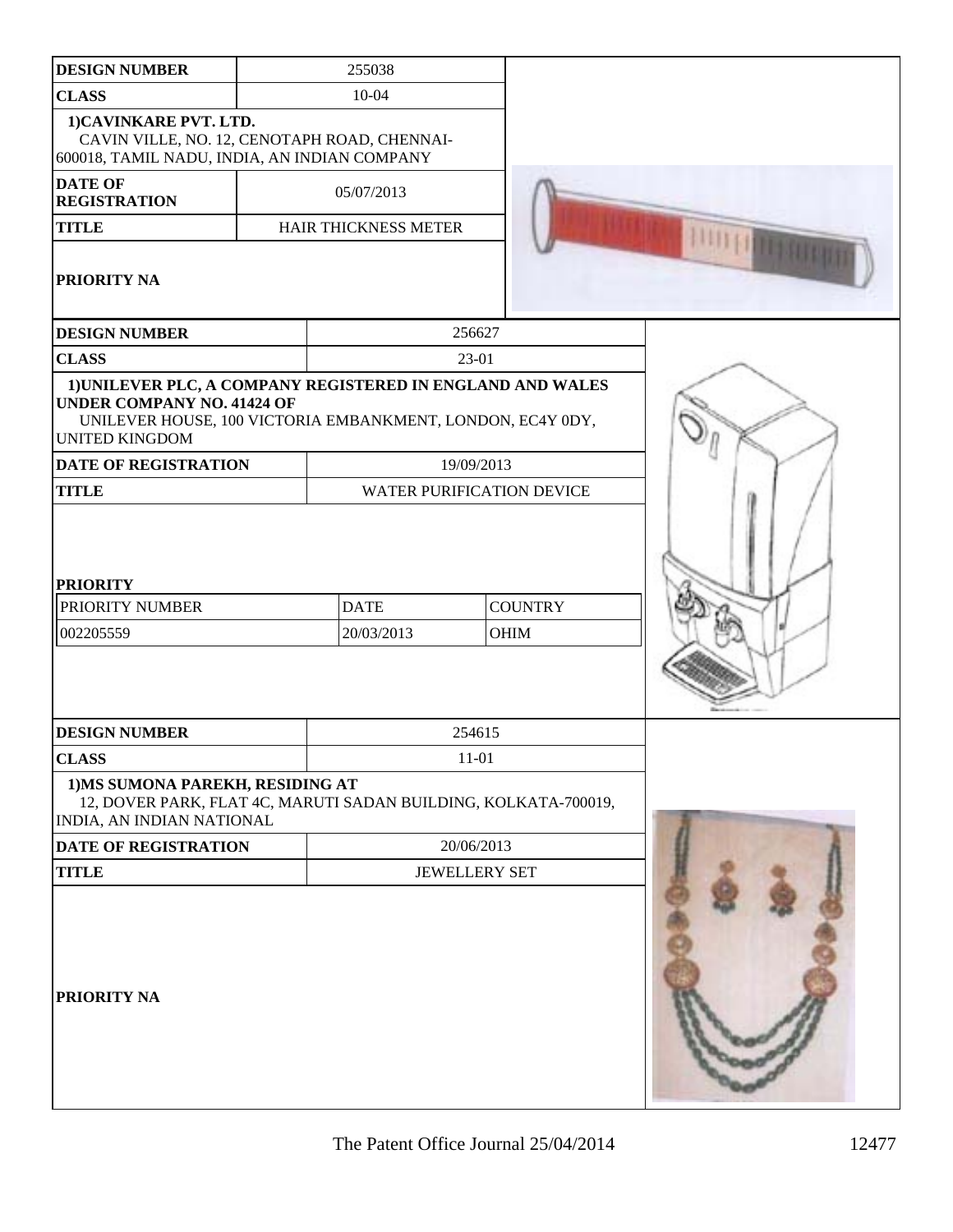| DESIGN NUMBER | 255038 |
|---|---|
| CLASS | 10-04 |
| 1)CAVINKARE PVT. LTD. CAVIN VILLE, NO. 12, CENOTAPH ROAD, CHENNAI-600018, TAMIL NADU, INDIA, AN INDIAN COMPANY | |
| DATE OF REGISTRATION | 05/07/2013 |
| TITLE | HAIR THICKNESS METER |
| PRIORITY NA | |

| DESIGN NUMBER | 256627 | |
|---|---|---|
| CLASS | 23-01 | |
| 1)UNILEVER PLC, A COMPANY REGISTERED IN ENGLAND AND WALES UNDER COMPANY NO. 41424 OF UNILEVER HOUSE, 100 VICTORIA EMBANKMENT, LONDON, EC4Y 0DY, UNITED KINGDOM | | |
| DATE OF REGISTRATION | 19/09/2013 | |
| TITLE | WATER PURIFICATION DEVICE | |
| PRIORITY | | |
| PRIORITY NUMBER | DATE | COUNTRY |
| 002205559 | 20/03/2013 | OHIM |

| DESIGN NUMBER | 254615 |
|---|---|
| CLASS | 11-01 |
| 1)MS SUMONA PAREKH, RESIDING AT 12, DOVER PARK, FLAT 4C, MARUTI SADAN BUILDING, KOLKATA-700019, INDIA, AN INDIAN NATIONAL | |
| DATE OF REGISTRATION | 20/06/2013 |
| TITLE | JEWELLERY SET |
| PRIORITY NA | |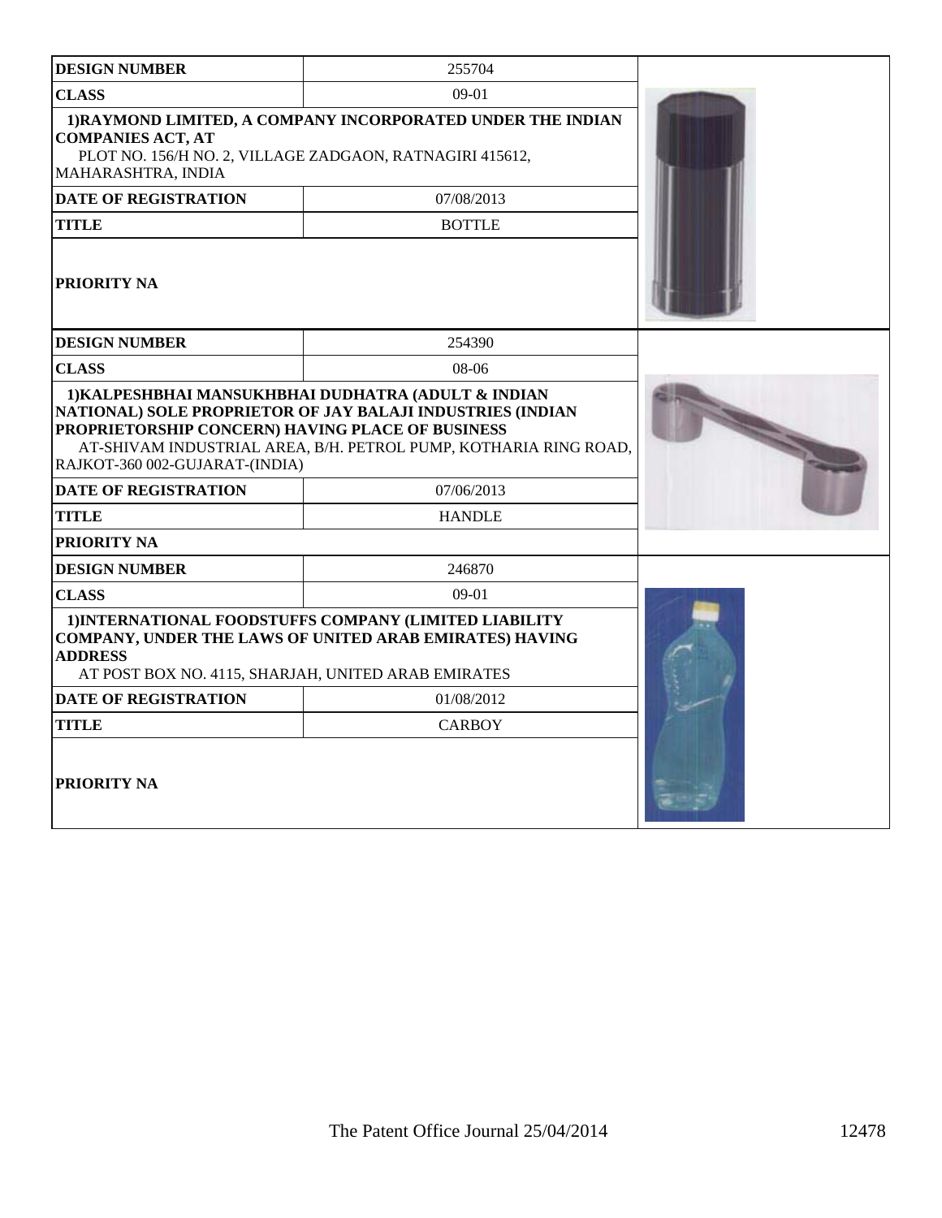| DESIGN NUMBER | 255704 |
|---|---|
| CLASS | 09-01 |
| 1)RAYMOND LIMITED, A COMPANY INCORPORATED UNDER THE INDIAN COMPANIES ACT, AT PLOT NO. 156/H NO. 2, VILLAGE ZADGAON, RATNAGIRI 415612, MAHARASHTRA, INDIA | |
| DATE OF REGISTRATION | 07/08/2013 |
| TITLE | BOTTLE |
| PRIORITY NA | |

| DESIGN NUMBER | 254390 |
|---|---|
| CLASS | 08-06 |
| 1)KALPESHBHAI MANSUKHBHAI DUDHATRA (ADULT & INDIAN NATIONAL) SOLE PROPRIETOR OF JAY BALAJI INDUSTRIES (INDIAN PROPRIETORSHIP CONCERN) HAVING PLACE OF BUSINESS AT-SHIVAM INDUSTRIAL AREA, B/H. PETROL PUMP, KOTHARIA RING ROAD, RAJKOT-360 002-GUJARAT-(INDIA) | |
| DATE OF REGISTRATION | 07/06/2013 |
| TITLE | HANDLE |
| PRIORITY NA | |

| DESIGN NUMBER | 246870 |
|---|---|
| CLASS | 09-01 |
| 1)INTERNATIONAL FOODSTUFFS COMPANY (LIMITED LIABILITY COMPANY, UNDER THE LAWS OF UNITED ARAB EMIRATES) HAVING ADDRESS AT POST BOX NO. 4115, SHARJAH, UNITED ARAB EMIRATES | |
| DATE OF REGISTRATION | 01/08/2012 |
| TITLE | CARBOY |
| PRIORITY NA | |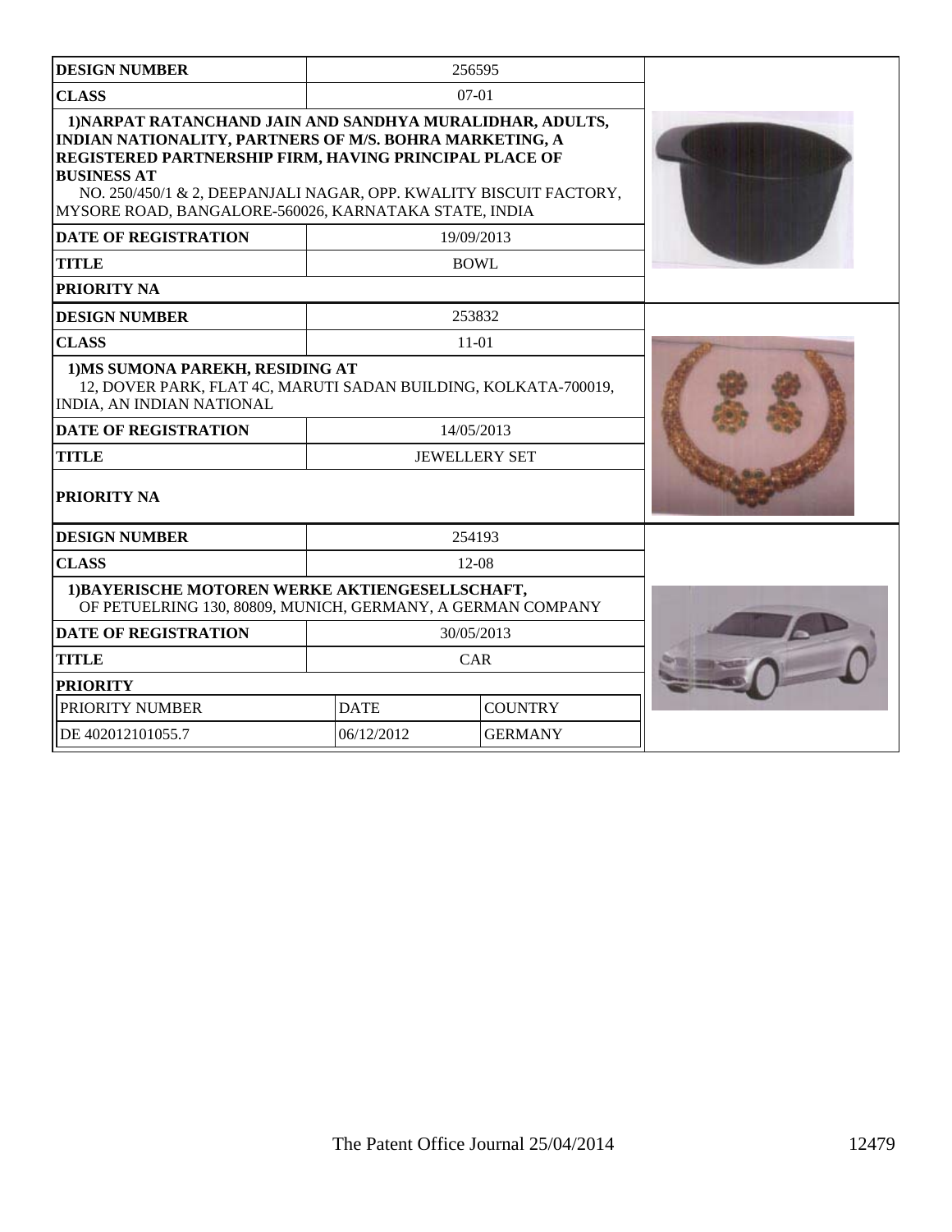| DESIGN NUMBER | 256595 |
|---|---|
| CLASS | 07-01 |
| 1)NARPAT RATANCHAND JAIN AND SANDHYA MURALIDHAR, ADULTS, INDIAN NATIONALITY, PARTNERS OF M/S. BOHRA MARKETING, A REGISTERED PARTNERSHIP FIRM, HAVING PRINCIPAL PLACE OF BUSINESS AT NO. 250/450/1 & 2, DEEPANJALI NAGAR, OPP. KWALITY BISCUIT FACTORY, MYSORE ROAD, BANGALORE-560026, KARNATAKA STATE, INDIA | |
| DATE OF REGISTRATION | 19/09/2013 |
| TITLE | BOWL |
| PRIORITY NA | |

| DESIGN NUMBER | 253832 |
|---|---|
| CLASS | 11-01 |
| 1)MS SUMONA PAREKH, RESIDING AT 12, DOVER PARK, FLAT 4C, MARUTI SADAN BUILDING, KOLKATA-700019, INDIA, AN INDIAN NATIONAL | |
| DATE OF REGISTRATION | 14/05/2013 |
| TITLE | JEWELLERY SET |
| PRIORITY NA | |

| DESIGN NUMBER | 254193 | |
|---|---|---|
| CLASS | 12-08 | |
| 1)BAYERISCHE MOTOREN WERKE AKTIENGESELLSCHAFT, OF PETUELRING 130, 80809, MUNICH, GERMANY, A GERMAN COMPANY | | |
| DATE OF REGISTRATION | 30/05/2013 | |
| TITLE | CAR | |
| PRIORITY | | |
| PRIORITY NUMBER | DATE | COUNTRY |
| DE 402012101055.7 | 06/12/2012 | GERMANY |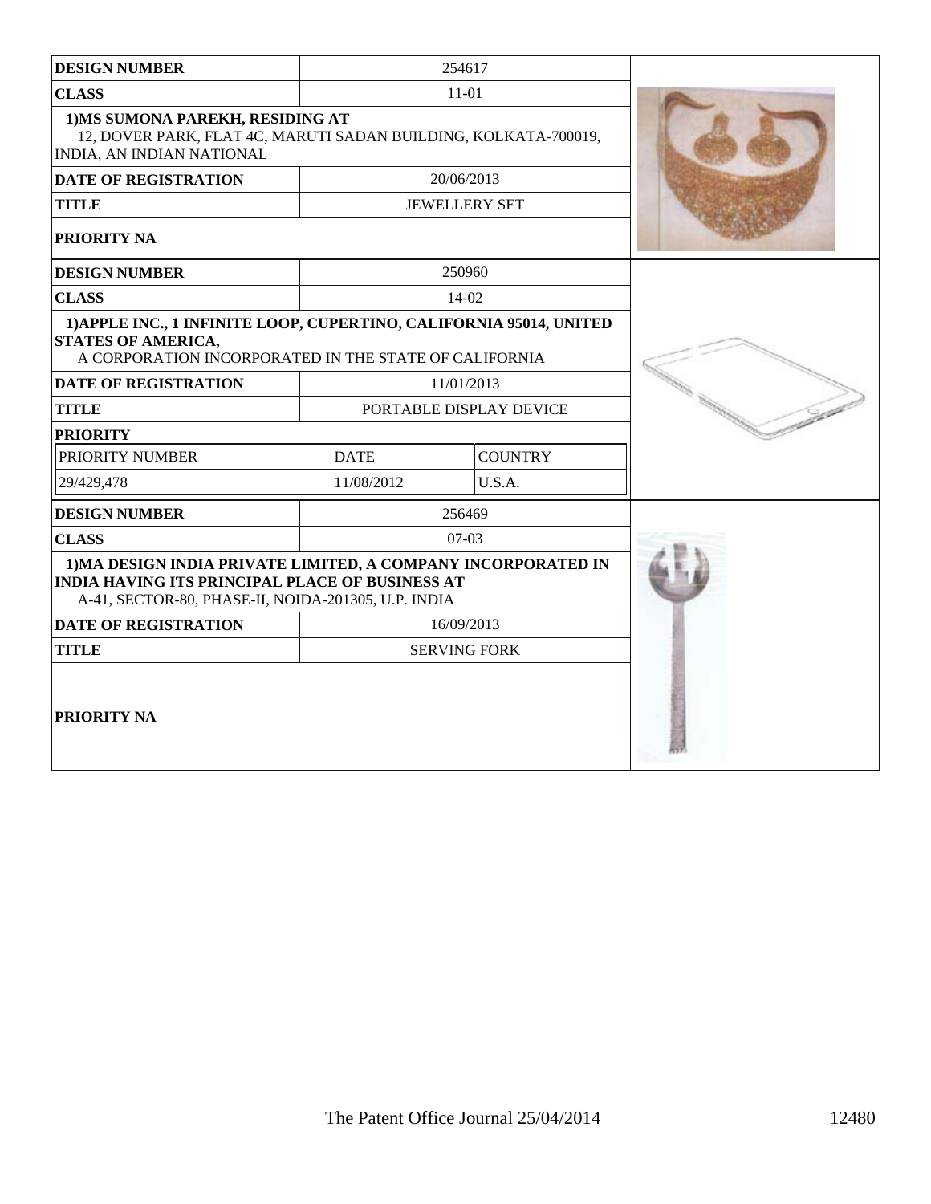| DESIGN NUMBER | 254617 | |
|---|---|---|
| CLASS | 11-01 | |
| 1)MS SUMONA PAREKH, RESIDING AT 12, DOVER PARK, FLAT 4C, MARUTI SADAN BUILDING, KOLKATA-700019, INDIA, AN INDIAN NATIONAL | | |
| DATE OF REGISTRATION | 20/06/2013 | |
| TITLE | JEWELLERY SET | |
| PRIORITY NA | | |

| DESIGN NUMBER | 250960 | |
|---|---|---|
| CLASS | 14-02 | |
| 1)APPLE INC., 1 INFINITE LOOP, CUPERTINO, CALIFORNIA 95014, UNITED STATES OF AMERICA, A CORPORATION INCORPORATED IN THE STATE OF CALIFORNIA | | |
| DATE OF REGISTRATION | 11/01/2013 | |
| TITLE | PORTABLE DISPLAY DEVICE | |
| PRIORITY | | |
| PRIORITY NUMBER | DATE | COUNTRY |
| 29/429,478 | 11/08/2012 | U.S.A. |

| DESIGN NUMBER | 256469 | |
|---|---|---|
| CLASS | 07-03 | |
| 1)MA DESIGN INDIA PRIVATE LIMITED, A COMPANY INCORPORATED IN INDIA HAVING ITS PRINCIPAL PLACE OF BUSINESS AT A-41, SECTOR-80, PHASE-II, NOIDA-201305, U.P. INDIA | | |
| DATE OF REGISTRATION | 16/09/2013 | |
| TITLE | SERVING FORK | |
| PRIORITY NA | | |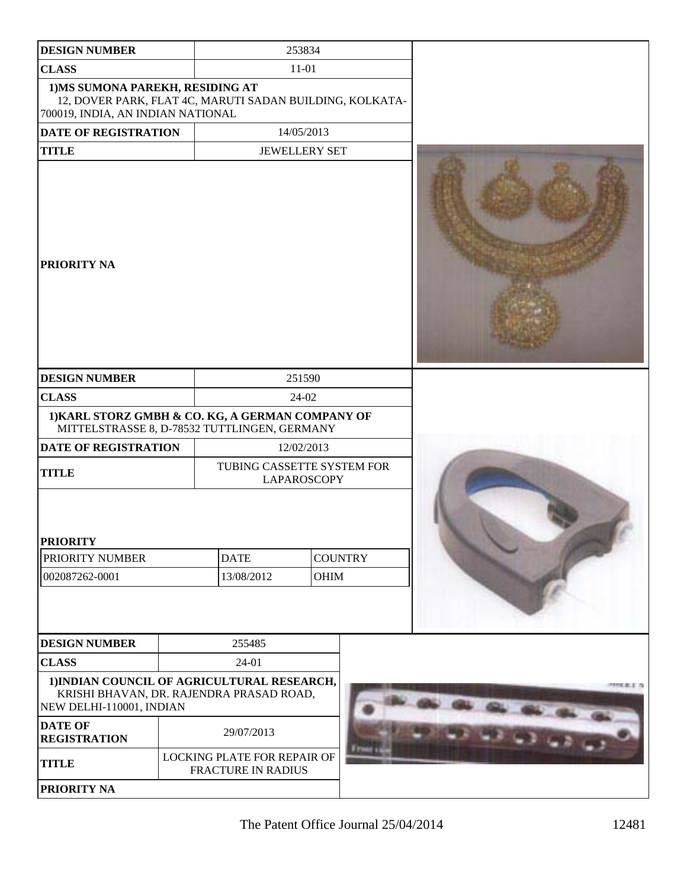| DESIGN NUMBER | 253834 |
| --- | --- |
| CLASS | 11-01 |
| 1)MS SUMONA PAREKH, RESIDING AT 12, DOVER PARK, FLAT 4C, MARUTI SADAN BUILDING, KOLKATA-700019, INDIA, AN INDIAN NATIONAL | |
| DATE OF REGISTRATION | 14/05/2013 |
| TITLE | JEWELLERY SET |
| PRIORITY NA | |

| DESIGN NUMBER | 251590 |
| --- | --- |
| CLASS | 24-02 |
| 1)KARL STORZ GMBH & CO. KG, A GERMAN COMPANY OF MITTELSTRASSE 8, D-78532 TUTTLINGEN, GERMANY | |
| DATE OF REGISTRATION | 12/02/2013 |
| TITLE | TUBING CASSETTE SYSTEM FOR LAPAROSCOPY |

**PRIORITY**

| PRIORITY NUMBER | DATE | COUNTRY |
| --- | --- | --- |
| 002087262-0001 | 13/08/2012 | OHIM |

| DESIGN NUMBER | 255485 |
| --- | --- |
| CLASS | 24-01 |
| 1)INDIAN COUNCIL OF AGRICULTURAL RESEARCH, KRISHI BHAVAN, DR. RAJENDRA PRASAD ROAD, NEW DELHI-110001, INDIAN | |
| DATE OF REGISTRATION | 29/07/2013 |
| TITLE | LOCKING PLATE FOR REPAIR OF FRACTURE IN RADIUS |
| PRIORITY NA | |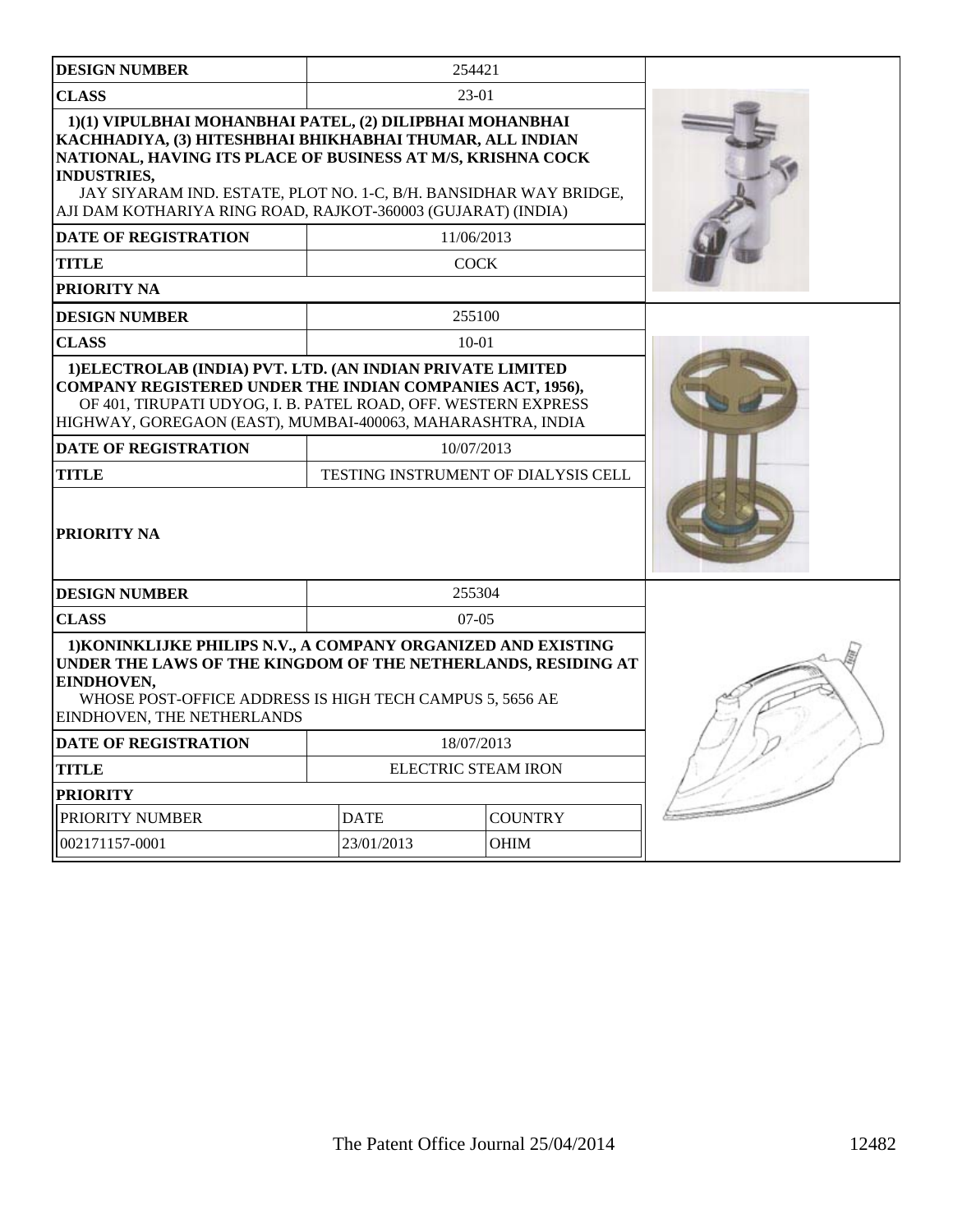| DESIGN NUMBER | 254421 |
|---|---|
| CLASS | 23-01 |
| 1)(1) VIPULBHAI MOHANBHAI PATEL, (2) DILIPBHAI MOHANBHAI KACHHADIYA, (3) HITESHBHAI BHIKHABHAI THUMAR, ALL INDIAN NATIONAL, HAVING ITS PLACE OF BUSINESS AT M/S, KRISHNA COCK INDUSTRIES, JAY SIYARAM IND. ESTATE, PLOT NO. 1-C, B/H. BANSIDHAR WAY BRIDGE, AJI DAM KOTHARIYA RING ROAD, RAJKOT-360003 (GUJARAT) (INDIA) | |
| DATE OF REGISTRATION | 11/06/2013 |
| TITLE | COCK |
| PRIORITY NA | |

| DESIGN NUMBER | 255100 |
|---|---|
| CLASS | 10-01 |
| 1)ELECTROLAB (INDIA) PVT. LTD. (AN INDIAN PRIVATE LIMITED COMPANY REGISTERED UNDER THE INDIAN COMPANIES ACT, 1956), OF 401, TIRUPATI UDYOG, I. B. PATEL ROAD, OFF. WESTERN EXPRESS HIGHWAY, GOREGAON (EAST), MUMBAI-400063, MAHARASHTRA, INDIA | |
| DATE OF REGISTRATION | 10/07/2013 |
| TITLE | TESTING INSTRUMENT OF DIALYSIS CELL |
| PRIORITY NA | |

| DESIGN NUMBER | 255304 | |
|---|---|---|
| CLASS | 07-05 | |
| 1)KONINKLIJKE PHILIPS N.V., A COMPANY ORGANIZED AND EXISTING UNDER THE LAWS OF THE KINGDOM OF THE NETHERLANDS, RESIDING AT EINDHOVEN, WHOSE POST-OFFICE ADDRESS IS HIGH TECH CAMPUS 5, 5656 AE EINDHOVEN, THE NETHERLANDS | | |
| DATE OF REGISTRATION | 18/07/2013 | |
| TITLE | ELECTRIC STEAM IRON | |
| PRIORITY | | |
| PRIORITY NUMBER | DATE | COUNTRY |
| 002171157-0001 | 23/01/2013 | OHIM |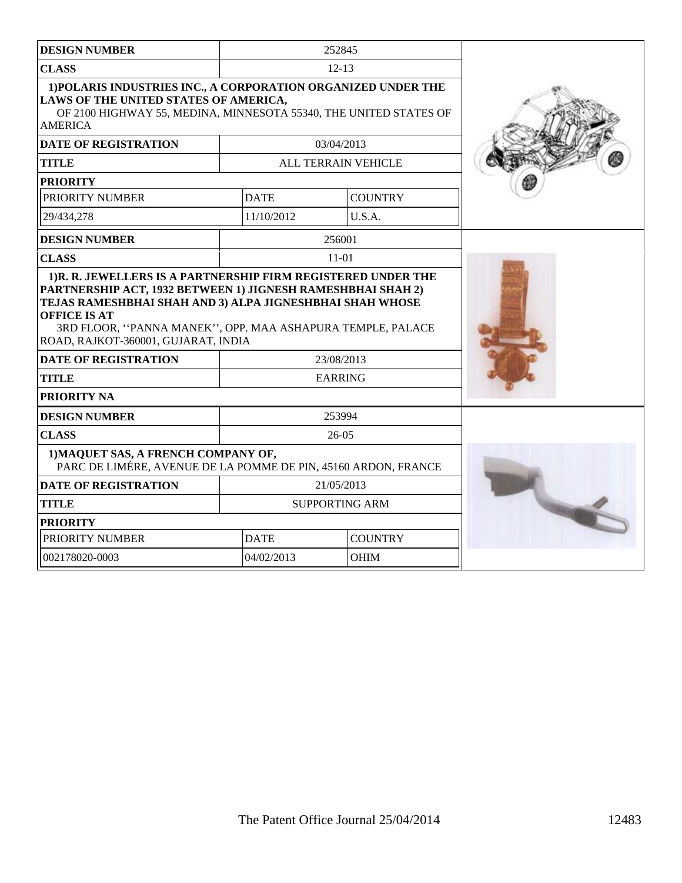| DESIGN NUMBER | 252845 | |
|---|---|---|
| CLASS | 12-13 | |
| 1)POLARIS INDUSTRIES INC., A CORPORATION ORGANIZED UNDER THE LAWS OF THE UNITED STATES OF AMERICA, OF 2100 HIGHWAY 55, MEDINA, MINNESOTA 55340, THE UNITED STATES OF AMERICA | | |
| DATE OF REGISTRATION | 03/04/2013 | |
| TITLE | ALL TERRAIN VEHICLE | |
| PRIORITY | | |
| PRIORITY NUMBER | DATE | COUNTRY |
| 29/434,278 | 11/10/2012 | U.S.A. |

| DESIGN NUMBER | 256001 |
|---|---|
| CLASS | 11-01 |
| 1)R. R. JEWELLERS IS A PARTNERSHIP FIRM REGISTERED UNDER THE PARTNERSHIP ACT, 1932 BETWEEN 1) JIGNESH RAMESHBHAI SHAH 2) TEJAS RAMESHBHAI SHAH AND 3) ALPA JIGNESHBHAI SHAH WHOSE OFFICE IS AT 3RD FLOOR, ''PANNA MANEK'', OPP. MAA ASHAPURA TEMPLE, PALACE ROAD, RAJKOT-360001, GUJARAT, INDIA | |
| DATE OF REGISTRATION | 23/08/2013 |
| TITLE | EARRING |
| PRIORITY NA | |

| DESIGN NUMBER | 253994 | |
|---|---|---|
| CLASS | 26-05 | |
| 1)MAQUET SAS, A FRENCH COMPANY OF, PARC DE LIMÉRE, AVENUE DE LA POMME DE PIN, 45160 ARDON, FRANCE | | |
| DATE OF REGISTRATION | 21/05/2013 | |
| TITLE | SUPPORTING ARM | |
| PRIORITY | | |
| PRIORITY NUMBER | DATE | COUNTRY |
| 002178020-0003 | 04/02/2013 | OHIM |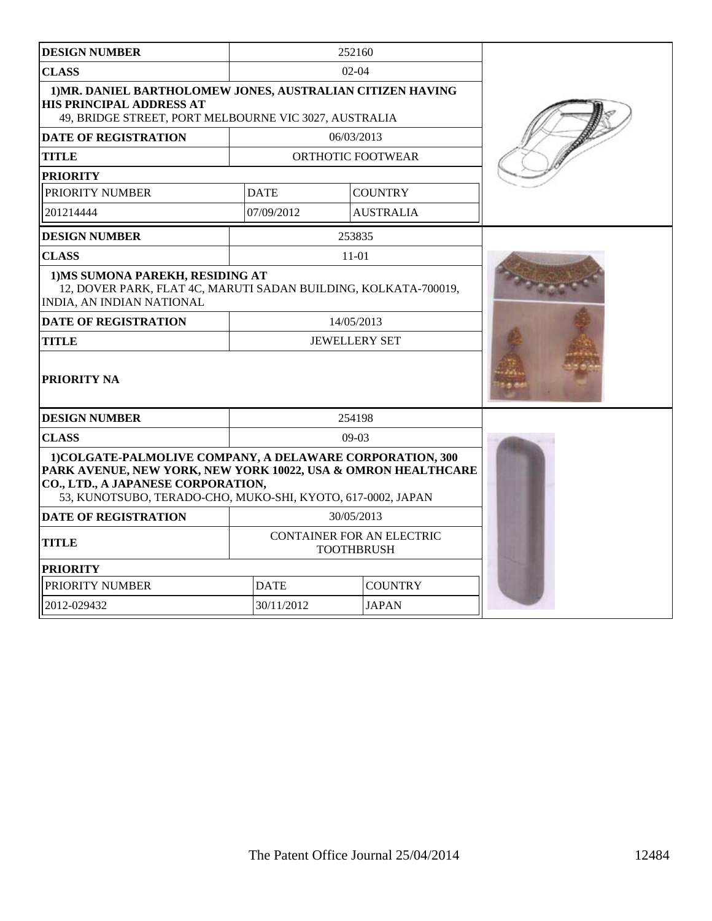| DESIGN NUMBER | 252160 | |
|---|---|---|
| CLASS | 02-04 | |
| 1)MR. DANIEL BARTHOLOMEW JONES, AUSTRALIAN CITIZEN HAVING HIS PRINCIPAL ADDRESS AT 49, BRIDGE STREET, PORT MELBOURNE VIC 3027, AUSTRALIA | | |
| DATE OF REGISTRATION | 06/03/2013 | |
| TITLE | ORTHOTIC FOOTWEAR | |
| PRIORITY | | |
| PRIORITY NUMBER | DATE | COUNTRY |
| 201214444 | 07/09/2012 | AUSTRALIA |

| DESIGN NUMBER | 253835 |
|---|---|
| CLASS | 11-01 |
| 1)MS SUMONA PAREKH, RESIDING AT 12, DOVER PARK, FLAT 4C, MARUTI SADAN BUILDING, KOLKATA-700019, INDIA, AN INDIAN NATIONAL | |
| DATE OF REGISTRATION | 14/05/2013 |
| TITLE | JEWELLERY SET |
| PRIORITY NA | |

| DESIGN NUMBER | 254198 | |
|---|---|---|
| CLASS | 09-03 | |
| 1)COLGATE-PALMOLIVE COMPANY, A DELAWARE CORPORATION, 300 PARK AVENUE, NEW YORK, NEW YORK 10022, USA & OMRON HEALTHCARE CO., LTD., A JAPANESE CORPORATION, 53, KUNOTSUBO, TERADO-CHO, MUKO-SHI, KYOTO, 617-0002, JAPAN | | |
| DATE OF REGISTRATION | 30/05/2013 | |
| TITLE | CONTAINER FOR AN ELECTRIC TOOTHBRUSH | |
| PRIORITY | | |
| PRIORITY NUMBER | DATE | COUNTRY |
| 2012-029432 | 30/11/2012 | JAPAN |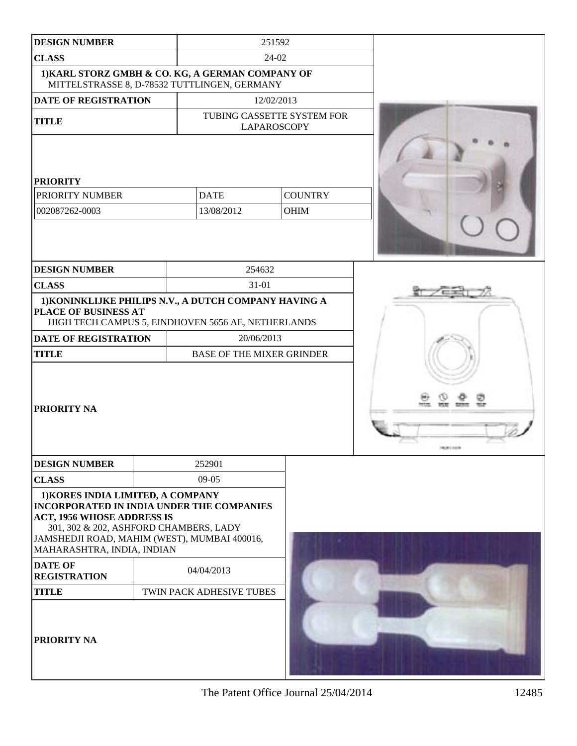| DESIGN NUMBER | 251592 | |
|---|---|---|
| CLASS | 24-02 | |
| 1)KARL STORZ GMBH & CO. KG, A GERMAN COMPANY OF MITTELSTRASSE 8, D-78532 TUTTLINGEN, GERMANY | | |
| DATE OF REGISTRATION | 12/02/2013 | |
| TITLE | TUBING CASSETTE SYSTEM FOR LAPAROSCOPY | |

**PRIORITY**

| PRIORITY NUMBER | DATE | COUNTRY |
|---|---|---|
| 002087262-0003 | 13/08/2012 | OHIM |

| DESIGN NUMBER | 254632 |
|---|---|
| CLASS | 31-01 |
| 1)KONINKLIJKE PHILIPS N.V., A DUTCH COMPANY HAVING A PLACE OF BUSINESS AT HIGH TECH CAMPUS 5, EINDHOVEN 5656 AE, NETHERLANDS | |
| DATE OF REGISTRATION | 20/06/2013 |
| TITLE | BASE OF THE MIXER GRINDER |
| PRIORITY NA | |

| DESIGN NUMBER | 252901 |
|---|---|
| CLASS | 09-05 |
| 1)KORES INDIA LIMITED, A COMPANY INCORPORATED IN INDIA UNDER THE COMPANIES ACT, 1956 WHOSE ADDRESS IS 301, 302 & 202, ASHFORD CHAMBERS, LADY JAMSHEDJI ROAD, MAHIM (WEST), MUMBAI 400016, MAHARASHTRA, INDIA, INDIAN | |
| DATE OF REGISTRATION | 04/04/2013 |
| TITLE | TWIN PACK ADHESIVE TUBES |
| PRIORITY NA | |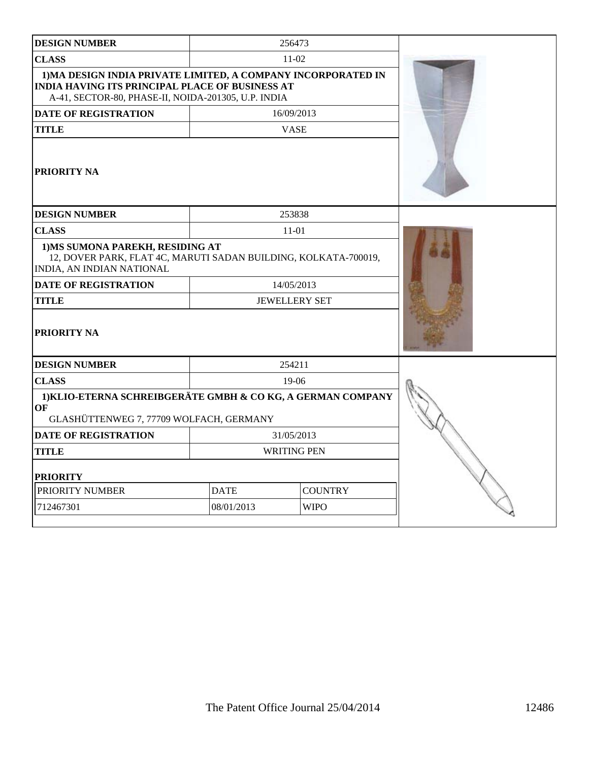| DESIGN NUMBER | 256473 |
| --- | --- |
| CLASS | 11-02 |
| 1)MA DESIGN INDIA PRIVATE LIMITED, A COMPANY INCORPORATED IN INDIA HAVING ITS PRINCIPAL PLACE OF BUSINESS AT A-41, SECTOR-80, PHASE-II, NOIDA-201305, U.P. INDIA | |
| DATE OF REGISTRATION | 16/09/2013 |
| TITLE | VASE |
| PRIORITY NA | |

| DESIGN NUMBER | 253838 |
| --- | --- |
| CLASS | 11-01 |
| 1)MS SUMONA PAREKH, RESIDING AT 12, DOVER PARK, FLAT 4C, MARUTI SADAN BUILDING, KOLKATA-700019, INDIA, AN INDIAN NATIONAL | |
| DATE OF REGISTRATION | 14/05/2013 |
| TITLE | JEWELLERY SET |
| PRIORITY NA | |

| DESIGN NUMBER | 254211 |
| --- | --- |
| CLASS | 19-06 |
| 1)KLIO-ETERNA SCHREIBGERÄTE GMBH & CO KG, A GERMAN COMPANY OF GLASHÜTTENWEG 7, 77709 WOLFACH, GERMANY | |
| DATE OF REGISTRATION | 31/05/2013 |
| TITLE | WRITING PEN |

**PRIORITY**

| PRIORITY NUMBER | DATE | COUNTRY |
| --- | --- | --- |
| 712467301 | 08/01/2013 | WIPO |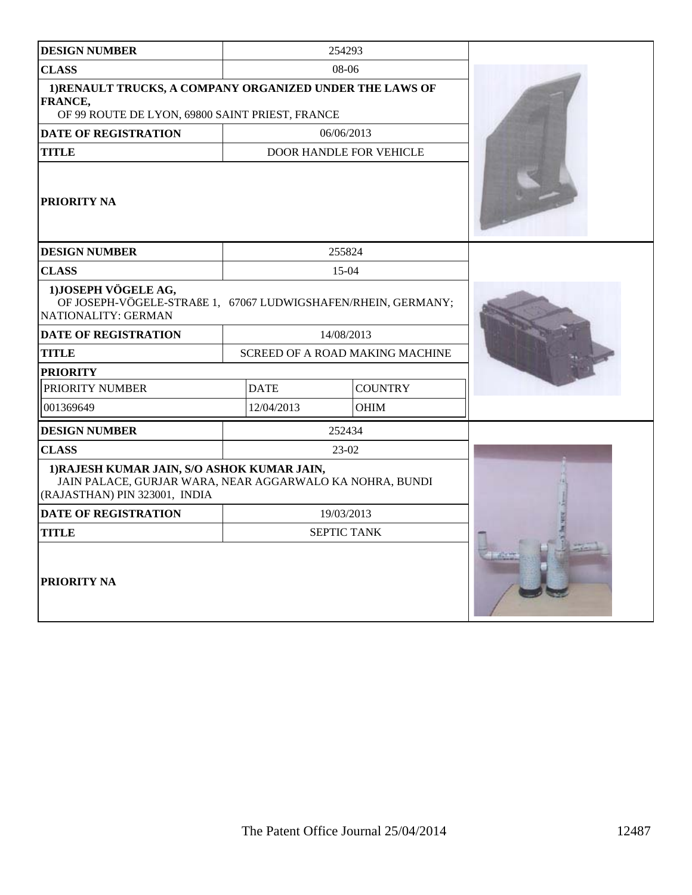| DESIGN NUMBER | 254293 | |
|---|---|---|
| CLASS | 08-06 | |
| 1)RENAULT TRUCKS, A COMPANY ORGANIZED UNDER THE LAWS OF FRANCE, OF 99 ROUTE DE LYON, 69800 SAINT PRIEST, FRANCE | | |
| DATE OF REGISTRATION | 06/06/2013 | |
| TITLE | DOOR HANDLE FOR VEHICLE | |
| PRIORITY NA | | |

| DESIGN NUMBER | 255824 | |
|---|---|---|
| CLASS | 15-04 | |
| 1)JOSEPH VÖGELE AG, OF JOSEPH-VÖGELE-STRAßE 1, 67067 LUDWIGSHAFEN/RHEIN, GERMANY; NATIONALITY: GERMAN | | |
| DATE OF REGISTRATION | 14/08/2013 | |
| TITLE | SCREED OF A ROAD MAKING MACHINE | |
| PRIORITY | | |
| PRIORITY NUMBER | DATE | COUNTRY |
| 001369649 | 12/04/2013 | OHIM |

| DESIGN NUMBER | 252434 | |
|---|---|---|
| CLASS | 23-02 | |
| 1)RAJESH KUMAR JAIN, S/O ASHOK KUMAR JAIN, JAIN PALACE, GURJAR WARA, NEAR AGGARWALO KA NOHRA, BUNDI (RAJASTHAN) PIN 323001, INDIA | | |
| DATE OF REGISTRATION | 19/03/2013 | |
| TITLE | SEPTIC TANK | |
| PRIORITY NA | | |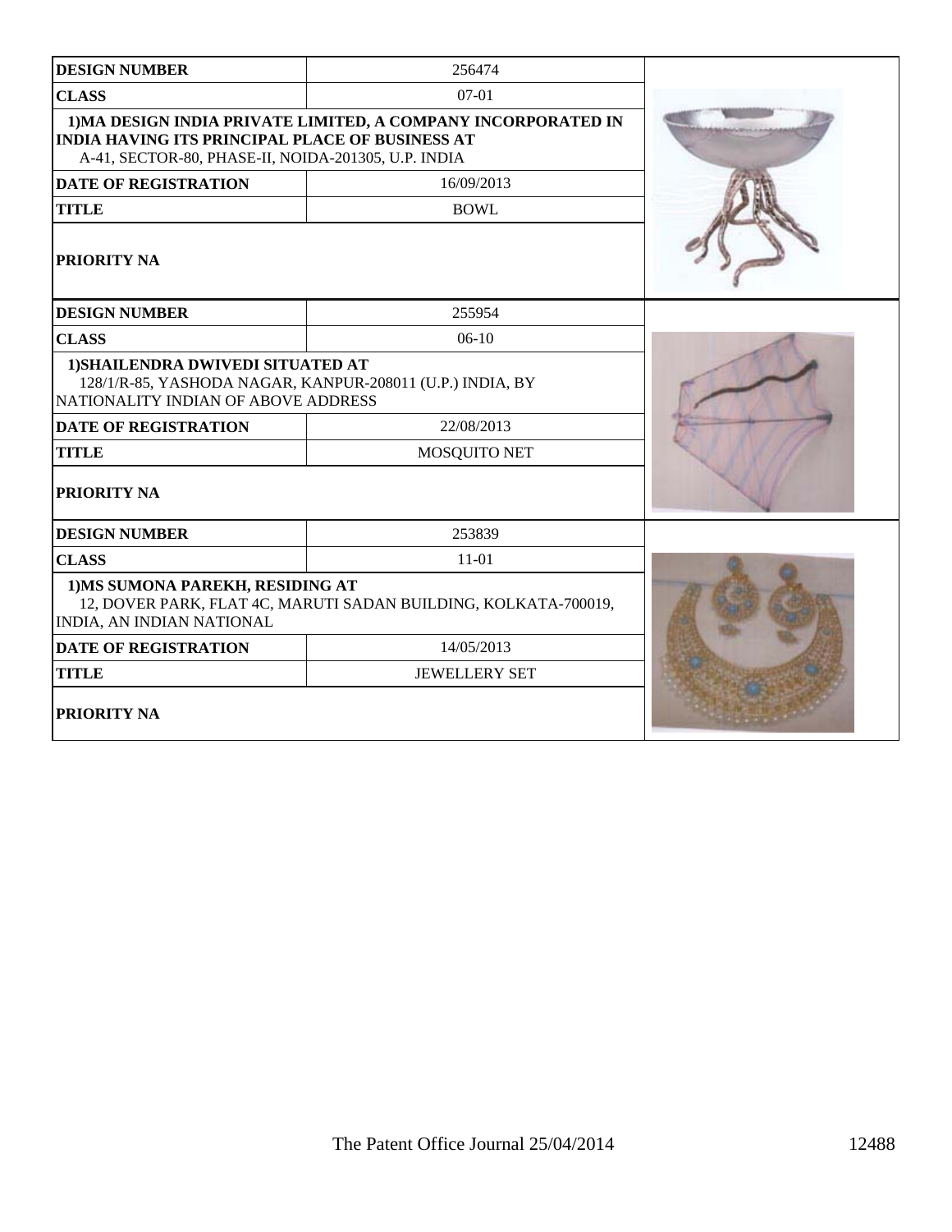| DESIGN NUMBER | 256474 |
| --- | --- |
| CLASS | 07-01 |
| 1)MA DESIGN INDIA PRIVATE LIMITED, A COMPANY INCORPORATED IN INDIA HAVING ITS PRINCIPAL PLACE OF BUSINESS AT A-41, SECTOR-80, PHASE-II, NOIDA-201305, U.P. INDIA | |
| DATE OF REGISTRATION | 16/09/2013 |
| TITLE | BOWL |
| PRIORITY NA | |

| DESIGN NUMBER | 255954 |
| --- | --- |
| CLASS | 06-10 |
| 1)SHAILENDRA DWIVEDI SITUATED AT 128/1/R-85, YASHODA NAGAR, KANPUR-208011 (U.P.) INDIA, BY NATIONALITY INDIAN OF ABOVE ADDRESS | |
| DATE OF REGISTRATION | 22/08/2013 |
| TITLE | MOSQUITO NET |
| PRIORITY NA | |

| DESIGN NUMBER | 253839 |
| --- | --- |
| CLASS | 11-01 |
| 1)MS SUMONA PAREKH, RESIDING AT 12, DOVER PARK, FLAT 4C, MARUTI SADAN BUILDING, KOLKATA-700019, INDIA, AN INDIAN NATIONAL | |
| DATE OF REGISTRATION | 14/05/2013 |
| TITLE | JEWELLERY SET |
| PRIORITY NA | |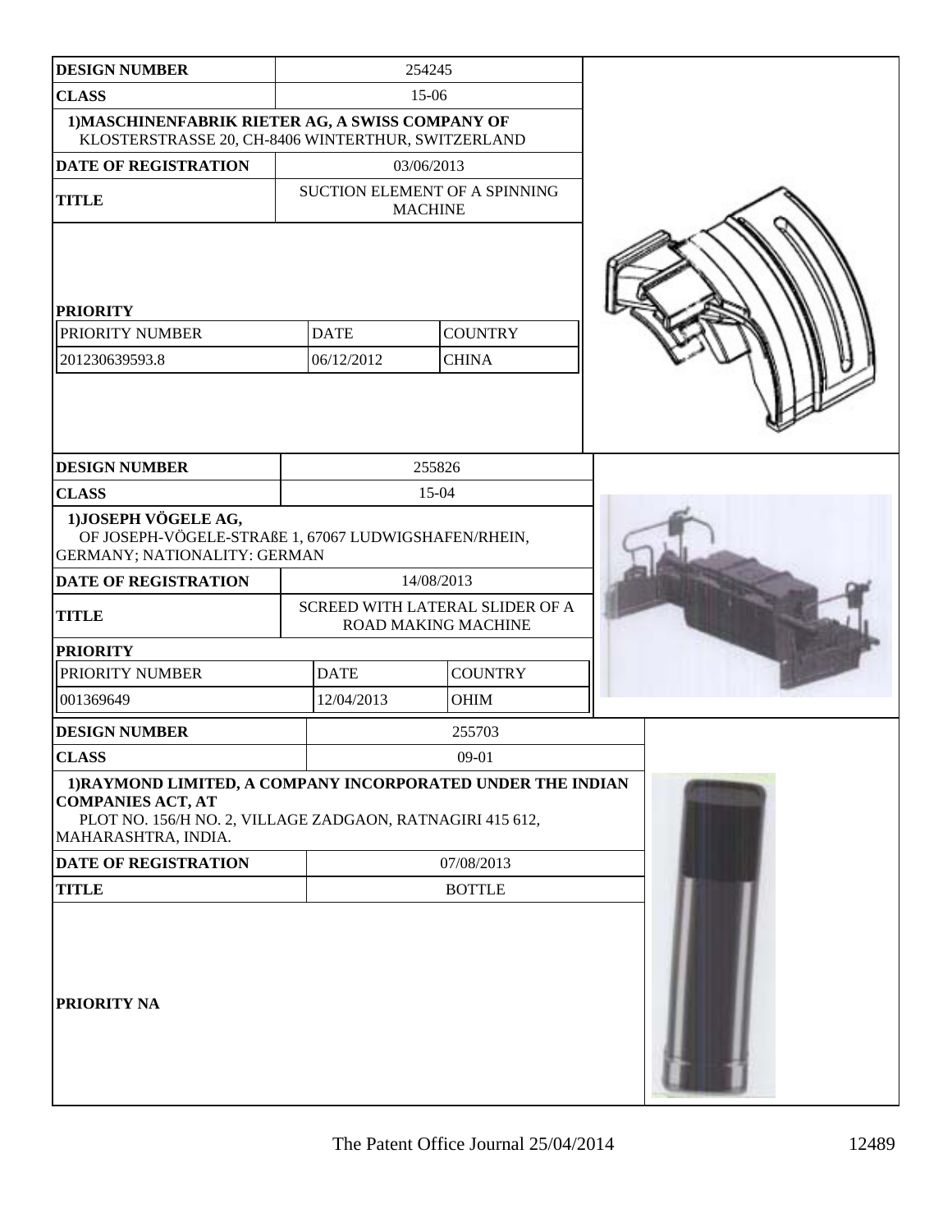| DESIGN NUMBER | 254245 | |
|---|---|---|
| CLASS | 15-06 | |
| 1)MASCHINENFABRIK RIETER AG, A SWISS COMPANY OF KLOSTERSTRASSE 20, CH-8406 WINTERTHUR, SWITZERLAND | | |
| DATE OF REGISTRATION | 03/06/2013 | |
| TITLE | SUCTION ELEMENT OF A SPINNING MACHINE | |
| PRIORITY | | |
| PRIORITY NUMBER | DATE | COUNTRY |
| 201230639593.8 | 06/12/2012 | CHINA |

| DESIGN NUMBER | 255826 | |
|---|---|---|
| CLASS | 15-04 | |
| 1)JOSEPH VÖGELE AG, OF JOSEPH-VÖGELE-STRAßE 1, 67067 LUDWIGSHAFEN/RHEIN, GERMANY; NATIONALITY: GERMAN | | |
| DATE OF REGISTRATION | 14/08/2013 | |
| TITLE | SCREED WITH LATERAL SLIDER OF A ROAD MAKING MACHINE | |
| PRIORITY | | |
| PRIORITY NUMBER | DATE | COUNTRY |
| 001369649 | 12/04/2013 | OHIM |

| DESIGN NUMBER | 255703 |
|---|---|
| CLASS | 09-01 |
| 1)RAYMOND LIMITED, A COMPANY INCORPORATED UNDER THE INDIAN COMPANIES ACT, AT PLOT NO. 156/H NO. 2, VILLAGE ZADGAON, RATNAGIRI 415 612, MAHARASHTRA, INDIA. | |
| DATE OF REGISTRATION | 07/08/2013 |
| TITLE | BOTTLE |
| PRIORITY NA | |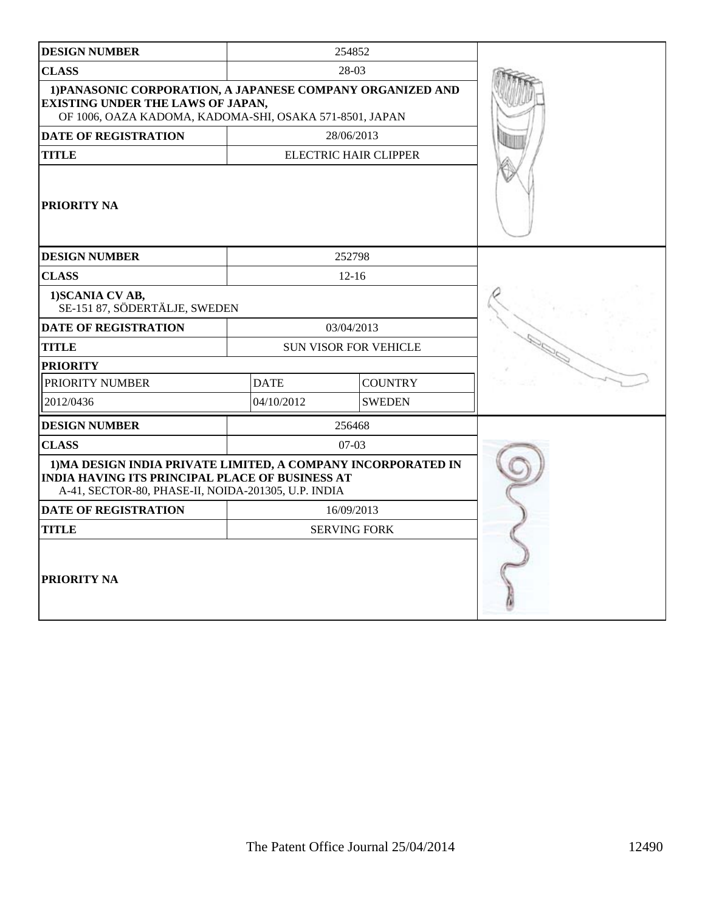| DESIGN NUMBER | 254852 |
|---|---|
| CLASS | 28-03 |
| 1)PANASONIC CORPORATION, A JAPANESE COMPANY ORGANIZED AND EXISTING UNDER THE LAWS OF JAPAN, OF 1006, OAZA KADOMA, KADOMA-SHI, OSAKA 571-8501, JAPAN | |
| DATE OF REGISTRATION | 28/06/2013 |
| TITLE | ELECTRIC HAIR CLIPPER |
| PRIORITY NA | |

| DESIGN NUMBER | 252798 | |
|---|---|---|
| CLASS | 12-16 | |
| 1)SCANIA CV AB, SE-151 87, SÖDERTÄLJE, SWEDEN | | |
| DATE OF REGISTRATION | 03/04/2013 | |
| TITLE | SUN VISOR FOR VEHICLE | |
| PRIORITY | | |
| PRIORITY NUMBER | DATE | COUNTRY |
| 2012/0436 | 04/10/2012 | SWEDEN |

| DESIGN NUMBER | 256468 |
|---|---|
| CLASS | 07-03 |
| 1)MA DESIGN INDIA PRIVATE LIMITED, A COMPANY INCORPORATED IN INDIA HAVING ITS PRINCIPAL PLACE OF BUSINESS AT A-41, SECTOR-80, PHASE-II, NOIDA-201305, U.P. INDIA | |
| DATE OF REGISTRATION | 16/09/2013 |
| TITLE | SERVING FORK |
| PRIORITY NA | |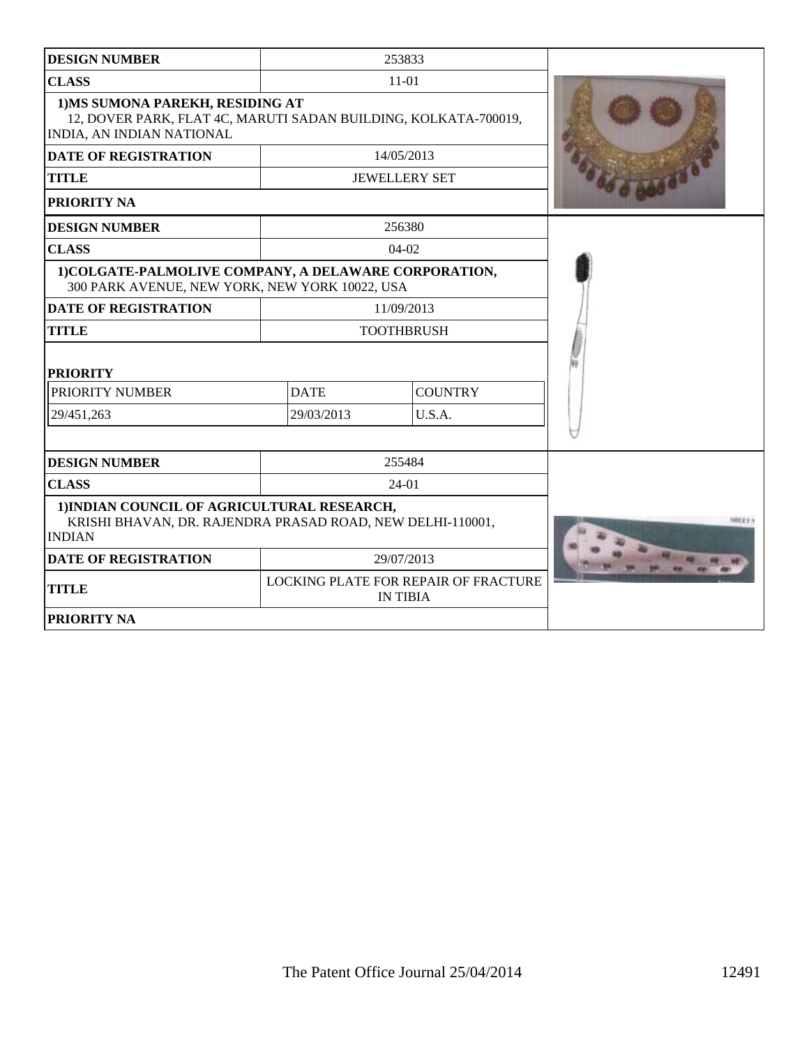| DESIGN NUMBER | 253833 |
|---|---|
| CLASS | 11-01 |
| 1)MS SUMONA PAREKH, RESIDING AT 12, DOVER PARK, FLAT 4C, MARUTI SADAN BUILDING, KOLKATA-700019, INDIA, AN INDIAN NATIONAL | |
| DATE OF REGISTRATION | 14/05/2013 |
| TITLE | JEWELLERY SET |
| PRIORITY NA | |

| DESIGN NUMBER | 256380 |
|---|---|
| CLASS | 04-02 |
| 1)COLGATE-PALMOLIVE COMPANY, A DELAWARE CORPORATION, 300 PARK AVENUE, NEW YORK, NEW YORK 10022, USA | |
| DATE OF REGISTRATION | 11/09/2013 |
| TITLE | TOOTHBRUSH |

**PRIORITY**

| PRIORITY NUMBER | DATE | COUNTRY |
|---|---|---|
| 29/451,263 | 29/03/2013 | U.S.A. |

| DESIGN NUMBER | 255484 |
|---|---|
| CLASS | 24-01 |
| 1)INDIAN COUNCIL OF AGRICULTURAL RESEARCH, KRISHI BHAVAN, DR. RAJENDRA PRASAD ROAD, NEW DELHI-110001, INDIAN | |
| DATE OF REGISTRATION | 29/07/2013 |
| TITLE | LOCKING PLATE FOR REPAIR OF FRACTURE IN TIBIA |
| PRIORITY NA | |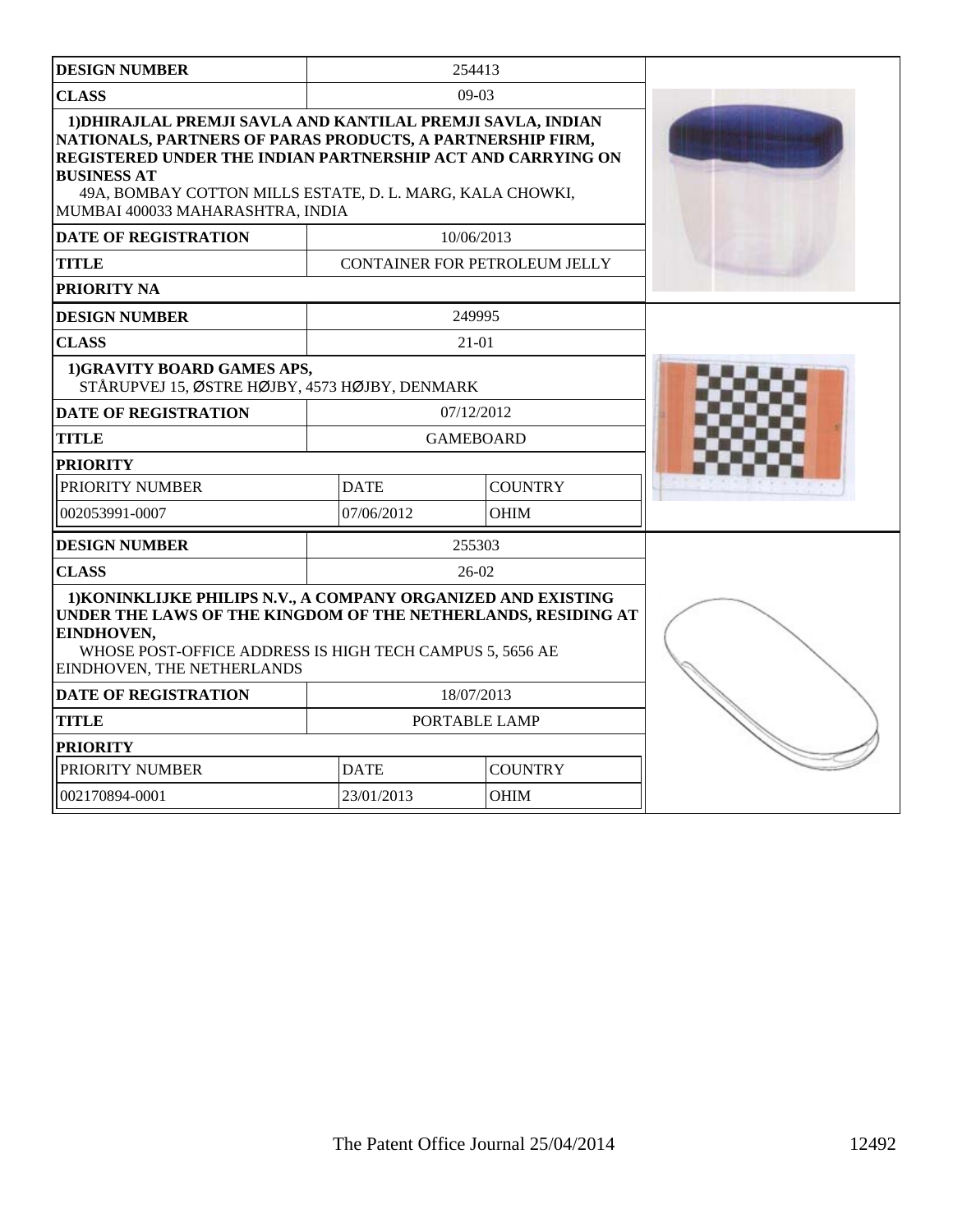| DESIGN NUMBER | 254413 | |
|---|---|---|
| CLASS | 09-03 | |
| 1)DHIRAJLAL PREMJI SAVLA AND KANTILAL PREMJI SAVLA, INDIAN NATIONALS, PARTNERS OF PARAS PRODUCTS, A PARTNERSHIP FIRM, REGISTERED UNDER THE INDIAN PARTNERSHIP ACT AND CARRYING ON BUSINESS AT 49A, BOMBAY COTTON MILLS ESTATE, D. L. MARG, KALA CHOWKI, MUMBAI 400033 MAHARASHTRA, INDIA | | |
| DATE OF REGISTRATION | 10/06/2013 | |
| TITLE | CONTAINER FOR PETROLEUM JELLY | |
| PRIORITY NA | | |

| DESIGN NUMBER | 249995 | |
|---|---|---|
| CLASS | 21-01 | |
| 1)GRAVITY BOARD GAMES APS, STÅRUPVEJ 15, ØSTRE HØJBY, 4573 HØJBY, DENMARK | | |
| DATE OF REGISTRATION | 07/12/2012 | |
| TITLE | GAMEBOARD | |
| PRIORITY | | |
| PRIORITY NUMBER | DATE | COUNTRY |
| 002053991-0007 | 07/06/2012 | OHIM |

| DESIGN NUMBER | 255303 | |
|---|---|---|
| CLASS | 26-02 | |
| 1)KONINKLIJKE PHILIPS N.V., A COMPANY ORGANIZED AND EXISTING UNDER THE LAWS OF THE KINGDOM OF THE NETHERLANDS, RESIDING AT EINDHOVEN, WHOSE POST-OFFICE ADDRESS IS HIGH TECH CAMPUS 5, 5656 AE EINDHOVEN, THE NETHERLANDS | | |
| DATE OF REGISTRATION | 18/07/2013 | |
| TITLE | PORTABLE LAMP | |
| PRIORITY | | |
| PRIORITY NUMBER | DATE | COUNTRY |
| 002170894-0001 | 23/01/2013 | OHIM |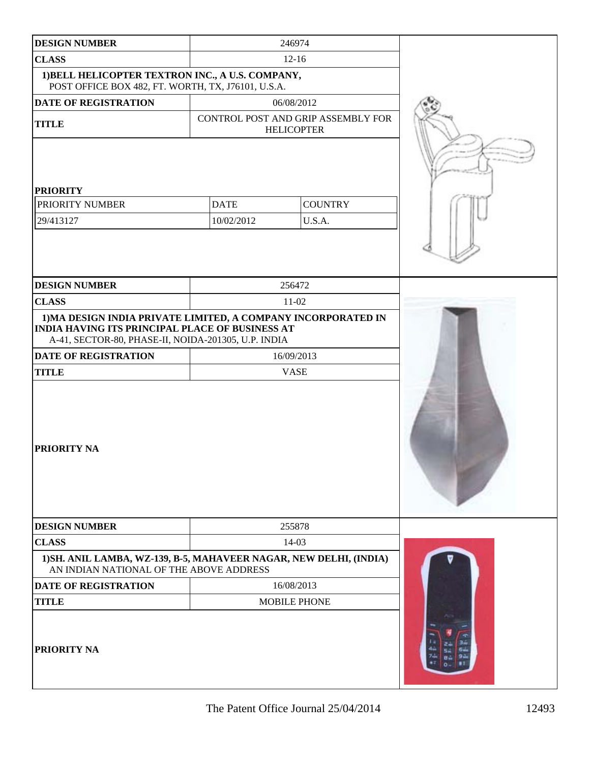| DESIGN NUMBER | 246974 | |
|---|---|---|
| CLASS | 12-16 | |
| 1)BELL HELICOPTER TEXTRON INC., A U.S. COMPANY, POST OFFICE BOX 482, FT. WORTH, TX, J76101, U.S.A. | | |
| DATE OF REGISTRATION | 06/08/2012 | |
| TITLE | CONTROL POST AND GRIP ASSEMBLY FOR HELICOPTER | |
| PRIORITY | | |
| PRIORITY NUMBER | DATE | COUNTRY |
| 29/413127 | 10/02/2012 | U.S.A. |

| DESIGN NUMBER | 256472 |
|---|---|
| CLASS | 11-02 |
| 1)MA DESIGN INDIA PRIVATE LIMITED, A COMPANY INCORPORATED IN INDIA HAVING ITS PRINCIPAL PLACE OF BUSINESS AT A-41, SECTOR-80, PHASE-II, NOIDA-201305, U.P. INDIA | |
| DATE OF REGISTRATION | 16/09/2013 |
| TITLE | VASE |
| PRIORITY NA | |

| DESIGN NUMBER | 255878 |
|---|---|
| CLASS | 14-03 |
| 1)SH. ANIL LAMBA, WZ-139, B-5, MAHAVEER NAGAR, NEW DELHI, (INDIA) AN INDIAN NATIONAL OF THE ABOVE ADDRESS | |
| DATE OF REGISTRATION | 16/08/2013 |
| TITLE | MOBILE PHONE |
| PRIORITY NA | |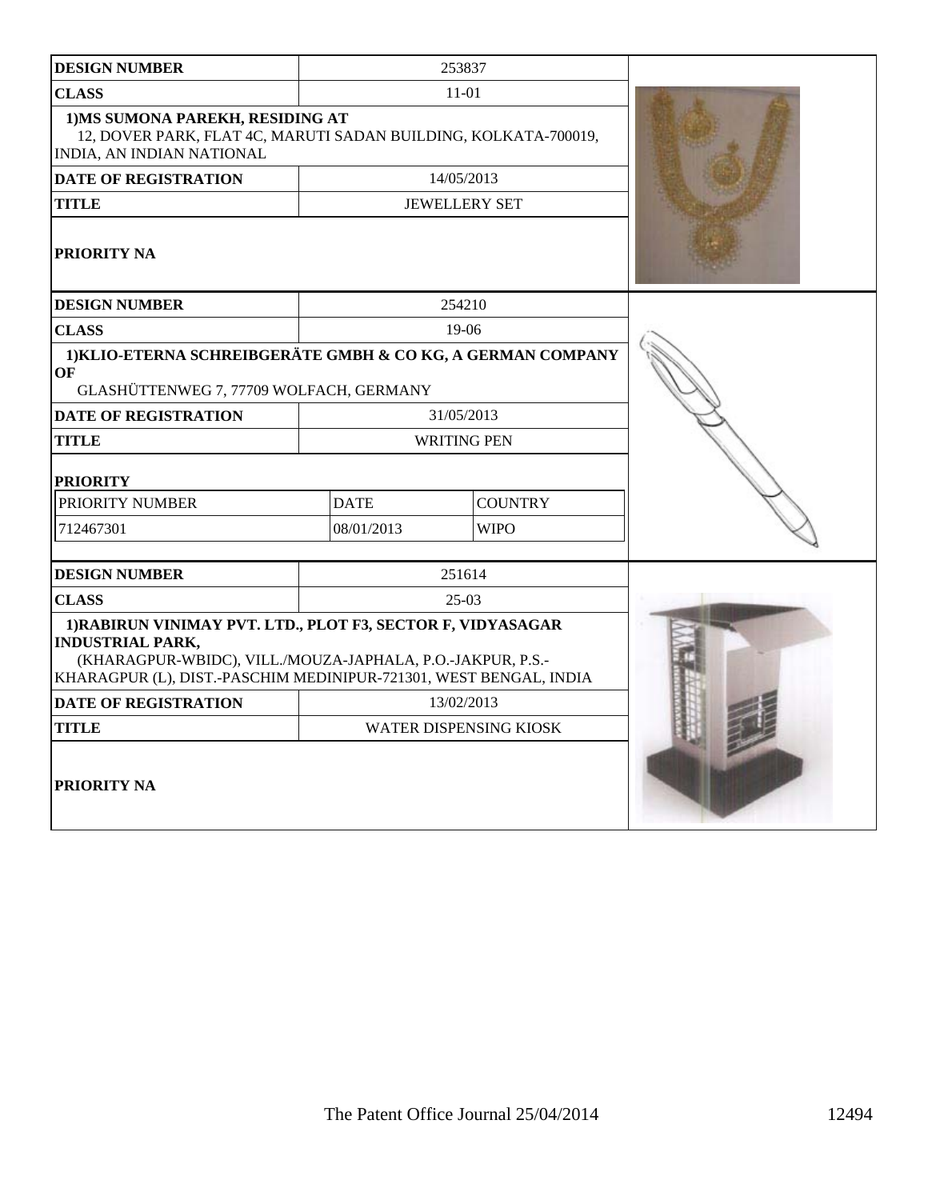| DESIGN NUMBER | 253837 |
|---|---|
| CLASS | 11-01 |
| 1)MS SUMONA PAREKH, RESIDING AT 12, DOVER PARK, FLAT 4C, MARUTI SADAN BUILDING, KOLKATA-700019, INDIA, AN INDIAN NATIONAL | |
| DATE OF REGISTRATION | 14/05/2013 |
| TITLE | JEWELLERY SET |
| PRIORITY NA | |

| DESIGN NUMBER | 254210 | |
|---|---|---|
| CLASS | 19-06 | |
| 1)KLIO-ETERNA SCHREIBGERÄTE GMBH & CO KG, A GERMAN COMPANY OF GLASHÜTTENWEG 7, 77709 WOLFACH, GERMANY | | |
| DATE OF REGISTRATION | 31/05/2013 | |
| TITLE | WRITING PEN | |
| PRIORITY | | |
| PRIORITY NUMBER | DATE | COUNTRY |
| 712467301 | 08/01/2013 | WIPO |

| DESIGN NUMBER | 251614 |
|---|---|
| CLASS | 25-03 |
| 1)RABIRUN VINIMAY PVT. LTD., PLOT F3, SECTOR F, VIDYASAGAR INDUSTRIAL PARK, (KHARAGPUR-WBIDC), VILL./MOUZA-JAPHALA, P.O.-JAKPUR, P.S.-KHARAGPUR (L), DIST.-PASCHIM MEDINIPUR-721301, WEST BENGAL, INDIA | |
| DATE OF REGISTRATION | 13/02/2013 |
| TITLE | WATER DISPENSING KIOSK |
| PRIORITY NA | |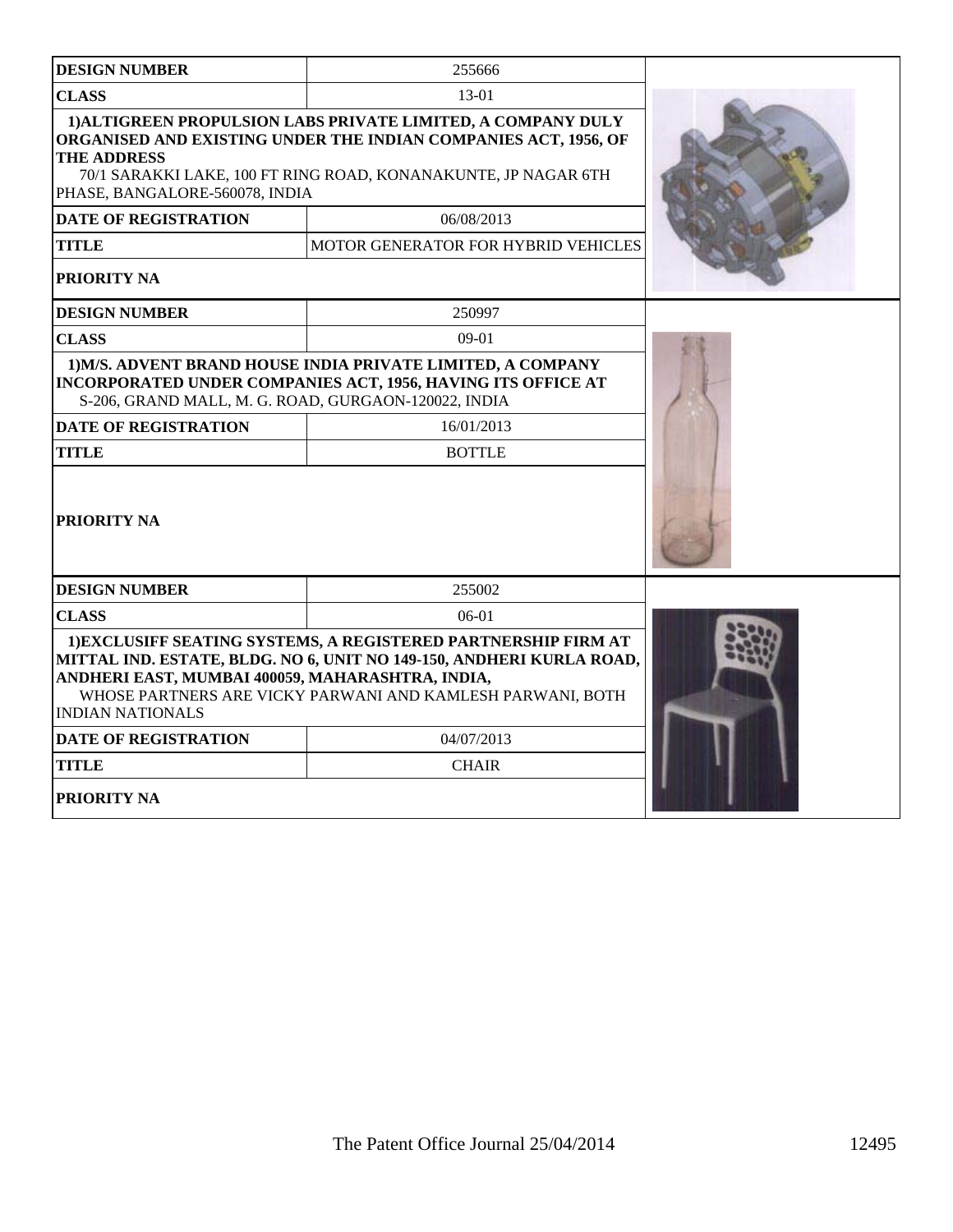| DESIGN NUMBER | 255666 |
|---|---|
| CLASS | 13-01 |
| 1)ALTIGREEN PROPULSION LABS PRIVATE LIMITED, A COMPANY DULY ORGANISED AND EXISTING UNDER THE INDIAN COMPANIES ACT, 1956, OF THE ADDRESS 70/1 SARAKKI LAKE, 100 FT RING ROAD, KONANAKUNTE, JP NAGAR 6TH PHASE, BANGALORE-560078, INDIA | |
| DATE OF REGISTRATION | 06/08/2013 |
| TITLE | MOTOR GENERATOR FOR HYBRID VEHICLES |
| PRIORITY NA | |

| DESIGN NUMBER | 250997 |
|---|---|
| CLASS | 09-01 |
| 1)M/S. ADVENT BRAND HOUSE INDIA PRIVATE LIMITED, A COMPANY INCORPORATED UNDER COMPANIES ACT, 1956, HAVING ITS OFFICE AT S-206, GRAND MALL, M. G. ROAD, GURGAON-120022, INDIA | |
| DATE OF REGISTRATION | 16/01/2013 |
| TITLE | BOTTLE |
| PRIORITY NA | |

| DESIGN NUMBER | 255002 |
|---|---|
| CLASS | 06-01 |
| 1)EXCLUSIFF SEATING SYSTEMS, A REGISTERED PARTNERSHIP FIRM AT MITTAL IND. ESTATE, BLDG. NO 6, UNIT NO 149-150, ANDHERI KURLA ROAD, ANDHERI EAST, MUMBAI 400059, MAHARASHTRA, INDIA, WHOSE PARTNERS ARE VICKY PARWANI AND KAMLESH PARWANI, BOTH INDIAN NATIONALS | |
| DATE OF REGISTRATION | 04/07/2013 |
| TITLE | CHAIR |
| PRIORITY NA | |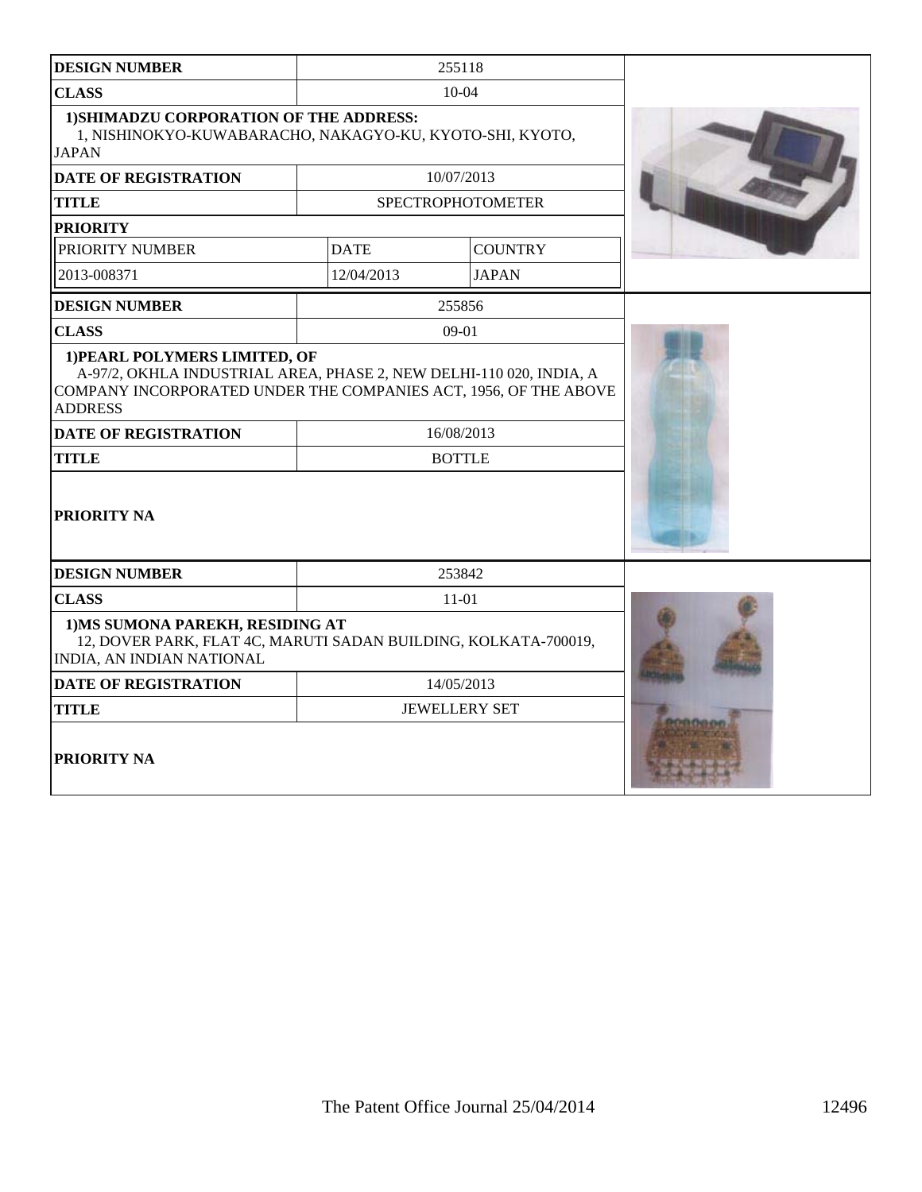| DESIGN NUMBER | 255118 | |
|---|---|---|
| CLASS | 10-04 | |
| **1)SHIMADZU CORPORATION OF THE ADDRESS:** 1, NISHINOKYO-KUWABARACHO, NAKAGYO-KU, KYOTO-SHI, KYOTO, JAPAN | | |
| DATE OF REGISTRATION | 10/07/2013 | |
| TITLE | SPECTROPHOTOMETER | |
| PRIORITY | | |
| PRIORITY NUMBER | DATE | COUNTRY |
| 2013-008371 | 12/04/2013 | JAPAN |

| DESIGN NUMBER | 255856 |
|---|---|
| CLASS | 09-01 |
| **1)PEARL POLYMERS LIMITED, OF** A-97/2, OKHLA INDUSTRIAL AREA, PHASE 2, NEW DELHI-110 020, INDIA, A COMPANY INCORPORATED UNDER THE COMPANIES ACT, 1956, OF THE ABOVE ADDRESS | |
| DATE OF REGISTRATION | 16/08/2013 |
| TITLE | BOTTLE |
| PRIORITY NA | |

| DESIGN NUMBER | 253842 |
|---|---|
| CLASS | 11-01 |
| **1)MS SUMONA PAREKH, RESIDING AT** 12, DOVER PARK, FLAT 4C, MARUTI SADAN BUILDING, KOLKATA-700019, INDIA, AN INDIAN NATIONAL | |
| DATE OF REGISTRATION | 14/05/2013 |
| TITLE | JEWELLERY SET |
| PRIORITY NA | |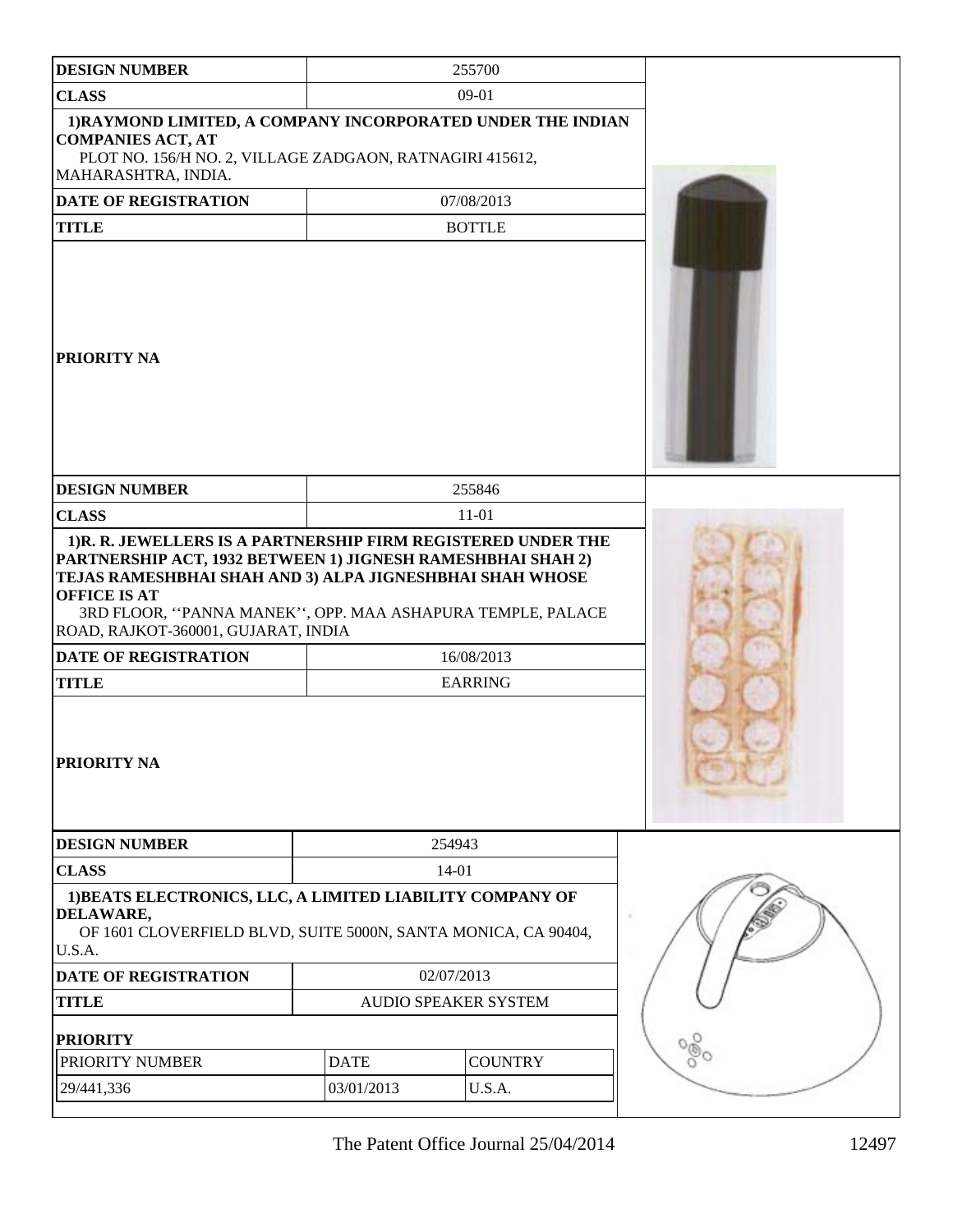| DESIGN NUMBER | 255700 |
|---|---|
| CLASS | 09-01 |
| 1)RAYMOND LIMITED, A COMPANY INCORPORATED UNDER THE INDIAN COMPANIES ACT, AT PLOT NO. 156/H NO. 2, VILLAGE ZADGAON, RATNAGIRI 415612, MAHARASHTRA, INDIA. | |
| DATE OF REGISTRATION | 07/08/2013 |
| TITLE | BOTTLE |
| PRIORITY NA | |

| DESIGN NUMBER | 255846 |
|---|---|
| CLASS | 11-01 |
| 1)R. R. JEWELLERS IS A PARTNERSHIP FIRM REGISTERED UNDER THE PARTNERSHIP ACT, 1932 BETWEEN 1) JIGNESH RAMESHBHAI SHAH 2) TEJAS RAMESHBHAI SHAH AND 3) ALPA JIGNESHBHAI SHAH WHOSE OFFICE IS AT 3RD FLOOR, ''PANNA MANEK'', OPP. MAA ASHAPURA TEMPLE, PALACE ROAD, RAJKOT-360001, GUJARAT, INDIA | |
| DATE OF REGISTRATION | 16/08/2013 |
| TITLE | EARRING |
| PRIORITY NA | |

| DESIGN NUMBER | 254943 |
|---|---|
| CLASS | 14-01 |
| 1)BEATS ELECTRONICS, LLC, A LIMITED LIABILITY COMPANY OF DELAWARE, OF 1601 CLOVERFIELD BLVD, SUITE 5000N, SANTA MONICA, CA 90404, U.S.A. | |
| DATE OF REGISTRATION | 02/07/2013 |
| TITLE | AUDIO SPEAKER SYSTEM |

**PRIORITY**

| PRIORITY NUMBER | DATE | COUNTRY |
|---|---|---|
| 29/441,336 | 03/01/2013 | U.S.A. |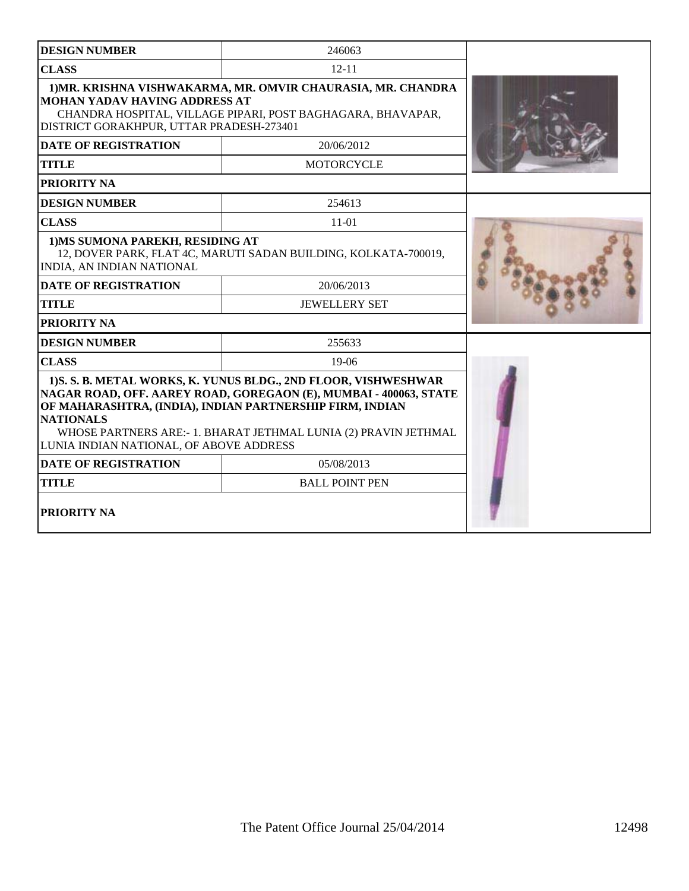| DESIGN NUMBER | 246063 |
| --- | --- |
| CLASS | 12-11 |
| 1)MR. KRISHNA VISHWAKARMA, MR. OMVIR CHAURASIA, MR. CHANDRA MOHAN YADAV HAVING ADDRESS AT CHANDRA HOSPITAL, VILLAGE PIPARI, POST BAGHAGARA, BHAVAPAR, DISTRICT GORAKHPUR, UTTAR PRADESH-273401 | |
| DATE OF REGISTRATION | 20/06/2012 |
| TITLE | MOTORCYCLE |
| PRIORITY NA | |

| DESIGN NUMBER | 254613 |
| --- | --- |
| CLASS | 11-01 |
| 1)MS SUMONA PAREKH, RESIDING AT 12, DOVER PARK, FLAT 4C, MARUTI SADAN BUILDING, KOLKATA-700019, INDIA, AN INDIAN NATIONAL | |
| DATE OF REGISTRATION | 20/06/2013 |
| TITLE | JEWELLERY SET |
| PRIORITY NA | |

| DESIGN NUMBER | 255633 |
| --- | --- |
| CLASS | 19-06 |
| 1)S. S. B. METAL WORKS, K. YUNUS BLDG., 2ND FLOOR, VISHWESHWAR NAGAR ROAD, OFF. AAREY ROAD, GOREGAON (E), MUMBAI - 400063, STATE OF MAHARASHTRA, (INDIA), INDIAN PARTNERSHIP FIRM, INDIAN NATIONALS WHOSE PARTNERS ARE:- 1. BHARAT JETHMAL LUNIA (2) PRAVIN JETHMAL LUNIA INDIAN NATIONAL, OF ABOVE ADDRESS | |
| DATE OF REGISTRATION | 05/08/2013 |
| TITLE | BALL POINT PEN |
| PRIORITY NA | |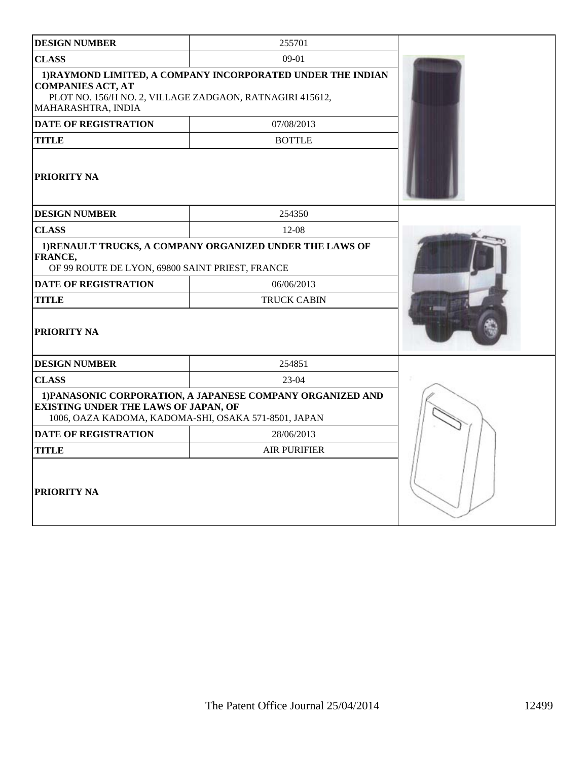| DESIGN NUMBER | 255701 |
| --- | --- |
| CLASS | 09-01 |
| 1)RAYMOND LIMITED, A COMPANY INCORPORATED UNDER THE INDIAN COMPANIES ACT, AT PLOT NO. 156/H NO. 2, VILLAGE ZADGAON, RATNAGIRI 415612, MAHARASHTRA, INDIA | |
| DATE OF REGISTRATION | 07/08/2013 |
| TITLE | BOTTLE |
| PRIORITY NA | |

| DESIGN NUMBER | 254350 |
| --- | --- |
| CLASS | 12-08 |
| 1)RENAULT TRUCKS, A COMPANY ORGANIZED UNDER THE LAWS OF FRANCE, OF 99 ROUTE DE LYON, 69800 SAINT PRIEST, FRANCE | |
| DATE OF REGISTRATION | 06/06/2013 |
| TITLE | TRUCK CABIN |
| PRIORITY NA | |

| DESIGN NUMBER | 254851 |
| --- | --- |
| CLASS | 23-04 |
| 1)PANASONIC CORPORATION, A JAPANESE COMPANY ORGANIZED AND EXISTING UNDER THE LAWS OF JAPAN, OF 1006, OAZA KADOMA, KADOMA-SHI, OSAKA 571-8501, JAPAN | |
| DATE OF REGISTRATION | 28/06/2013 |
| TITLE | AIR PURIFIER |
| PRIORITY NA | |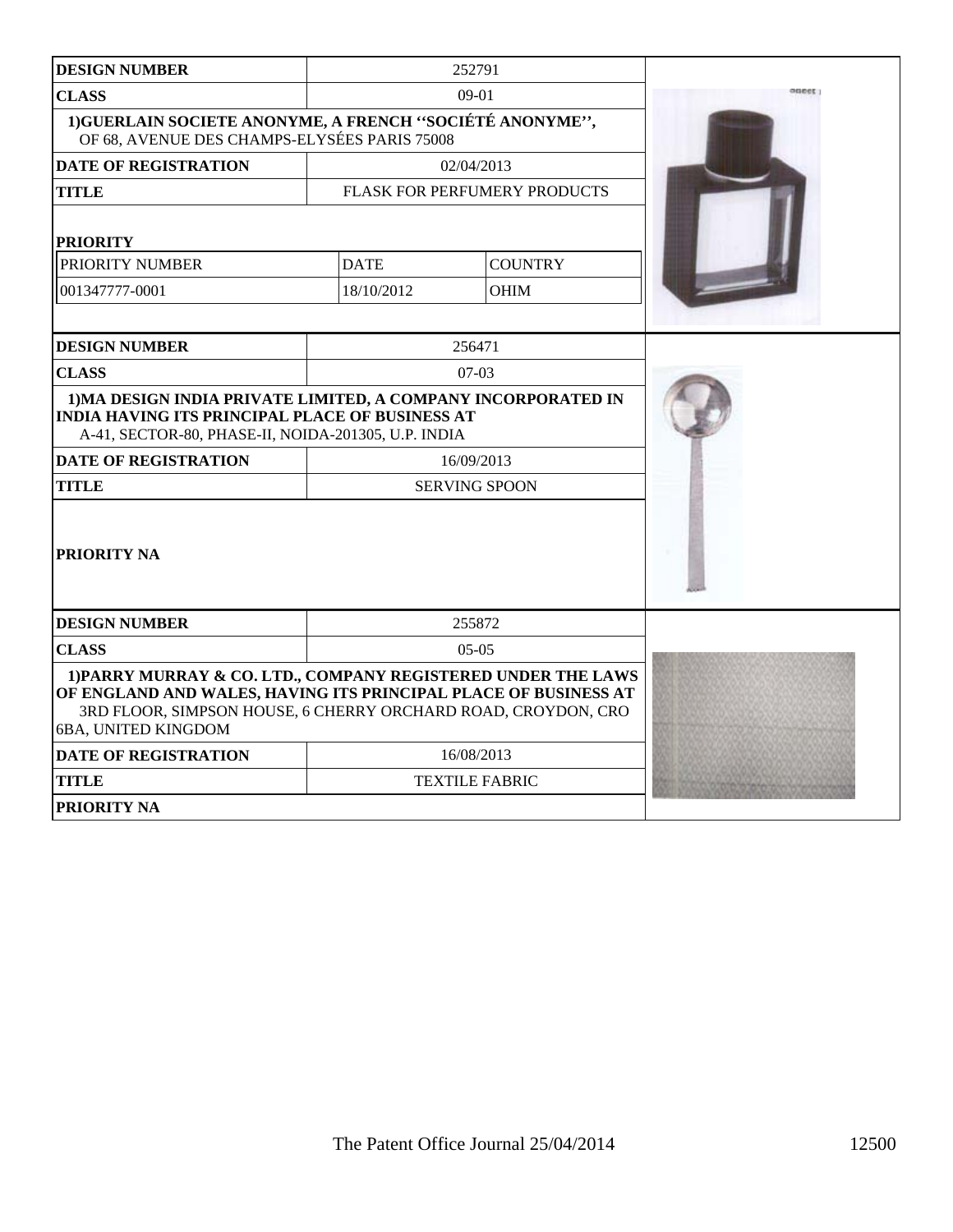| DESIGN NUMBER | 252791 | |
|---|---|---|
| CLASS | 09-01 | |
| 1)GUERLAIN SOCIETE ANONYME, A FRENCH ''SOCIÉTÉ ANONYME'', OF 68, AVENUE DES CHAMPS-ELYSÉES PARIS 75008 | | |
| DATE OF REGISTRATION | 02/04/2013 | |
| TITLE | FLASK FOR PERFUMERY PRODUCTS | |
| PRIORITY | | |
| PRIORITY NUMBER | DATE | COUNTRY |
| 001347777-0001 | 18/10/2012 | OHIM |

| DESIGN NUMBER | 256471 |
|---|---|
| CLASS | 07-03 |
| 1)MA DESIGN INDIA PRIVATE LIMITED, A COMPANY INCORPORATED IN INDIA HAVING ITS PRINCIPAL PLACE OF BUSINESS AT A-41, SECTOR-80, PHASE-II, NOIDA-201305, U.P. INDIA | |
| DATE OF REGISTRATION | 16/09/2013 |
| TITLE | SERVING SPOON |
| PRIORITY NA | |

| DESIGN NUMBER | 255872 |
|---|---|
| CLASS | 05-05 |
| 1)PARRY MURRAY & CO. LTD., COMPANY REGISTERED UNDER THE LAWS OF ENGLAND AND WALES, HAVING ITS PRINCIPAL PLACE OF BUSINESS AT 3RD FLOOR, SIMPSON HOUSE, 6 CHERRY ORCHARD ROAD, CROYDON, CRO 6BA, UNITED KINGDOM | |
| DATE OF REGISTRATION | 16/08/2013 |
| TITLE | TEXTILE FABRIC |
| PRIORITY NA | |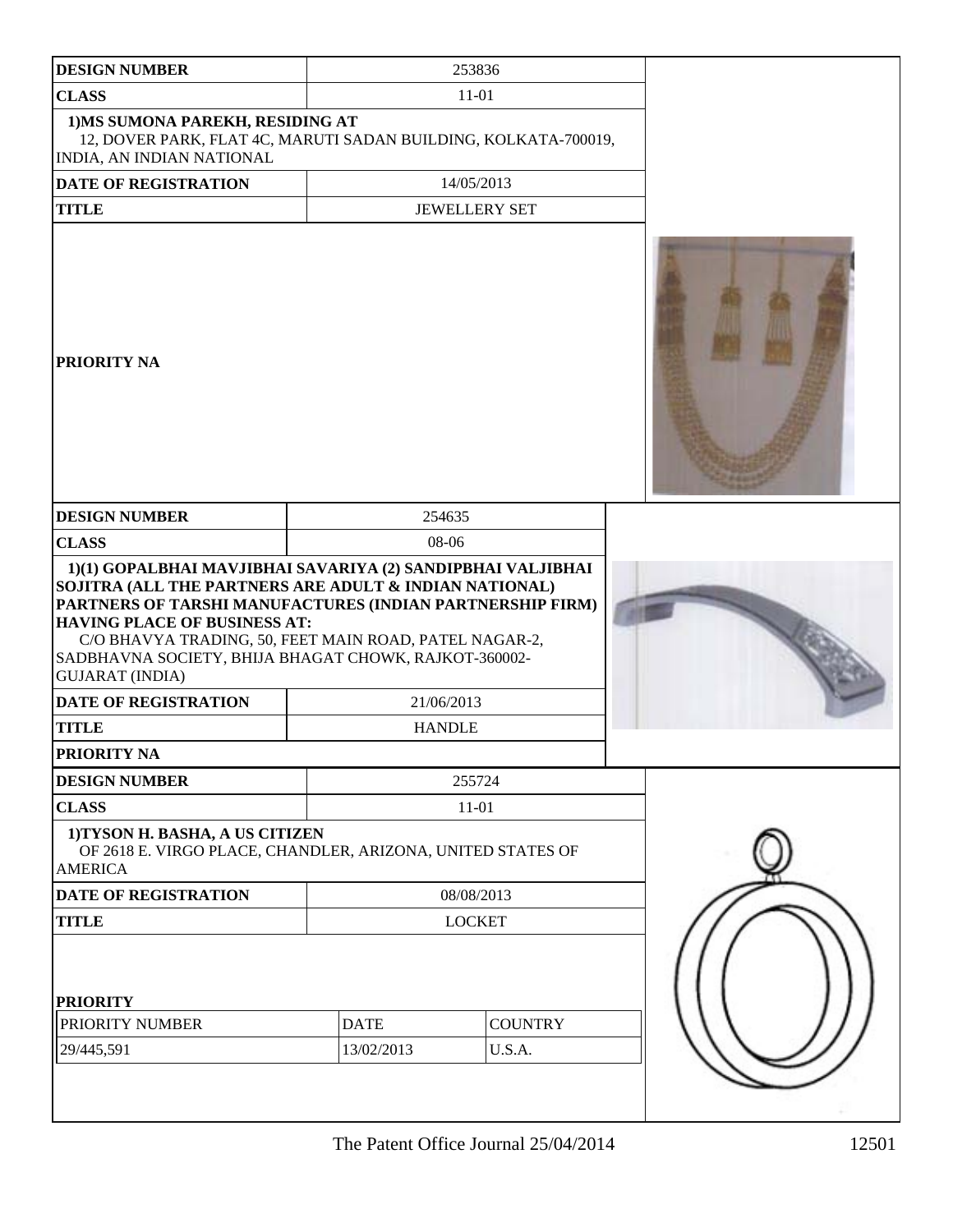| DESIGN NUMBER | 253836 |
| --- | --- |
| CLASS | 11-01 |
| 1)MS SUMONA PAREKH, RESIDING AT 12, DOVER PARK, FLAT 4C, MARUTI SADAN BUILDING, KOLKATA-700019, INDIA, AN INDIAN NATIONAL | |
| DATE OF REGISTRATION | 14/05/2013 |
| TITLE | JEWELLERY SET |
| PRIORITY NA | |

| DESIGN NUMBER | 254635 |
| --- | --- |
| CLASS | 08-06 |
| 1)(1) GOPALBHAI MAVJIBHAI SAVARIYA (2) SANDIPBHAI VALJIBHAI SOJITRA (ALL THE PARTNERS ARE ADULT & INDIAN NATIONAL) PARTNERS OF TARSHI MANUFACTURES (INDIAN PARTNERSHIP FIRM) HAVING PLACE OF BUSINESS AT: C/O BHAVYA TRADING, 50, FEET MAIN ROAD, PATEL NAGAR-2, SADBHAVNA SOCIETY, BHIJA BHAGAT CHOWK, RAJKOT-360002- GUJARAT (INDIA) | |
| DATE OF REGISTRATION | 21/06/2013 |
| TITLE | HANDLE |
| PRIORITY NA | |

| DESIGN NUMBER | 255724 | |
| --- | --- | --- |
| CLASS | 11-01 | |
| 1)TYSON H. BASHA, A US CITIZEN OF 2618 E. VIRGO PLACE, CHANDLER, ARIZONA, UNITED STATES OF AMERICA | | |
| DATE OF REGISTRATION | 08/08/2013 | |
| TITLE | LOCKET | |
| PRIORITY | | |
| PRIORITY NUMBER | DATE | COUNTRY |
| 29/445,591 | 13/02/2013 | U.S.A. |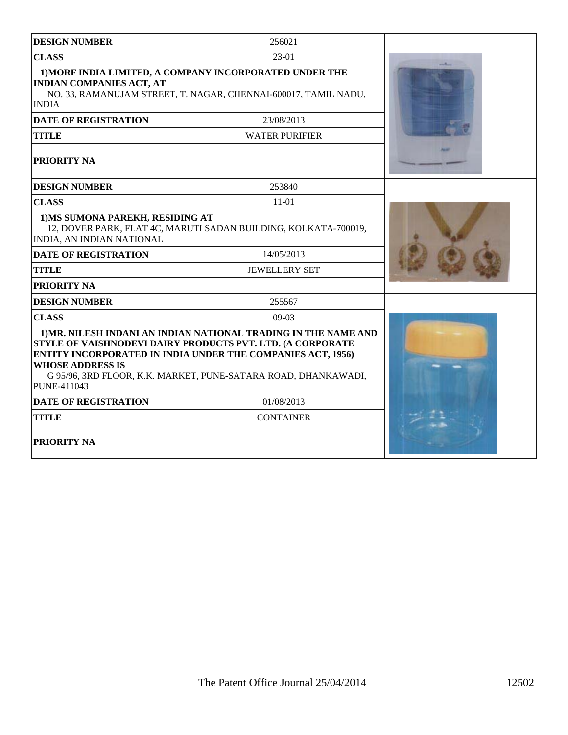| DESIGN NUMBER | 256021 |
|---|---|
| CLASS | 23-01 |
| 1)MORF INDIA LIMITED, A COMPANY INCORPORATED UNDER THE INDIAN COMPANIES ACT, AT NO. 33, RAMANUJAM STREET, T. NAGAR, CHENNAI-600017, TAMIL NADU, INDIA | |
| DATE OF REGISTRATION | 23/08/2013 |
| TITLE | WATER PURIFIER |
| PRIORITY NA | |

| DESIGN NUMBER | 253840 |
|---|---|
| CLASS | 11-01 |
| 1)MS SUMONA PAREKH, RESIDING AT 12, DOVER PARK, FLAT 4C, MARUTI SADAN BUILDING, KOLKATA-700019, INDIA, AN INDIAN NATIONAL | |
| DATE OF REGISTRATION | 14/05/2013 |
| TITLE | JEWELLERY SET |
| PRIORITY NA | |

| DESIGN NUMBER | 255567 |
|---|---|
| CLASS | 09-03 |
| 1)MR. NILESH INDANI AN INDIAN NATIONAL TRADING IN THE NAME AND STYLE OF VAISHNODEVI DAIRY PRODUCTS PVT. LTD. (A CORPORATE ENTITY INCORPORATED IN INDIA UNDER THE COMPANIES ACT, 1956) WHOSE ADDRESS IS G 95/96, 3RD FLOOR, K.K. MARKET, PUNE-SATARA ROAD, DHANKAWADI, PUNE-411043 | |
| DATE OF REGISTRATION | 01/08/2013 |
| TITLE | CONTAINER |
| PRIORITY NA | |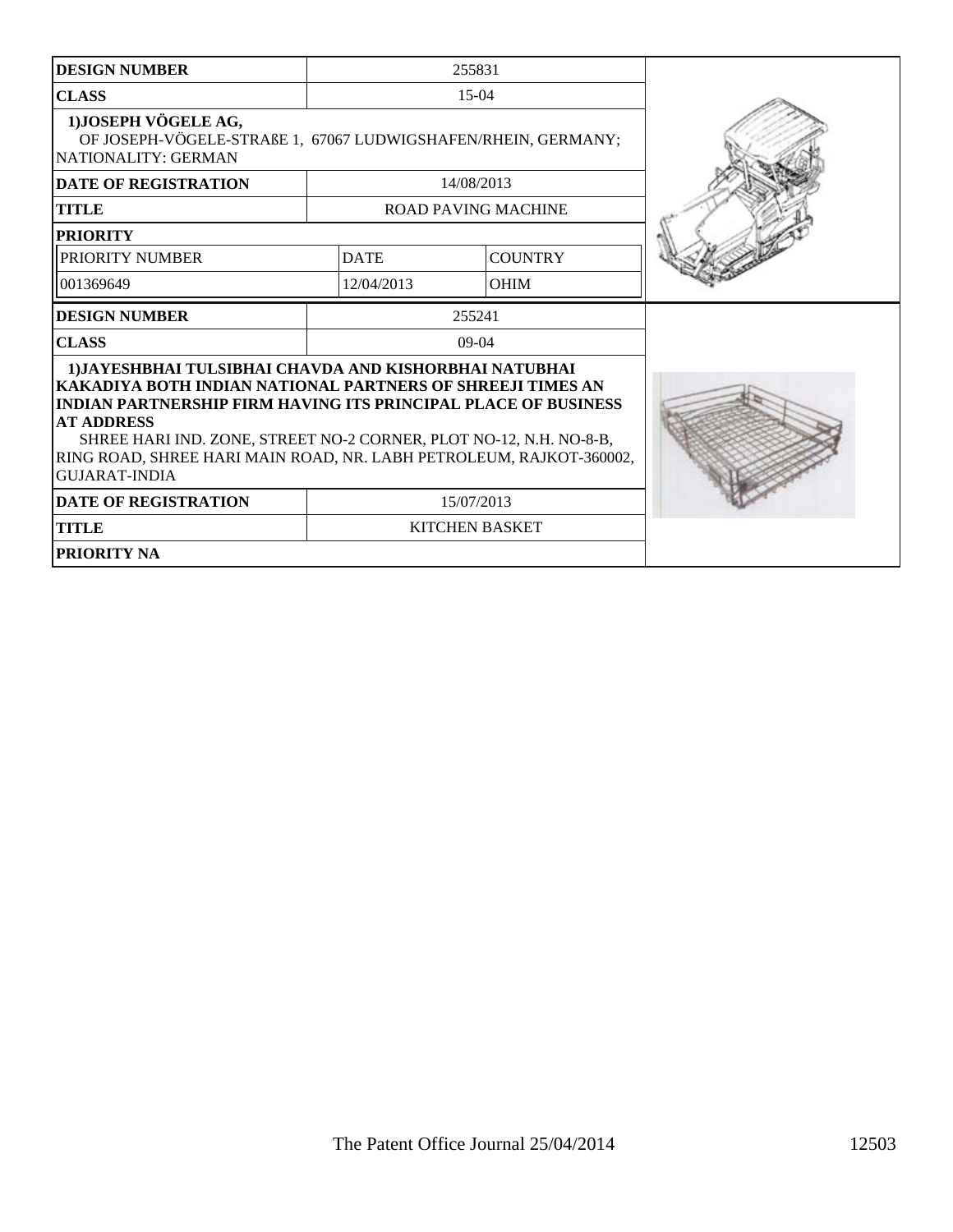| | | | |
|---|---|---|---|
| **DESIGN NUMBER** | 255831 | | |
| **CLASS** | 15-04 | | |
| **1)JOSEPH VÖGELE AG,** OF JOSEPH-VÖGELE-STRAßE 1, 67067 LUDWIGSHAFEN/RHEIN, GERMANY; NATIONALITY: GERMAN | | | |
| **DATE OF REGISTRATION** | 14/08/2013 | | |
| **TITLE** | ROAD PAVING MACHINE | | |
| **PRIORITY** | | | |
| PRIORITY NUMBER | DATE | COUNTRY | |
| 001369649 | 12/04/2013 | OHIM | |

| | | |
|---|---|---|
| **DESIGN NUMBER** | 255241 | |
| **CLASS** | 09-04 | |
| **1)JAYESHBHAI TULSIBHAI CHAVDA AND KISHORBHAI NATUBHAI KAKADIYA BOTH INDIAN NATIONAL PARTNERS OF SHREEJI TIMES AN INDIAN PARTNERSHIP FIRM HAVING ITS PRINCIPAL PLACE OF BUSINESS AT ADDRESS** SHREE HARI IND. ZONE, STREET NO-2 CORNER, PLOT NO-12, N.H. NO-8-B, RING ROAD, SHREE HARI MAIN ROAD, NR. LABH PETROLEUM, RAJKOT-360002, GUJARAT-INDIA | | |
| **DATE OF REGISTRATION** | 15/07/2013 | |
| **TITLE** | KITCHEN BASKET | |
| **PRIORITY NA** | | |